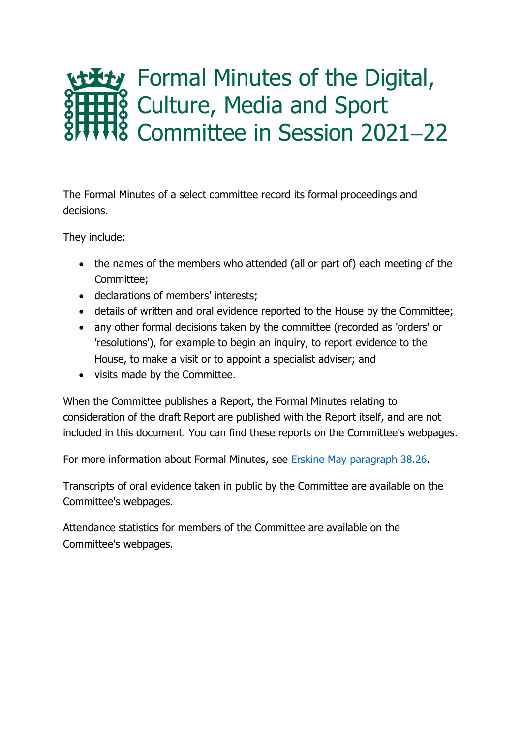# Formal Minutes of the Digital, Culture, Media and Sport Committee in Session 2021–22

The Formal Minutes of a select committee record its formal proceedings and decisions.

They include:

- the names of the members who attended (all or part of) each meeting of the Committee;
- declarations of members' interests;
- details of written and oral evidence reported to the House by the Committee;
- any other formal decisions taken by the committee (recorded as 'orders' or 'resolutions'), for example to begin an inquiry, to report evidence to the House, to make a visit or to appoint a specialist adviser; and
- visits made by the Committee.

When the Committee publishes a Report, the Formal Minutes relating to consideration of the draft Report are published with the Report itself, and are not included in this document. You can find these reports on the Committee's webpages.

For more information about Formal Minutes, see [Erskine May paragraph 38.26](https://erskinemay.parliament.uk/section/5168/).

Transcripts of oral evidence taken in public by the Committee are available on the Committee's webpages.

Attendance statistics for members of the Committee are available on the Committee's webpages.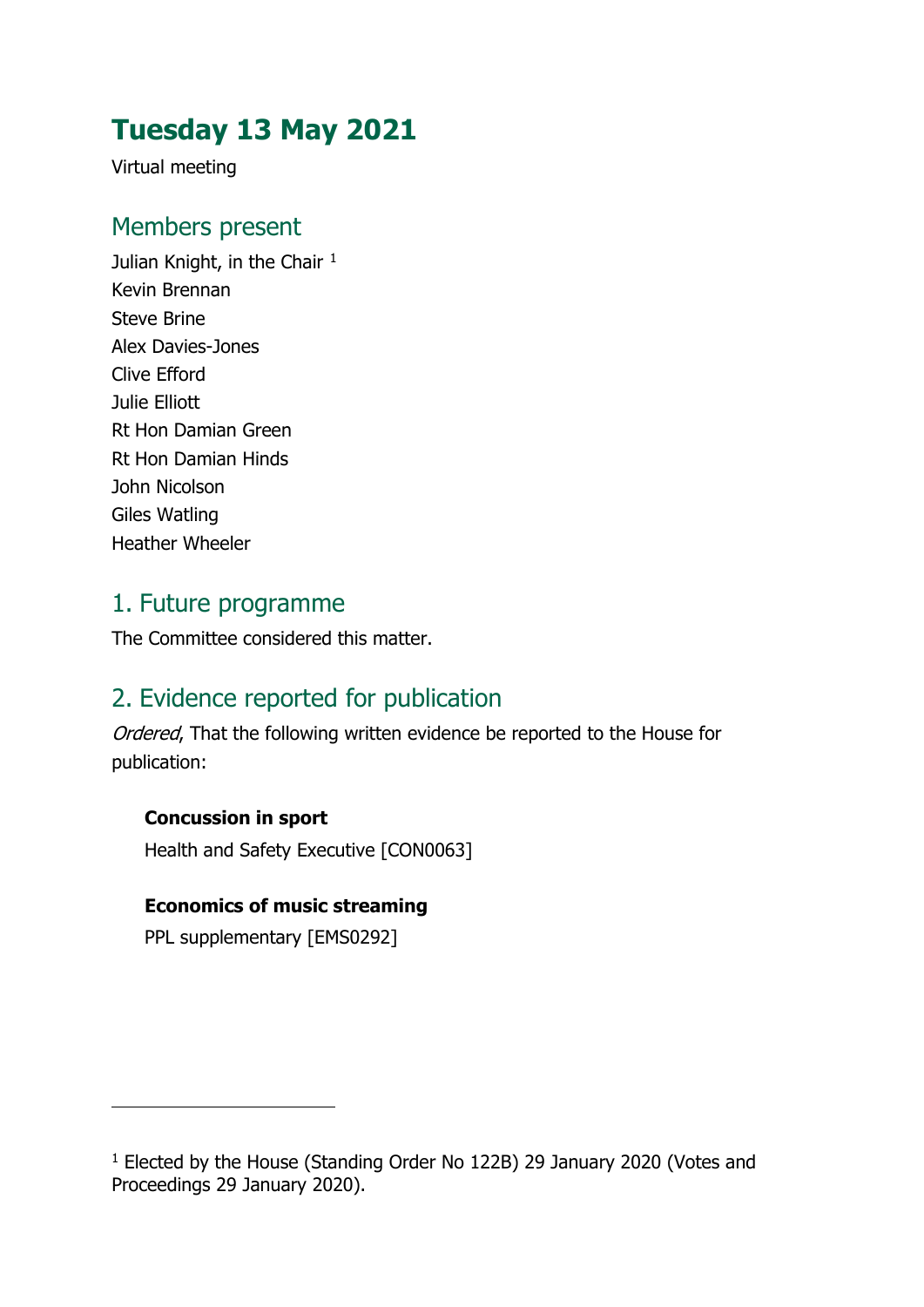# Tuesday 13 May 2021

Virtual meeting

## Members present

Julian Knight, in the Chair [1]
Kevin Brennan
Steve Brine
Alex Davies-Jones
Clive Efford
Julie Elliott
Rt Hon Damian Green
Rt Hon Damian Hinds
John Nicolson
Giles Watling
Heather Wheeler

## 1. Future programme

The Committee considered this matter.

## 2. Evidence reported for publication

*Ordered*, That the following written evidence be reported to the House for publication:

**Concussion in sport**

Health and Safety Executive [CON0063]

**Economics of music streaming**

PPL supplementary [EMS0292]

---

[1] Elected by the House (Standing Order No 122B) 29 January 2020 (Votes and Proceedings 29 January 2020).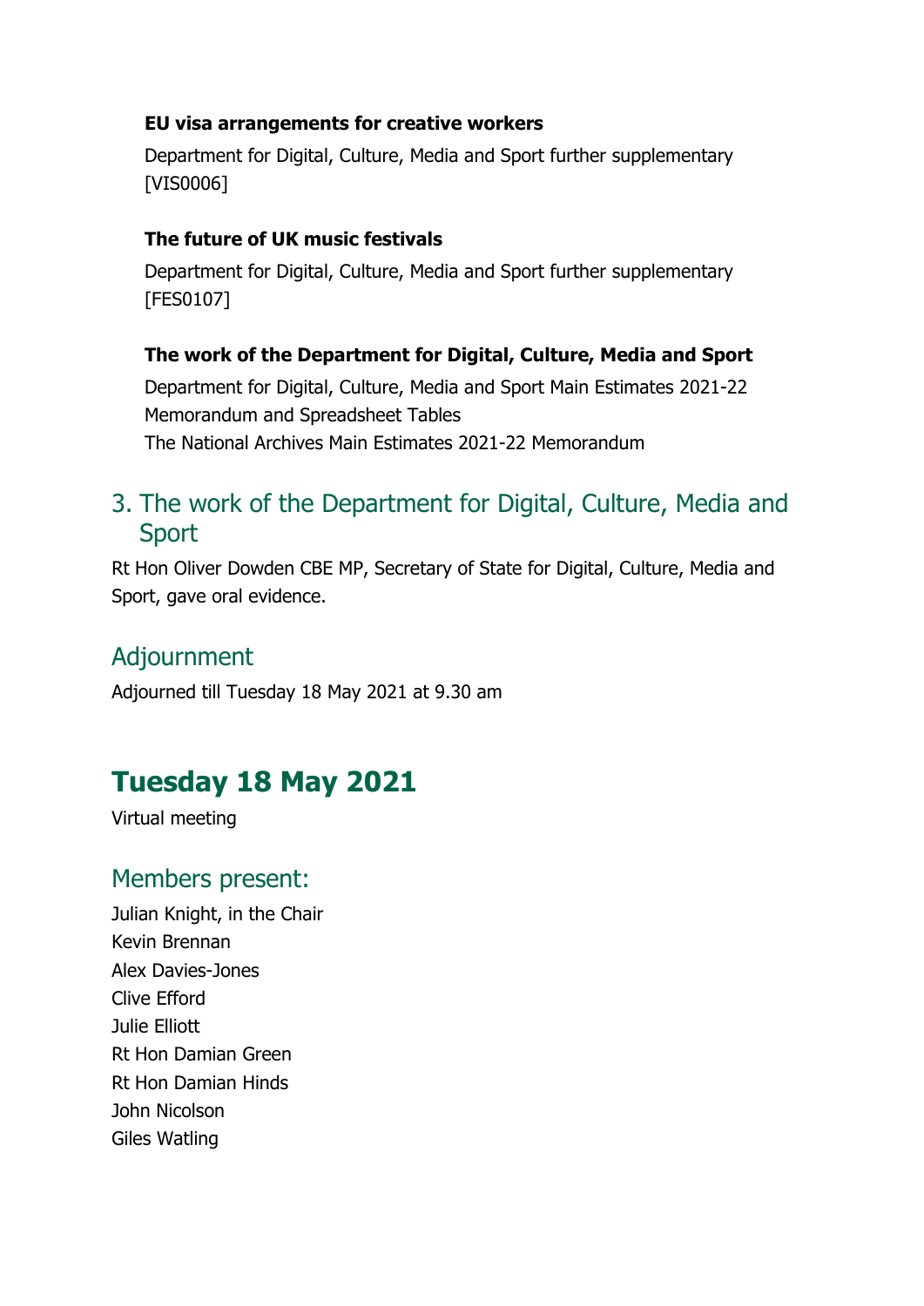**EU visa arrangements for creative workers**

Department for Digital, Culture, Media and Sport further supplementary [VIS0006]

**The future of UK music festivals**

Department for Digital, Culture, Media and Sport further supplementary [FES0107]

**The work of the Department for Digital, Culture, Media and Sport**

Department for Digital, Culture, Media and Sport Main Estimates 2021-22 Memorandum and Spreadsheet Tables
The National Archives Main Estimates 2021-22 Memorandum

## 3. The work of the Department for Digital, Culture, Media and Sport

Rt Hon Oliver Dowden CBE MP, Secretary of State for Digital, Culture, Media and Sport, gave oral evidence.

## Adjournment

Adjourned till Tuesday 18 May 2021 at 9.30 am

# Tuesday 18 May 2021

Virtual meeting

## Members present:

Julian Knight, in the Chair
Kevin Brennan
Alex Davies-Jones
Clive Efford
Julie Elliott
Rt Hon Damian Green
Rt Hon Damian Hinds
John Nicolson
Giles Watling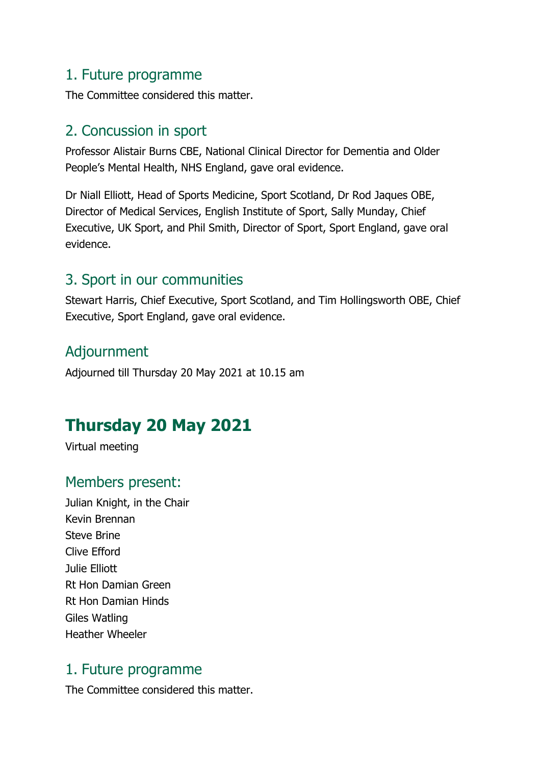## 1. Future programme

The Committee considered this matter.

## 2. Concussion in sport

Professor Alistair Burns CBE, National Clinical Director for Dementia and Older People's Mental Health, NHS England, gave oral evidence.

Dr Niall Elliott, Head of Sports Medicine, Sport Scotland, Dr Rod Jaques OBE, Director of Medical Services, English Institute of Sport, Sally Munday, Chief Executive, UK Sport, and Phil Smith, Director of Sport, Sport England, gave oral evidence.

## 3. Sport in our communities

Stewart Harris, Chief Executive, Sport Scotland, and Tim Hollingsworth OBE, Chief Executive, Sport England, gave oral evidence.

## Adjournment

Adjourned till Thursday 20 May 2021 at 10.15 am

# Thursday 20 May 2021

Virtual meeting

## Members present:

Julian Knight, in the Chair
Kevin Brennan
Steve Brine
Clive Efford
Julie Elliott
Rt Hon Damian Green
Rt Hon Damian Hinds
Giles Watling
Heather Wheeler

## 1. Future programme

The Committee considered this matter.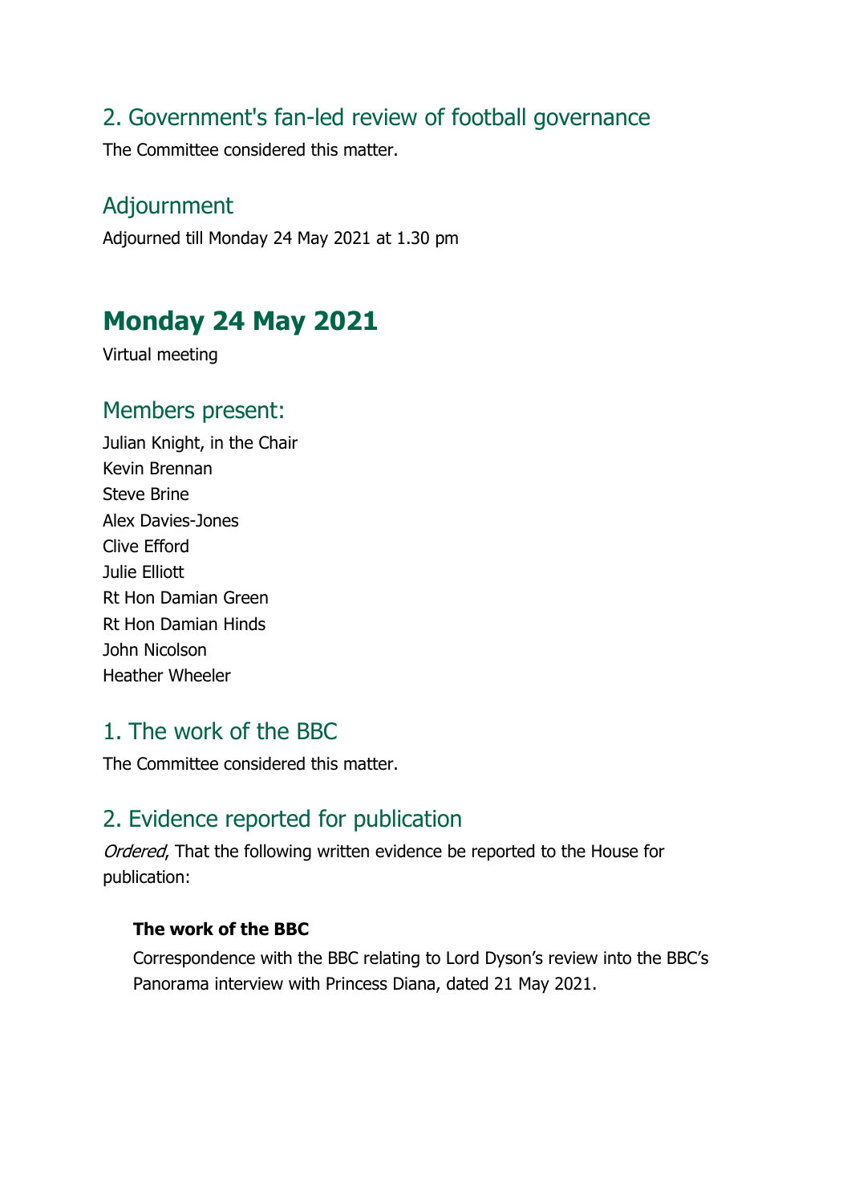## 2. Government's fan-led review of football governance

The Committee considered this matter.

## Adjournment

Adjourned till Monday 24 May 2021 at 1.30 pm

# Monday 24 May 2021

Virtual meeting

## Members present:

Julian Knight, in the Chair
Kevin Brennan
Steve Brine
Alex Davies-Jones
Clive Efford
Julie Elliott
Rt Hon Damian Green
Rt Hon Damian Hinds
John Nicolson
Heather Wheeler

## 1. The work of the BBC

The Committee considered this matter.

## 2. Evidence reported for publication

*Ordered*, That the following written evidence be reported to the House for publication:

**The work of the BBC**

Correspondence with the BBC relating to Lord Dyson's review into the BBC's Panorama interview with Princess Diana, dated 21 May 2021.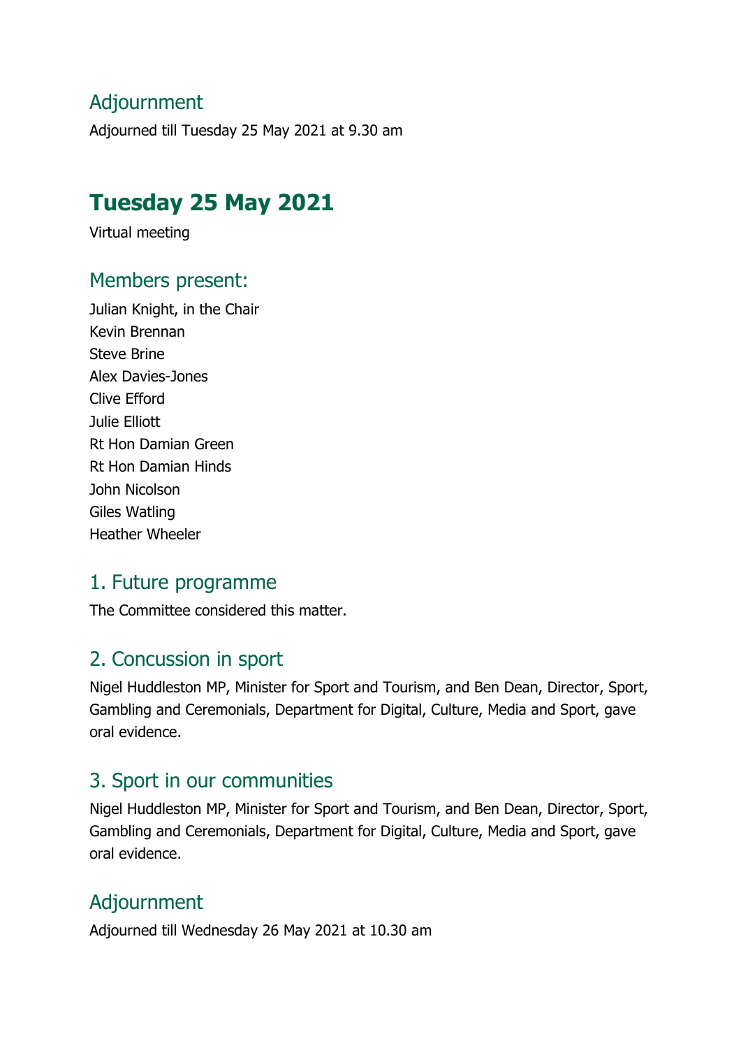## Adjournment

Adjourned till Tuesday 25 May 2021 at 9.30 am

# Tuesday 25 May 2021

Virtual meeting

## Members present:

Julian Knight, in the Chair
Kevin Brennan
Steve Brine
Alex Davies-Jones
Clive Efford
Julie Elliott
Rt Hon Damian Green
Rt Hon Damian Hinds
John Nicolson
Giles Watling
Heather Wheeler

## 1. Future programme

The Committee considered this matter.

## 2. Concussion in sport

Nigel Huddleston MP, Minister for Sport and Tourism, and Ben Dean, Director, Sport, Gambling and Ceremonials, Department for Digital, Culture, Media and Sport, gave oral evidence.

## 3. Sport in our communities

Nigel Huddleston MP, Minister for Sport and Tourism, and Ben Dean, Director, Sport, Gambling and Ceremonials, Department for Digital, Culture, Media and Sport, gave oral evidence.

## Adjournment

Adjourned till Wednesday 26 May 2021 at 10.30 am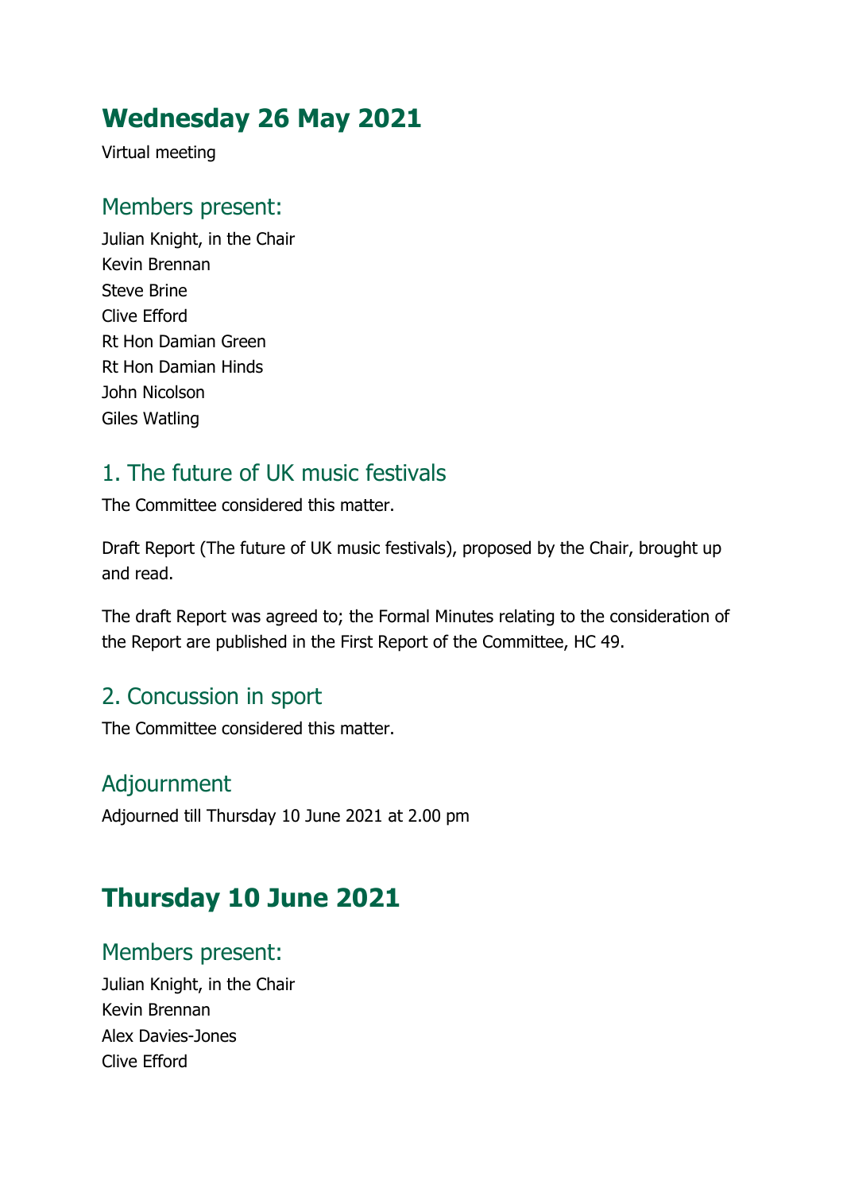# Wednesday 26 May 2021

Virtual meeting

## Members present:

Julian Knight, in the Chair
Kevin Brennan
Steve Brine
Clive Efford
Rt Hon Damian Green
Rt Hon Damian Hinds
John Nicolson
Giles Watling

## 1. The future of UK music festivals

The Committee considered this matter.

Draft Report (The future of UK music festivals), proposed by the Chair, brought up and read.

The draft Report was agreed to; the Formal Minutes relating to the consideration of the Report are published in the First Report of the Committee, HC 49.

## 2. Concussion in sport

The Committee considered this matter.

## Adjournment

Adjourned till Thursday 10 June 2021 at 2.00 pm

# Thursday 10 June 2021

## Members present:

Julian Knight, in the Chair
Kevin Brennan
Alex Davies-Jones
Clive Efford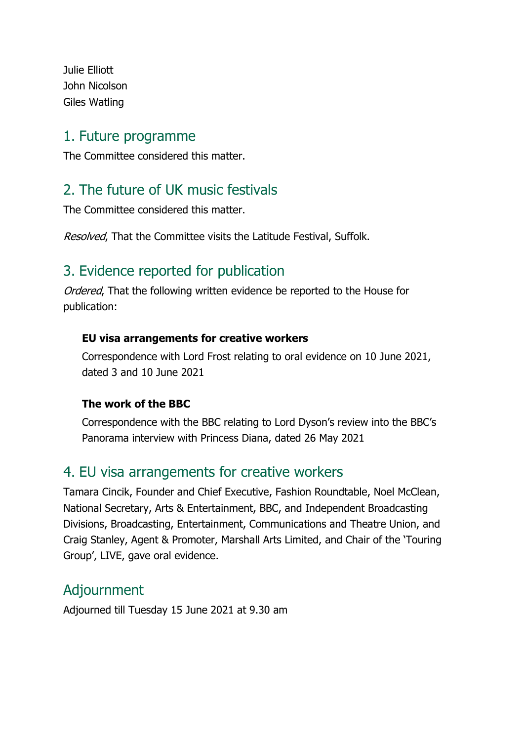Julie Elliott
John Nicolson
Giles Watling

## 1. Future programme

The Committee considered this matter.

## 2. The future of UK music festivals

The Committee considered this matter.

*Resolved*, That the Committee visits the Latitude Festival, Suffolk.

## 3. Evidence reported for publication

*Ordered*, That the following written evidence be reported to the House for publication:

**EU visa arrangements for creative workers**

Correspondence with Lord Frost relating to oral evidence on 10 June 2021, dated 3 and 10 June 2021

**The work of the BBC**

Correspondence with the BBC relating to Lord Dyson's review into the BBC's Panorama interview with Princess Diana, dated 26 May 2021

## 4. EU visa arrangements for creative workers

Tamara Cincik, Founder and Chief Executive, Fashion Roundtable, Noel McClean, National Secretary, Arts & Entertainment, BBC, and Independent Broadcasting Divisions, Broadcasting, Entertainment, Communications and Theatre Union, and Craig Stanley, Agent & Promoter, Marshall Arts Limited, and Chair of the 'Touring Group', LIVE, gave oral evidence.

## Adjournment

Adjourned till Tuesday 15 June 2021 at 9.30 am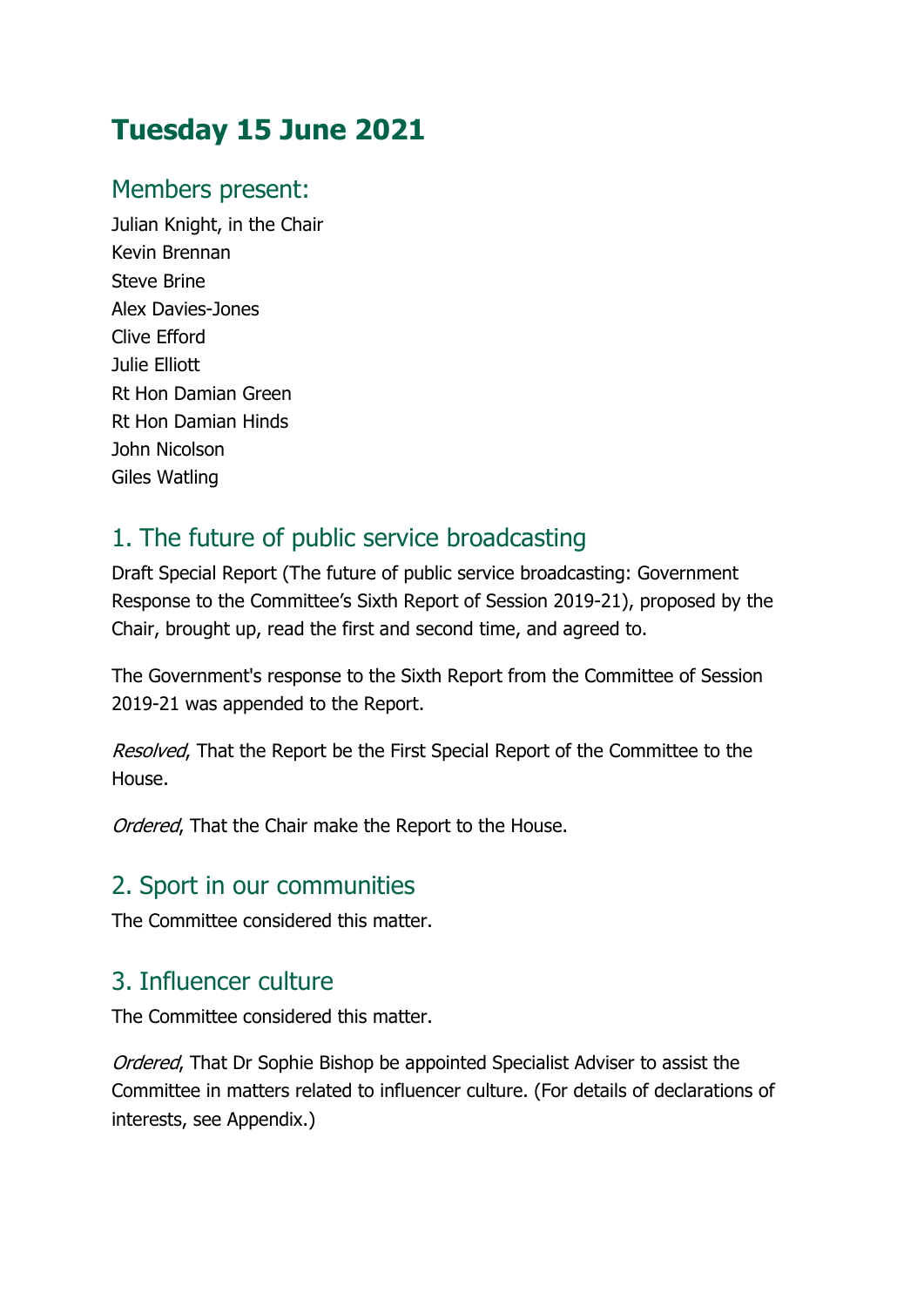# Tuesday 15 June 2021

## Members present:

Julian Knight, in the Chair
Kevin Brennan
Steve Brine
Alex Davies-Jones
Clive Efford
Julie Elliott
Rt Hon Damian Green
Rt Hon Damian Hinds
John Nicolson
Giles Watling

## 1. The future of public service broadcasting

Draft Special Report (The future of public service broadcasting: Government Response to the Committee's Sixth Report of Session 2019-21), proposed by the Chair, brought up, read the first and second time, and agreed to.

The Government's response to the Sixth Report from the Committee of Session 2019-21 was appended to the Report.

*Resolved*, That the Report be the First Special Report of the Committee to the House.

*Ordered*, That the Chair make the Report to the House.

## 2. Sport in our communities

The Committee considered this matter.

## 3. Influencer culture

The Committee considered this matter.

*Ordered*, That Dr Sophie Bishop be appointed Specialist Adviser to assist the Committee in matters related to influencer culture. (For details of declarations of interests, see Appendix.)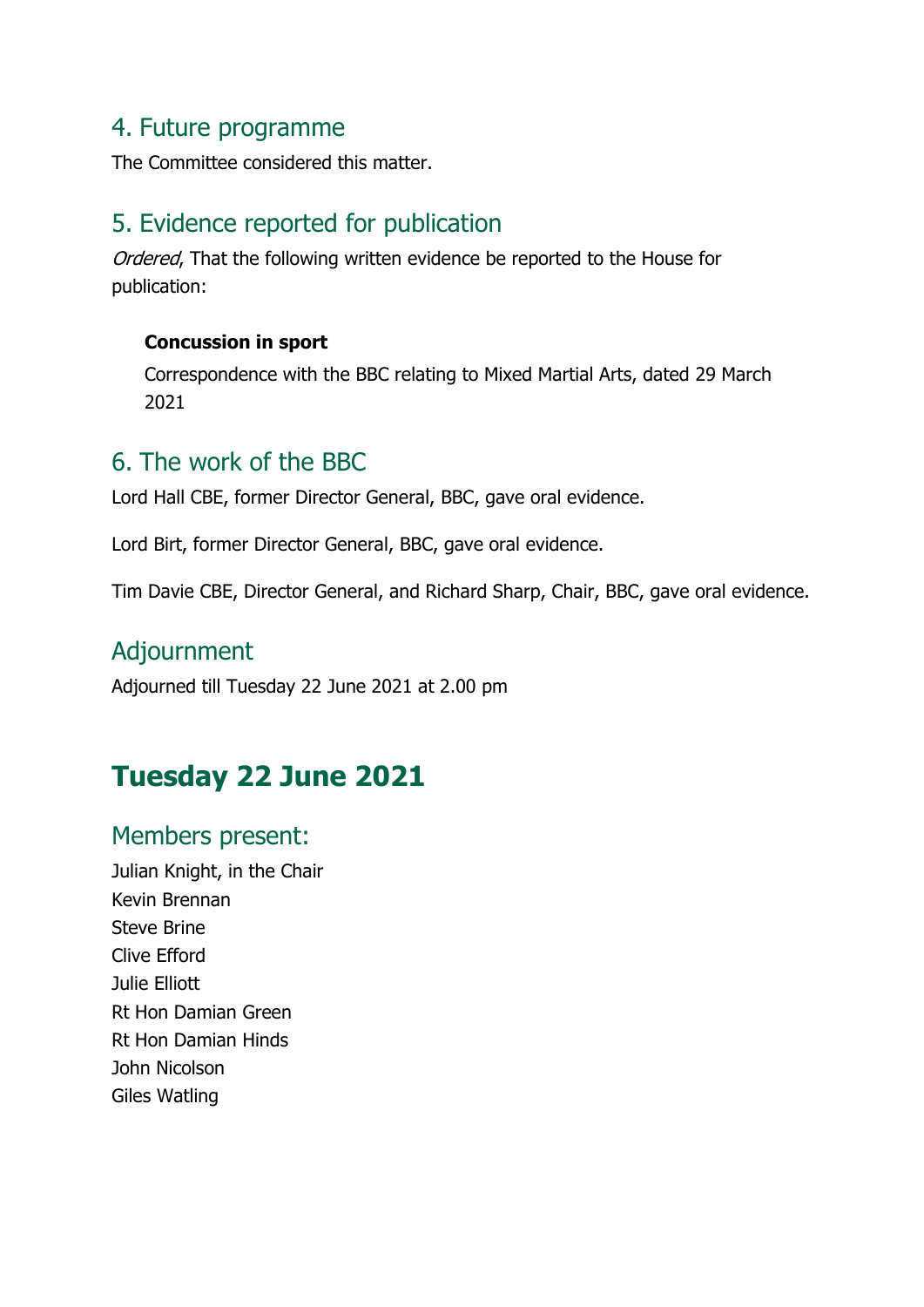## 4. Future programme

The Committee considered this matter.

## 5. Evidence reported for publication

*Ordered*, That the following written evidence be reported to the House for publication:

> **Concussion in sport**
>
> Correspondence with the BBC relating to Mixed Martial Arts, dated 29 March 2021

## 6. The work of the BBC

Lord Hall CBE, former Director General, BBC, gave oral evidence.

Lord Birt, former Director General, BBC, gave oral evidence.

Tim Davie CBE, Director General, and Richard Sharp, Chair, BBC, gave oral evidence.

## Adjournment

Adjourned till Tuesday 22 June 2021 at 2.00 pm

# Tuesday 22 June 2021

## Members present:

Julian Knight, in the Chair
Kevin Brennan
Steve Brine
Clive Efford
Julie Elliott
Rt Hon Damian Green
Rt Hon Damian Hinds
John Nicolson
Giles Watling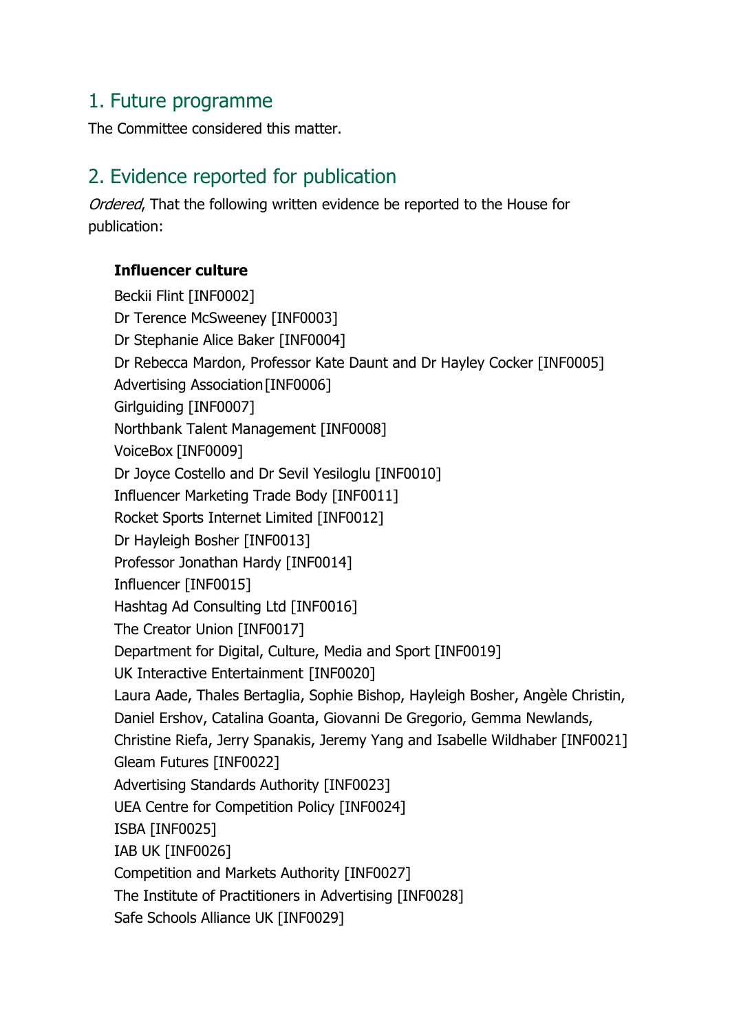## 1. Future programme

The Committee considered this matter.

## 2. Evidence reported for publication

*Ordered*, That the following written evidence be reported to the House for publication:

**Influencer culture**

Beckii Flint [INF0002]
Dr Terence McSweeney [INF0003]
Dr Stephanie Alice Baker [INF0004]
Dr Rebecca Mardon, Professor Kate Daunt and Dr Hayley Cocker [INF0005]
Advertising Association [INF0006]
Girlguiding [INF0007]
Northbank Talent Management [INF0008]
VoiceBox [INF0009]
Dr Joyce Costello and Dr Sevil Yesiloglu [INF0010]
Influencer Marketing Trade Body [INF0011]
Rocket Sports Internet Limited [INF0012]
Dr Hayleigh Bosher [INF0013]
Professor Jonathan Hardy [INF0014]
Influencer [INF0015]
Hashtag Ad Consulting Ltd [INF0016]
The Creator Union [INF0017]
Department for Digital, Culture, Media and Sport [INF0019]
UK Interactive Entertainment [INF0020]
Laura Aade, Thales Bertaglia, Sophie Bishop, Hayleigh Bosher, Angèle Christin, Daniel Ershov, Catalina Goanta, Giovanni De Gregorio, Gemma Newlands, Christine Riefa, Jerry Spanakis, Jeremy Yang and Isabelle Wildhaber [INF0021]
Gleam Futures [INF0022]
Advertising Standards Authority [INF0023]
UEA Centre for Competition Policy [INF0024]
ISBA [INF0025]
IAB UK [INF0026]
Competition and Markets Authority [INF0027]
The Institute of Practitioners in Advertising [INF0028]
Safe Schools Alliance UK [INF0029]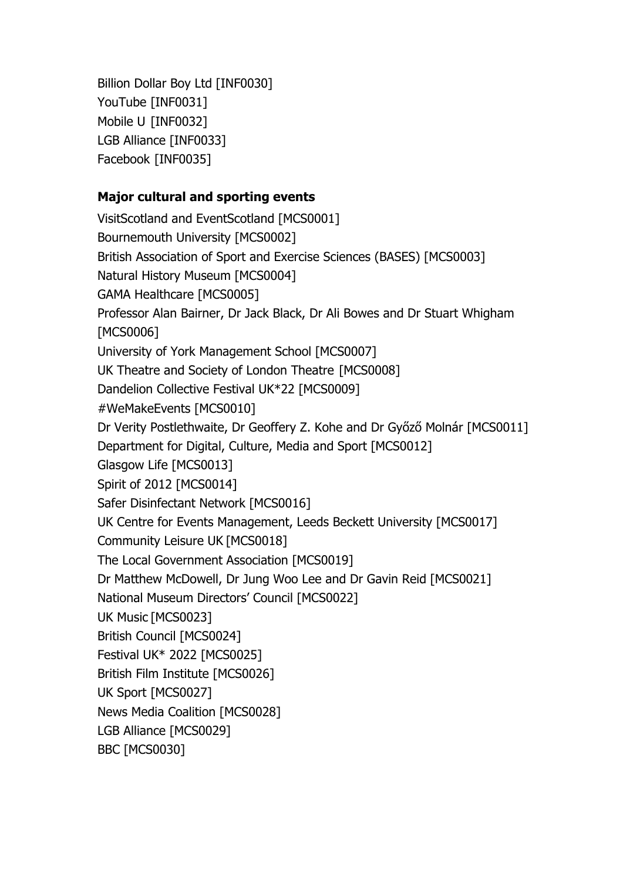Billion Dollar Boy Ltd [INF0030]
YouTube [INF0031]
Mobile U [INF0032]
LGB Alliance [INF0033]
Facebook [INF0035]

**Major cultural and sporting events**

VisitScotland and EventScotland [MCS0001]
Bournemouth University [MCS0002]
British Association of Sport and Exercise Sciences (BASES) [MCS0003]
Natural History Museum [MCS0004]
GAMA Healthcare [MCS0005]
Professor Alan Bairner, Dr Jack Black, Dr Ali Bowes and Dr Stuart Whigham [MCS0006]
University of York Management School [MCS0007]
UK Theatre and Society of London Theatre [MCS0008]
Dandelion Collective Festival UK*22 [MCS0009]
#WeMakeEvents [MCS0010]
Dr Verity Postlethwaite, Dr Geoffery Z. Kohe and Dr Győző Molnár [MCS0011]
Department for Digital, Culture, Media and Sport [MCS0012]
Glasgow Life [MCS0013]
Spirit of 2012 [MCS0014]
Safer Disinfectant Network [MCS0016]
UK Centre for Events Management, Leeds Beckett University [MCS0017]
Community Leisure UK [MCS0018]
The Local Government Association [MCS0019]
Dr Matthew McDowell, Dr Jung Woo Lee and Dr Gavin Reid [MCS0021]
National Museum Directors' Council [MCS0022]
UK Music [MCS0023]
British Council [MCS0024]
Festival UK* 2022 [MCS0025]
British Film Institute [MCS0026]
UK Sport [MCS0027]
News Media Coalition [MCS0028]
LGB Alliance [MCS0029]
BBC [MCS0030]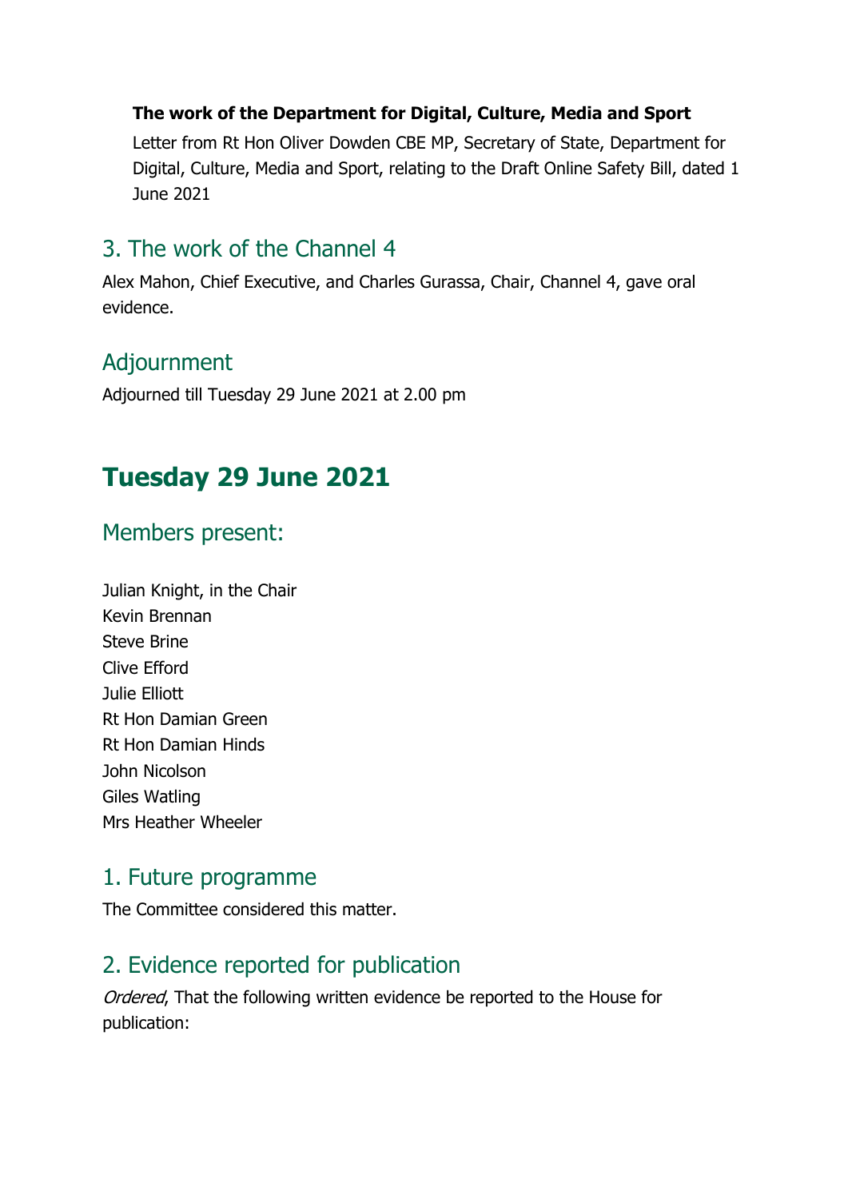**The work of the Department for Digital, Culture, Media and Sport**

Letter from Rt Hon Oliver Dowden CBE MP, Secretary of State, Department for Digital, Culture, Media and Sport, relating to the Draft Online Safety Bill, dated 1 June 2021

## 3. The work of the Channel 4

Alex Mahon, Chief Executive, and Charles Gurassa, Chair, Channel 4, gave oral evidence.

## Adjournment

Adjourned till Tuesday 29 June 2021 at 2.00 pm

# Tuesday 29 June 2021

## Members present:

Julian Knight, in the Chair
Kevin Brennan
Steve Brine
Clive Efford
Julie Elliott
Rt Hon Damian Green
Rt Hon Damian Hinds
John Nicolson
Giles Watling
Mrs Heather Wheeler

## 1. Future programme

The Committee considered this matter.

## 2. Evidence reported for publication

*Ordered*, That the following written evidence be reported to the House for publication: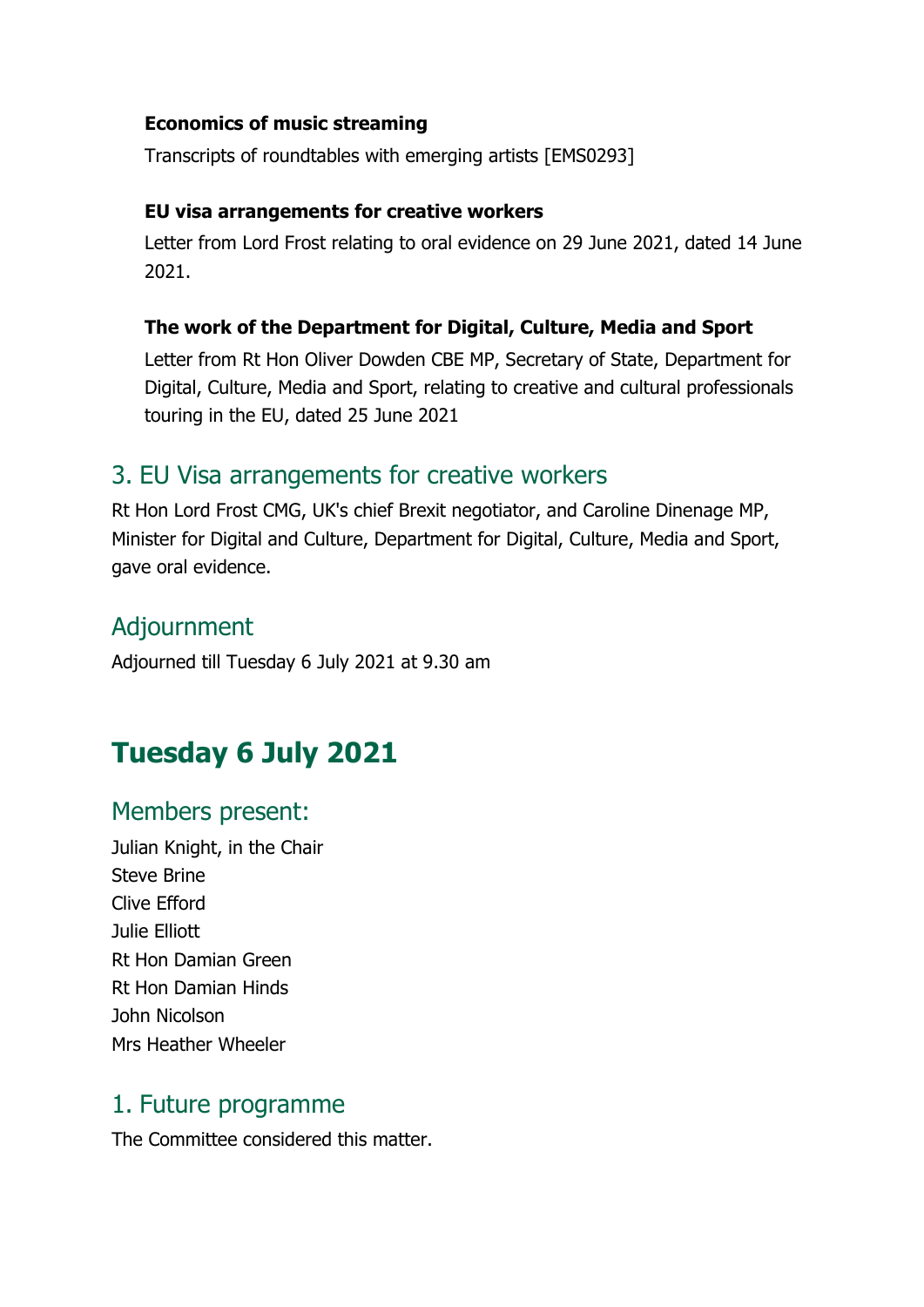**Economics of music streaming**

Transcripts of roundtables with emerging artists [EMS0293]

**EU visa arrangements for creative workers**

Letter from Lord Frost relating to oral evidence on 29 June 2021, dated 14 June 2021.

**The work of the Department for Digital, Culture, Media and Sport**

Letter from Rt Hon Oliver Dowden CBE MP, Secretary of State, Department for Digital, Culture, Media and Sport, relating to creative and cultural professionals touring in the EU, dated 25 June 2021

## 3. EU Visa arrangements for creative workers

Rt Hon Lord Frost CMG, UK's chief Brexit negotiator, and Caroline Dinenage MP, Minister for Digital and Culture, Department for Digital, Culture, Media and Sport, gave oral evidence.

## Adjournment

Adjourned till Tuesday 6 July 2021 at 9.30 am

# Tuesday 6 July 2021

## Members present:

Julian Knight, in the Chair
Steve Brine
Clive Efford
Julie Elliott
Rt Hon Damian Green
Rt Hon Damian Hinds
John Nicolson
Mrs Heather Wheeler

## 1. Future programme

The Committee considered this matter.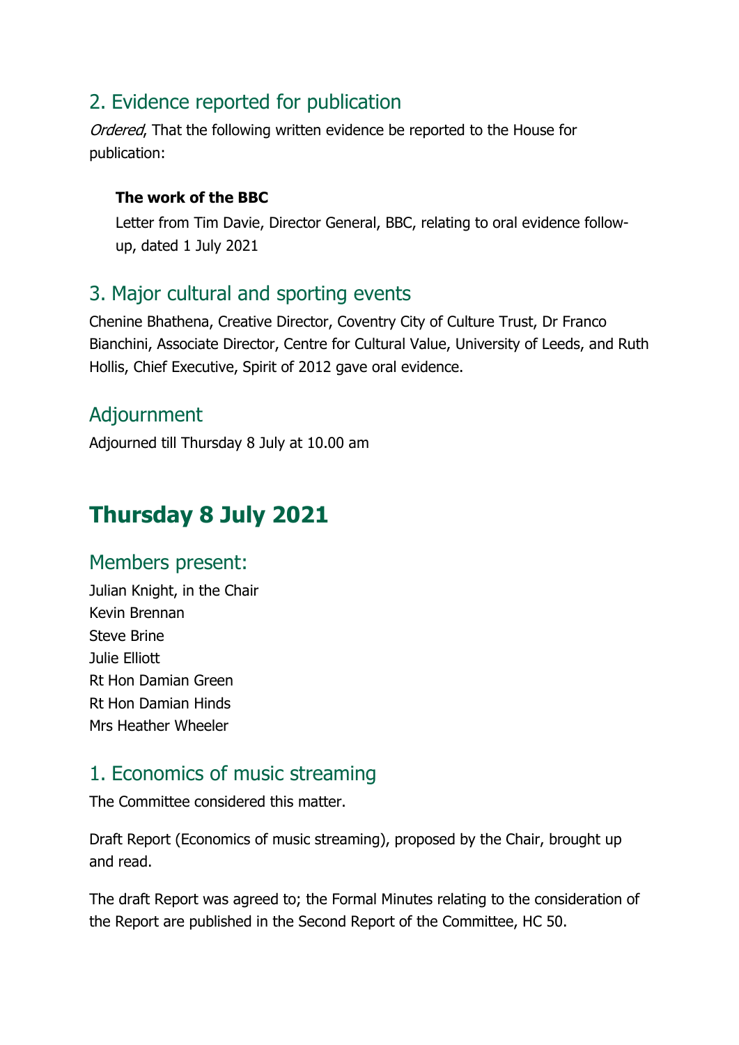## 2. Evidence reported for publication

*Ordered*, That the following written evidence be reported to the House for publication:

**The work of the BBC**

Letter from Tim Davie, Director General, BBC, relating to oral evidence follow-up, dated 1 July 2021

## 3. Major cultural and sporting events

Chenine Bhathena, Creative Director, Coventry City of Culture Trust, Dr Franco Bianchini, Associate Director, Centre for Cultural Value, University of Leeds, and Ruth Hollis, Chief Executive, Spirit of 2012 gave oral evidence.

## Adjournment

Adjourned till Thursday 8 July at 10.00 am

# Thursday 8 July 2021

## Members present:

Julian Knight, in the Chair
Kevin Brennan
Steve Brine
Julie Elliott
Rt Hon Damian Green
Rt Hon Damian Hinds
Mrs Heather Wheeler

## 1. Economics of music streaming

The Committee considered this matter.

Draft Report (Economics of music streaming), proposed by the Chair, brought up and read.

The draft Report was agreed to; the Formal Minutes relating to the consideration of the Report are published in the Second Report of the Committee, HC 50.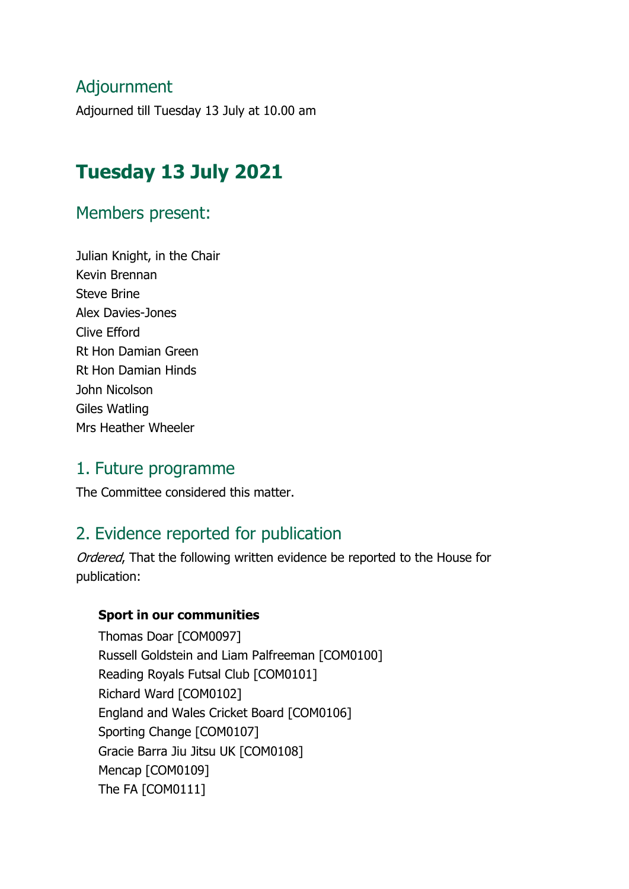## Adjournment

Adjourned till Tuesday 13 July at 10.00 am

# Tuesday 13 July 2021

## Members present:

Julian Knight, in the Chair
Kevin Brennan
Steve Brine
Alex Davies-Jones
Clive Efford
Rt Hon Damian Green
Rt Hon Damian Hinds
John Nicolson
Giles Watling
Mrs Heather Wheeler

## 1. Future programme

The Committee considered this matter.

## 2. Evidence reported for publication

*Ordered*, That the following written evidence be reported to the House for publication:

**Sport in our communities**

Thomas Doar [COM0097]
Russell Goldstein and Liam Palfreeman [COM0100]
Reading Royals Futsal Club [COM0101]
Richard Ward [COM0102]
England and Wales Cricket Board [COM0106]
Sporting Change [COM0107]
Gracie Barra Jiu Jitsu UK [COM0108]
Mencap [COM0109]
The FA [COM0111]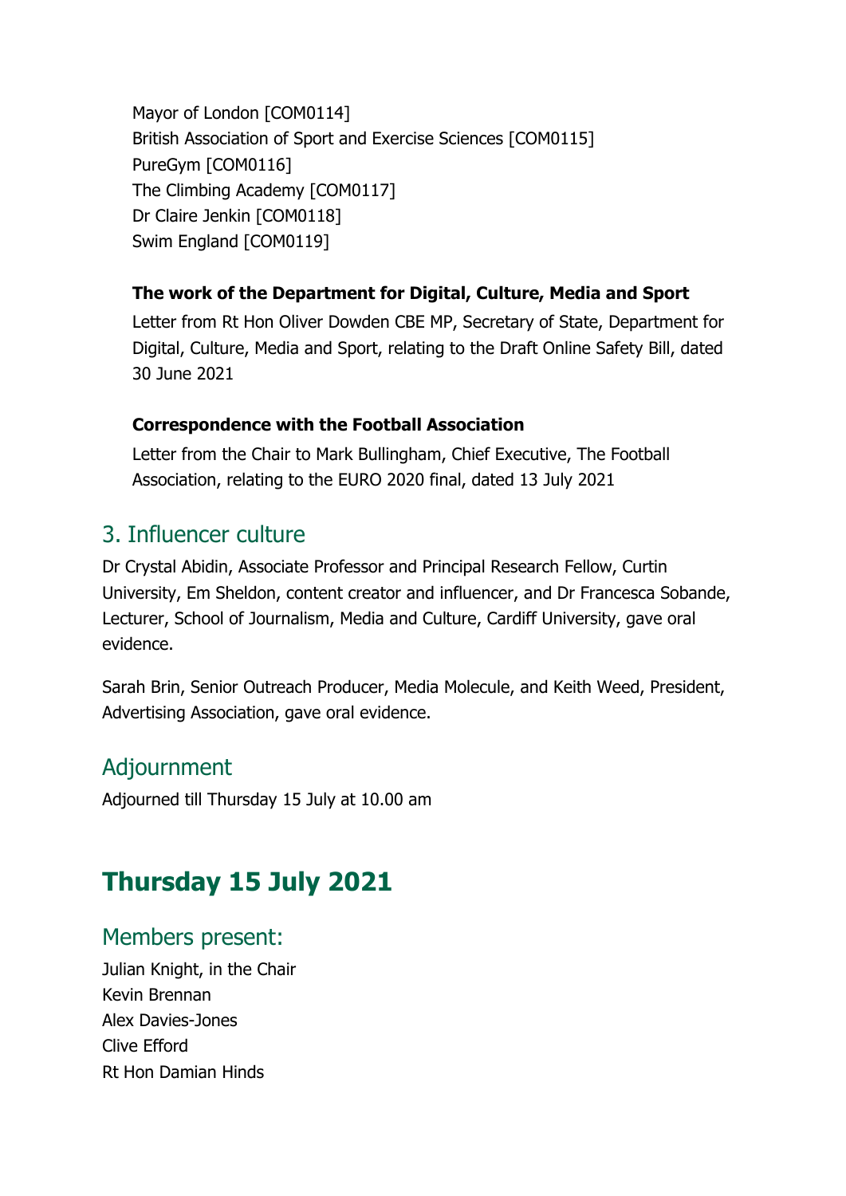Mayor of London [COM0114]
British Association of Sport and Exercise Sciences [COM0115]
PureGym [COM0116]
The Climbing Academy [COM0117]
Dr Claire Jenkin [COM0118]
Swim England [COM0119]

**The work of the Department for Digital, Culture, Media and Sport**

Letter from Rt Hon Oliver Dowden CBE MP, Secretary of State, Department for Digital, Culture, Media and Sport, relating to the Draft Online Safety Bill, dated 30 June 2021

**Correspondence with the Football Association**

Letter from the Chair to Mark Bullingham, Chief Executive, The Football Association, relating to the EURO 2020 final, dated 13 July 2021

## 3. Influencer culture

Dr Crystal Abidin, Associate Professor and Principal Research Fellow, Curtin University, Em Sheldon, content creator and influencer, and Dr Francesca Sobande, Lecturer, School of Journalism, Media and Culture, Cardiff University, gave oral evidence.

Sarah Brin, Senior Outreach Producer, Media Molecule, and Keith Weed, President, Advertising Association, gave oral evidence.

## Adjournment

Adjourned till Thursday 15 July at 10.00 am

# Thursday 15 July 2021

## Members present:

Julian Knight, in the Chair
Kevin Brennan
Alex Davies-Jones
Clive Efford
Rt Hon Damian Hinds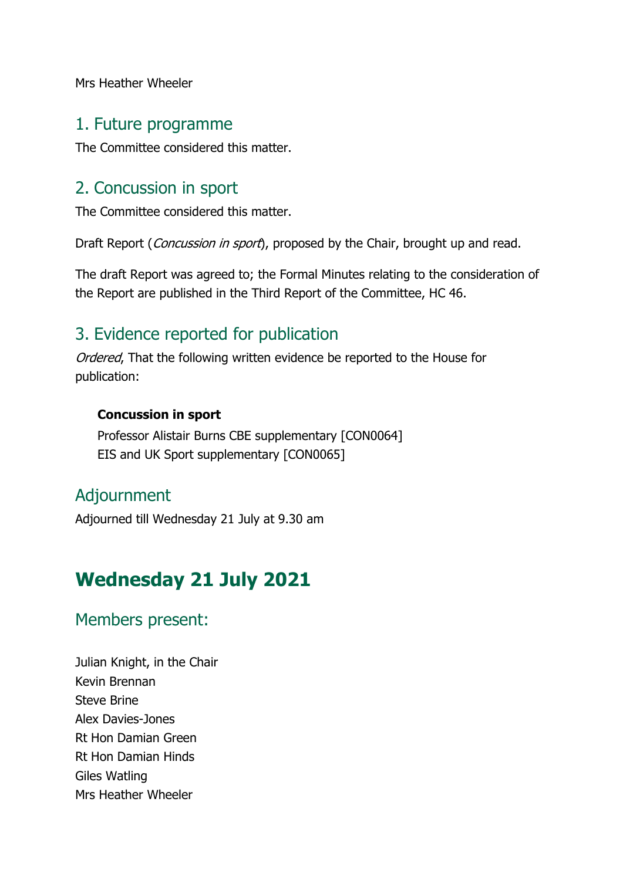Mrs Heather Wheeler

## 1. Future programme

The Committee considered this matter.

## 2. Concussion in sport

The Committee considered this matter.

Draft Report (*Concussion in sport*), proposed by the Chair, brought up and read.

The draft Report was agreed to; the Formal Minutes relating to the consideration of the Report are published in the Third Report of the Committee, HC 46.

## 3. Evidence reported for publication

*Ordered*, That the following written evidence be reported to the House for publication:

**Concussion in sport**
Professor Alistair Burns CBE supplementary [CON0064]
EIS and UK Sport supplementary [CON0065]

## Adjournment

Adjourned till Wednesday 21 July at 9.30 am

# Wednesday 21 July 2021

## Members present:

Julian Knight, in the Chair
Kevin Brennan
Steve Brine
Alex Davies-Jones
Rt Hon Damian Green
Rt Hon Damian Hinds
Giles Watling
Mrs Heather Wheeler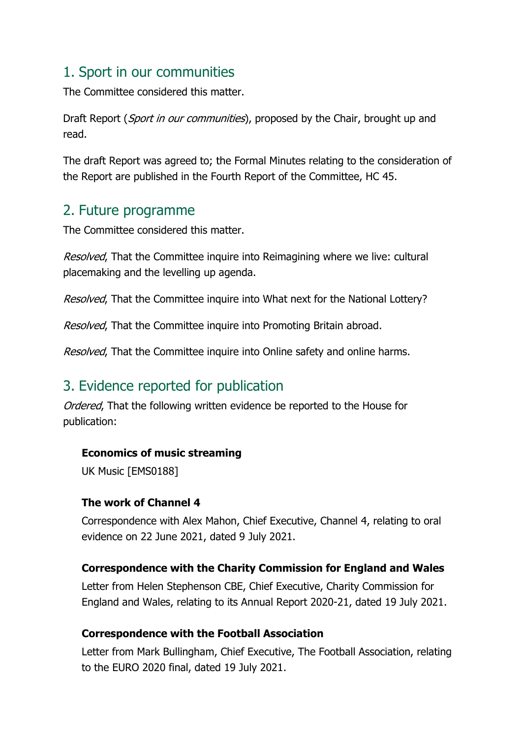## 1. Sport in our communities

The Committee considered this matter.

Draft Report (*Sport in our communities*), proposed by the Chair, brought up and read.

The draft Report was agreed to; the Formal Minutes relating to the consideration of the Report are published in the Fourth Report of the Committee, HC 45.

## 2. Future programme

The Committee considered this matter.

*Resolved*, That the Committee inquire into Reimagining where we live: cultural placemaking and the levelling up agenda.

*Resolved*, That the Committee inquire into What next for the National Lottery?

*Resolved*, That the Committee inquire into Promoting Britain abroad.

*Resolved*, That the Committee inquire into Online safety and online harms.

## 3. Evidence reported for publication

*Ordered*, That the following written evidence be reported to the House for publication:

**Economics of music streaming**

UK Music [EMS0188]

**The work of Channel 4**

Correspondence with Alex Mahon, Chief Executive, Channel 4, relating to oral evidence on 22 June 2021, dated 9 July 2021.

**Correspondence with the Charity Commission for England and Wales**

Letter from Helen Stephenson CBE, Chief Executive, Charity Commission for England and Wales, relating to its Annual Report 2020-21, dated 19 July 2021.

**Correspondence with the Football Association**

Letter from Mark Bullingham, Chief Executive, The Football Association, relating to the EURO 2020 final, dated 19 July 2021.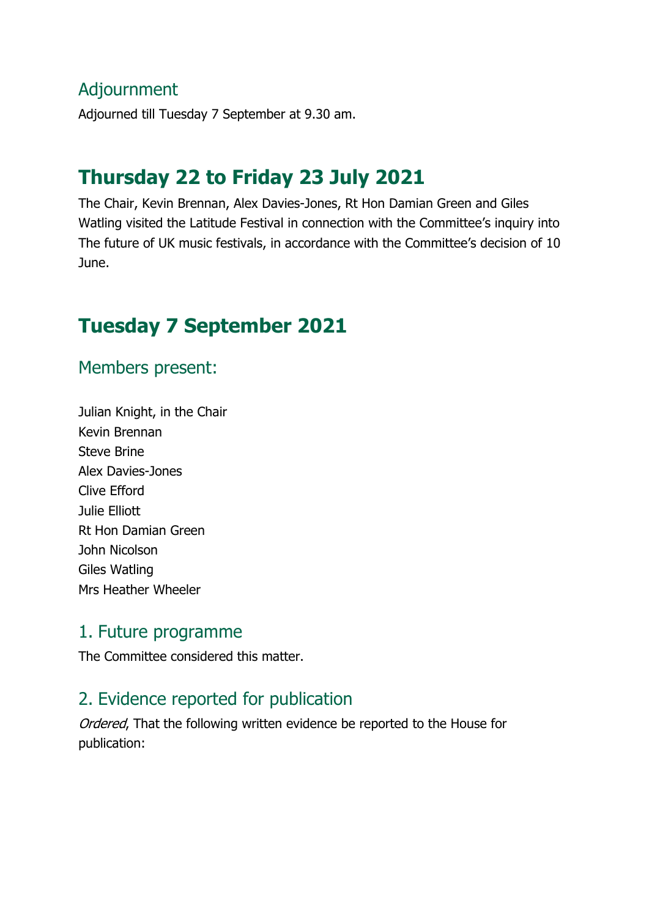## Adjournment

Adjourned till Tuesday 7 September at 9.30 am.

# Thursday 22 to Friday 23 July 2021

The Chair, Kevin Brennan, Alex Davies-Jones, Rt Hon Damian Green and Giles Watling visited the Latitude Festival in connection with the Committee's inquiry into The future of UK music festivals, in accordance with the Committee's decision of 10 June.

# Tuesday 7 September 2021

## Members present:

Julian Knight, in the Chair
Kevin Brennan
Steve Brine
Alex Davies-Jones
Clive Efford
Julie Elliott
Rt Hon Damian Green
John Nicolson
Giles Watling
Mrs Heather Wheeler

## 1. Future programme

The Committee considered this matter.

## 2. Evidence reported for publication

*Ordered*, That the following written evidence be reported to the House for publication: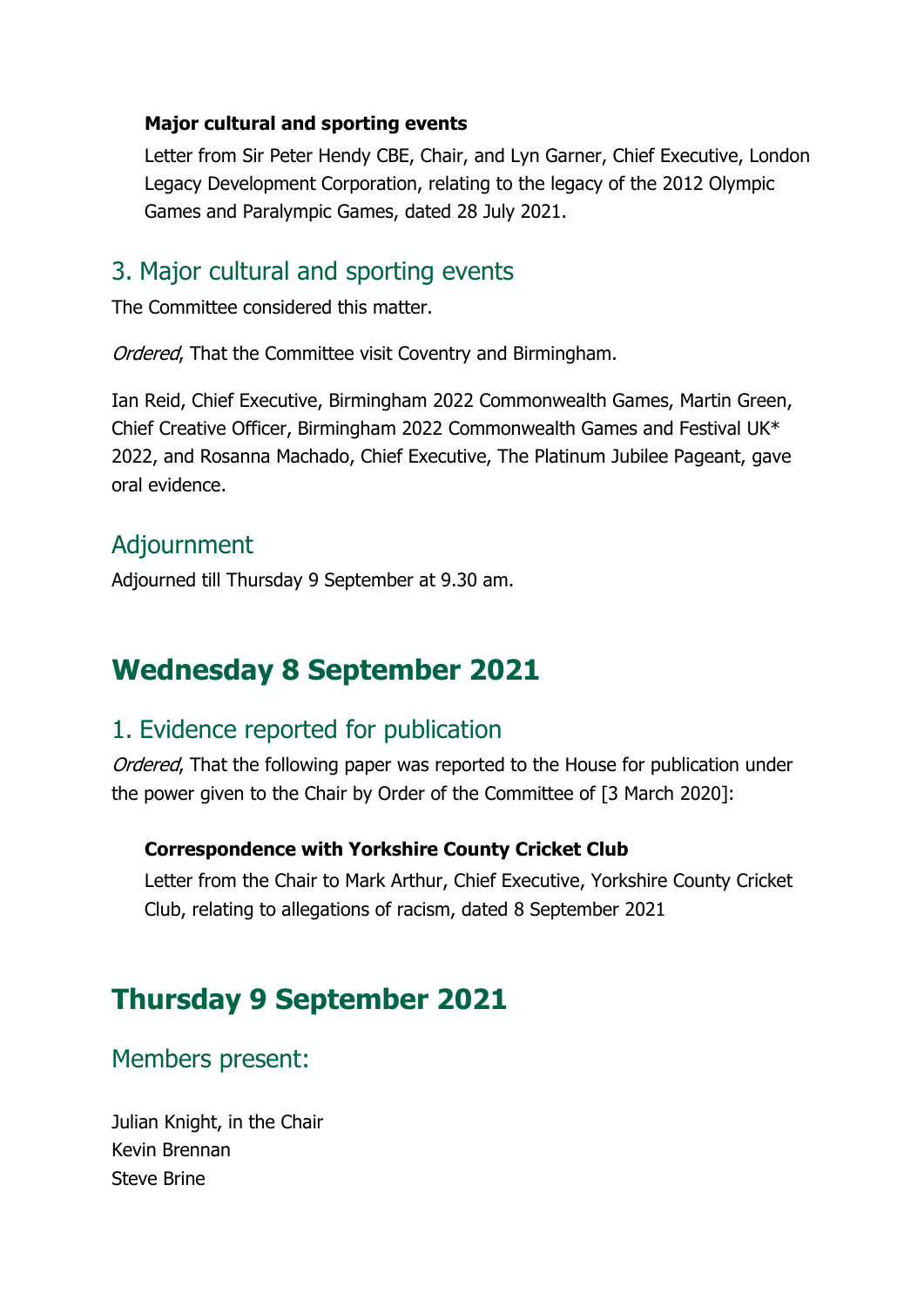**Major cultural and sporting events**

Letter from Sir Peter Hendy CBE, Chair, and Lyn Garner, Chief Executive, London Legacy Development Corporation, relating to the legacy of the 2012 Olympic Games and Paralympic Games, dated 28 July 2021.

### 3. Major cultural and sporting events

The Committee considered this matter.

*Ordered*, That the Committee visit Coventry and Birmingham.

Ian Reid, Chief Executive, Birmingham 2022 Commonwealth Games, Martin Green, Chief Creative Officer, Birmingham 2022 Commonwealth Games and Festival UK* 2022, and Rosanna Machado, Chief Executive, The Platinum Jubilee Pageant, gave oral evidence.

### Adjournment

Adjourned till Thursday 9 September at 9.30 am.

## Wednesday 8 September 2021

### 1. Evidence reported for publication

*Ordered*, That the following paper was reported to the House for publication under the power given to the Chair by Order of the Committee of [3 March 2020]:

**Correspondence with Yorkshire County Cricket Club**

Letter from the Chair to Mark Arthur, Chief Executive, Yorkshire County Cricket Club, relating to allegations of racism, dated 8 September 2021

## Thursday 9 September 2021

### Members present:

Julian Knight, in the Chair
Kevin Brennan
Steve Brine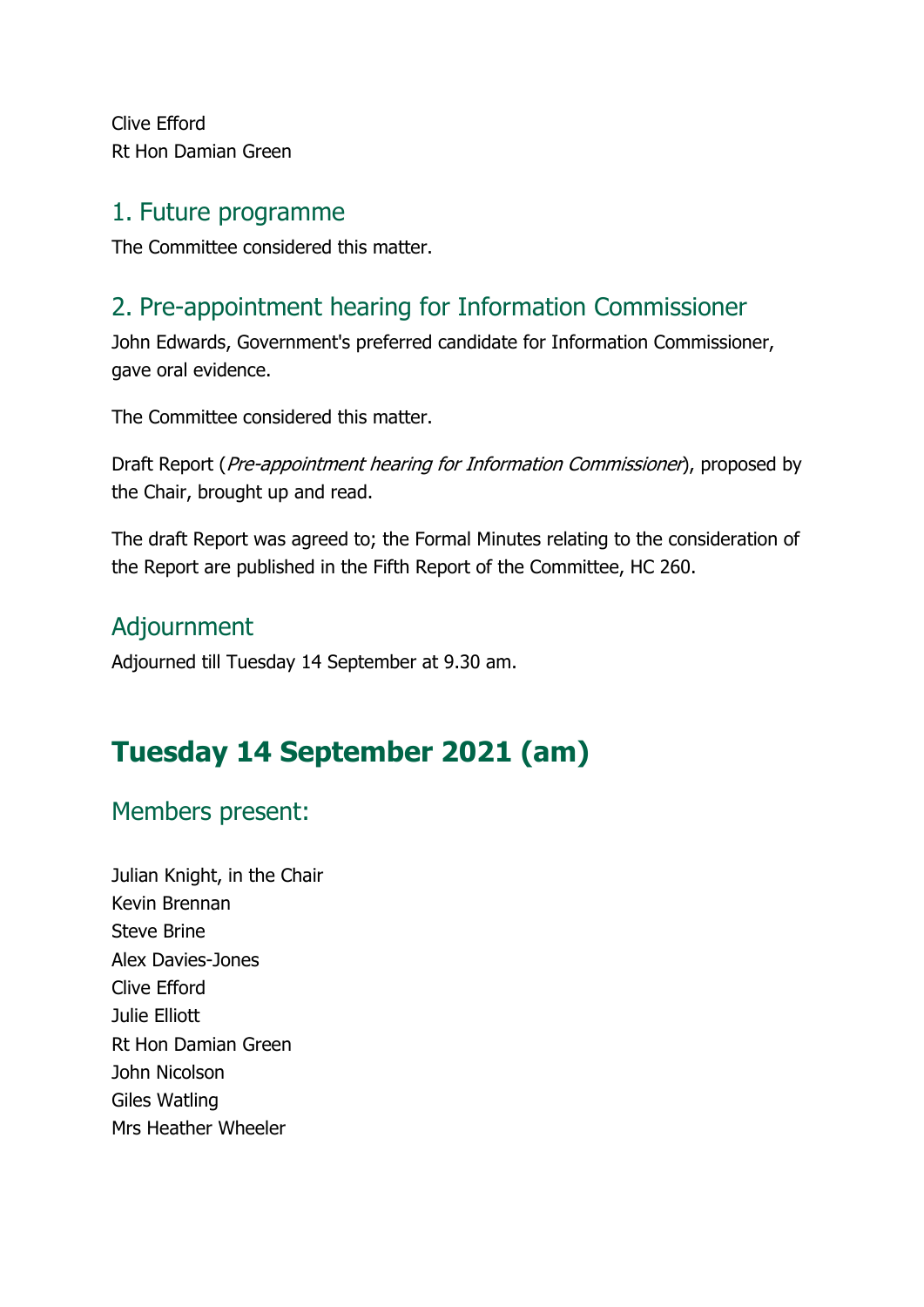Clive Efford
Rt Hon Damian Green

## 1. Future programme

The Committee considered this matter.

## 2. Pre-appointment hearing for Information Commissioner

John Edwards, Government's preferred candidate for Information Commissioner, gave oral evidence.

The Committee considered this matter.

Draft Report (*Pre-appointment hearing for Information Commissioner*), proposed by the Chair, brought up and read.

The draft Report was agreed to; the Formal Minutes relating to the consideration of the Report are published in the Fifth Report of the Committee, HC 260.

## Adjournment

Adjourned till Tuesday 14 September at 9.30 am.

# Tuesday 14 September 2021 (am)

## Members present:

Julian Knight, in the Chair
Kevin Brennan
Steve Brine
Alex Davies-Jones
Clive Efford
Julie Elliott
Rt Hon Damian Green
John Nicolson
Giles Watling
Mrs Heather Wheeler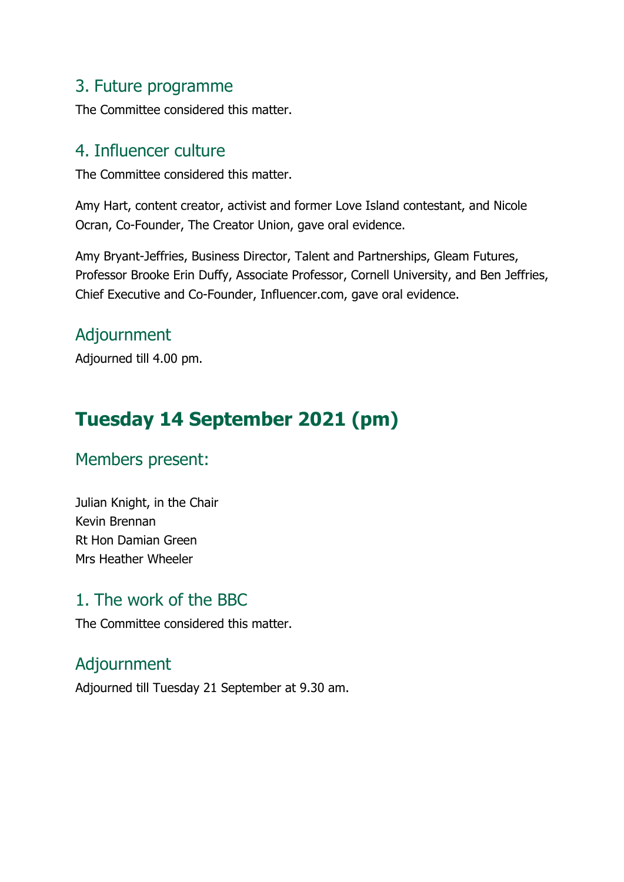### 3. Future programme

The Committee considered this matter.

### 4. Influencer culture

The Committee considered this matter.

Amy Hart, content creator, activist and former Love Island contestant, and Nicole Ocran, Co-Founder, The Creator Union, gave oral evidence.

Amy Bryant-Jeffries, Business Director, Talent and Partnerships, Gleam Futures, Professor Brooke Erin Duffy, Associate Professor, Cornell University, and Ben Jeffries, Chief Executive and Co-Founder, Influencer.com, gave oral evidence.

### Adjournment

Adjourned till 4.00 pm.

## Tuesday 14 September 2021 (pm)

### Members present:

Julian Knight, in the Chair
Kevin Brennan
Rt Hon Damian Green
Mrs Heather Wheeler

### 1. The work of the BBC

The Committee considered this matter.

### Adjournment

Adjourned till Tuesday 21 September at 9.30 am.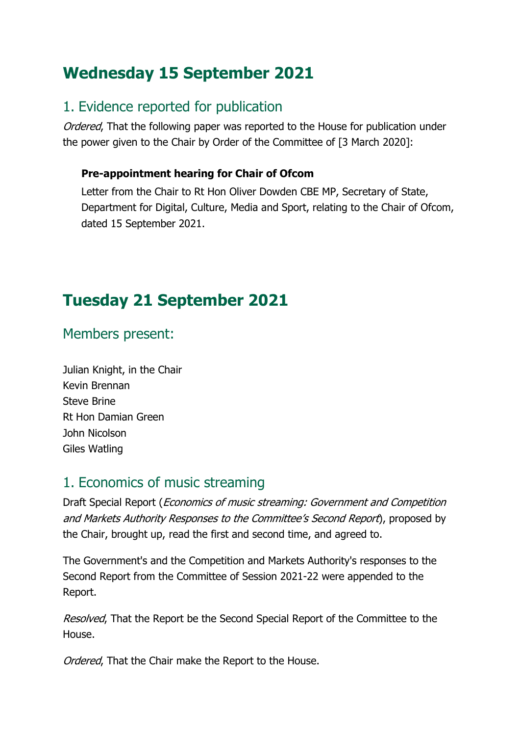# Wednesday 15 September 2021

## 1. Evidence reported for publication

*Ordered*, That the following paper was reported to the House for publication under the power given to the Chair by Order of the Committee of [3 March 2020]:

> **Pre-appointment hearing for Chair of Ofcom**
>
> Letter from the Chair to Rt Hon Oliver Dowden CBE MP, Secretary of State, Department for Digital, Culture, Media and Sport, relating to the Chair of Ofcom, dated 15 September 2021.

# Tuesday 21 September 2021

## Members present:

Julian Knight, in the Chair
Kevin Brennan
Steve Brine
Rt Hon Damian Green
John Nicolson
Giles Watling

## 1. Economics of music streaming

Draft Special Report (*Economics of music streaming: Government and Competition and Markets Authority Responses to the Committee's Second Report*), proposed by the Chair, brought up, read the first and second time, and agreed to.

The Government's and the Competition and Markets Authority's responses to the Second Report from the Committee of Session 2021-22 were appended to the Report.

*Resolved*, That the Report be the Second Special Report of the Committee to the House.

*Ordered*, That the Chair make the Report to the House.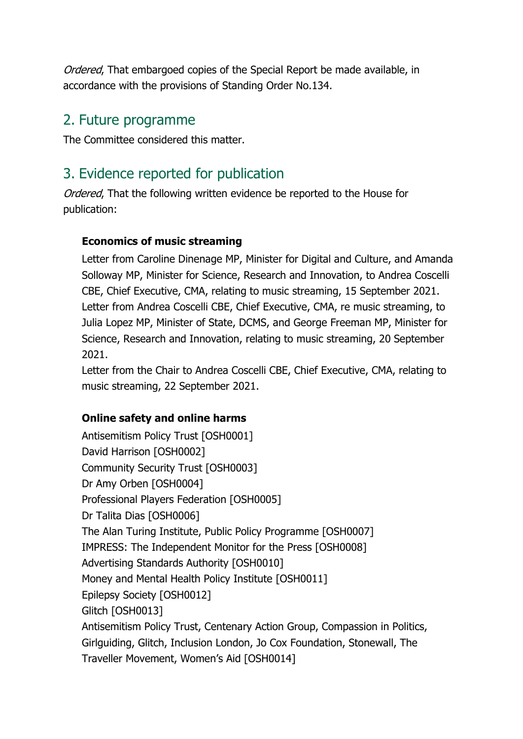*Ordered*, That embargoed copies of the Special Report be made available, in accordance with the provisions of Standing Order No.134.

## 2. Future programme

The Committee considered this matter.

## 3. Evidence reported for publication

*Ordered*, That the following written evidence be reported to the House for publication:

**Economics of music streaming**

Letter from Caroline Dinenage MP, Minister for Digital and Culture, and Amanda Solloway MP, Minister for Science, Research and Innovation, to Andrea Coscelli CBE, Chief Executive, CMA, relating to music streaming, 15 September 2021.
Letter from Andrea Coscelli CBE, Chief Executive, CMA, re music streaming, to Julia Lopez MP, Minister of State, DCMS, and George Freeman MP, Minister for Science, Research and Innovation, relating to music streaming, 20 September 2021.
Letter from the Chair to Andrea Coscelli CBE, Chief Executive, CMA, relating to music streaming, 22 September 2021.

**Online safety and online harms**

Antisemitism Policy Trust [OSH0001]
David Harrison [OSH0002]
Community Security Trust [OSH0003]
Dr Amy Orben [OSH0004]
Professional Players Federation [OSH0005]
Dr Talita Dias [OSH0006]
The Alan Turing Institute, Public Policy Programme [OSH0007]
IMPRESS: The Independent Monitor for the Press [OSH0008]
Advertising Standards Authority [OSH0010]
Money and Mental Health Policy Institute [OSH0011]
Epilepsy Society [OSH0012]
Glitch [OSH0013]
Antisemitism Policy Trust, Centenary Action Group, Compassion in Politics, Girlguiding, Glitch, Inclusion London, Jo Cox Foundation, Stonewall, The Traveller Movement, Women's Aid [OSH0014]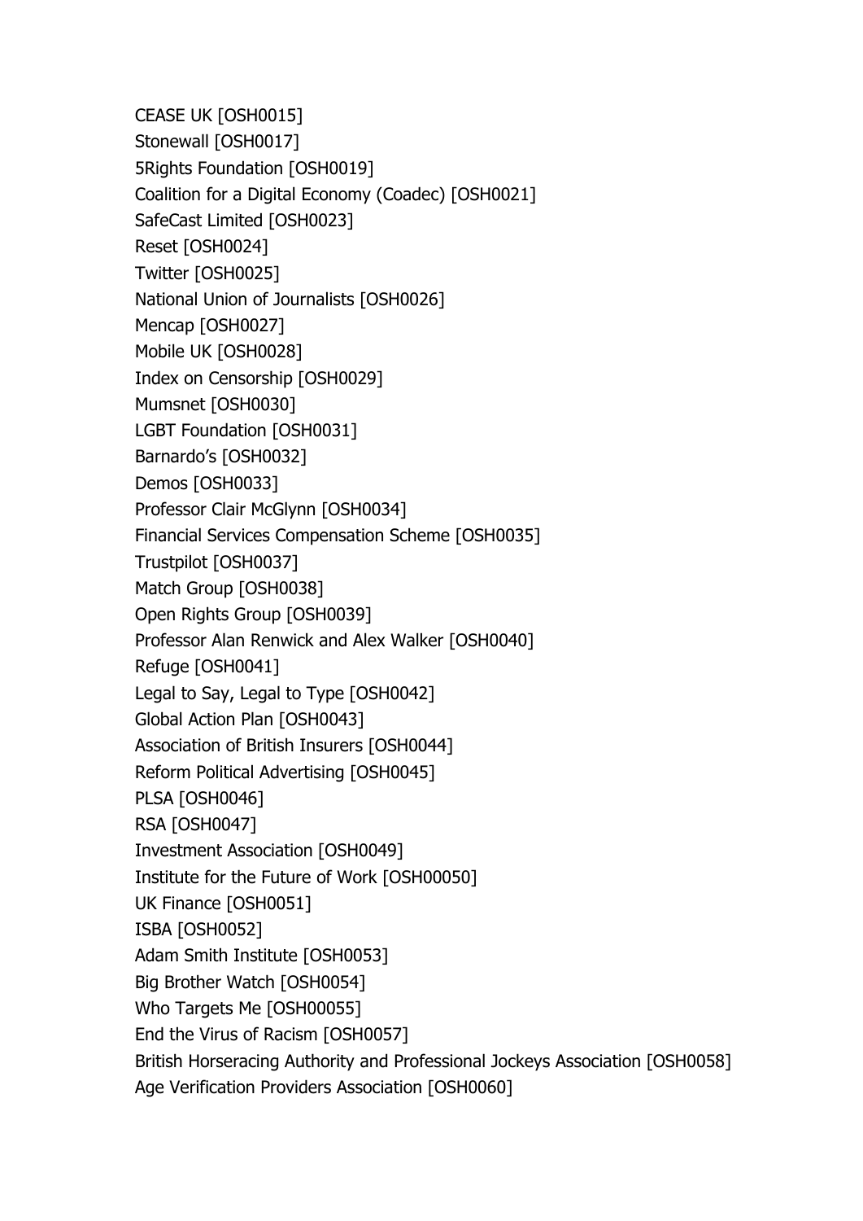CEASE UK [OSH0015]
Stonewall [OSH0017]
5Rights Foundation [OSH0019]
Coalition for a Digital Economy (Coadec) [OSH0021]
SafeCast Limited [OSH0023]
Reset [OSH0024]
Twitter [OSH0025]
National Union of Journalists [OSH0026]
Mencap [OSH0027]
Mobile UK [OSH0028]
Index on Censorship [OSH0029]
Mumsnet [OSH0030]
LGBT Foundation [OSH0031]
Barnardo's [OSH0032]
Demos [OSH0033]
Professor Clair McGlynn [OSH0034]
Financial Services Compensation Scheme [OSH0035]
Trustpilot [OSH0037]
Match Group [OSH0038]
Open Rights Group [OSH0039]
Professor Alan Renwick and Alex Walker [OSH0040]
Refuge [OSH0041]
Legal to Say, Legal to Type [OSH0042]
Global Action Plan [OSH0043]
Association of British Insurers [OSH0044]
Reform Political Advertising [OSH0045]
PLSA [OSH0046]
RSA [OSH0047]
Investment Association [OSH0049]
Institute for the Future of Work [OSH00050]
UK Finance [OSH0051]
ISBA [OSH0052]
Adam Smith Institute [OSH0053]
Big Brother Watch [OSH0054]
Who Targets Me [OSH00055]
End the Virus of Racism [OSH0057]
British Horseracing Authority and Professional Jockeys Association [OSH0058]
Age Verification Providers Association [OSH0060]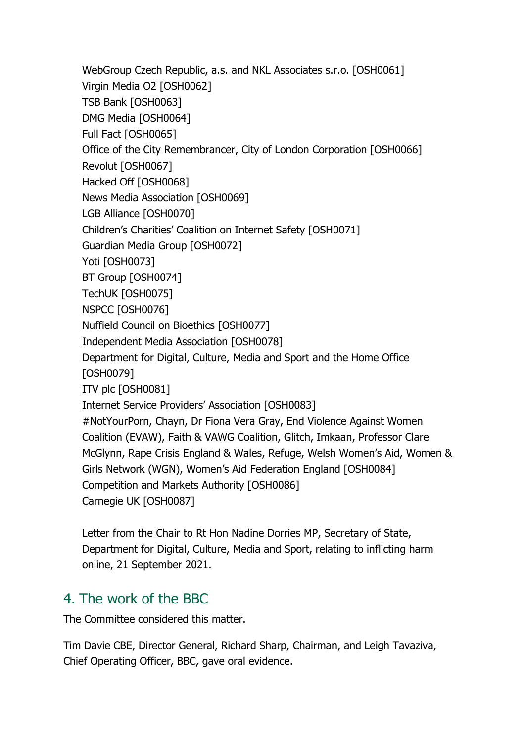WebGroup Czech Republic, a.s. and NKL Associates s.r.o. [OSH0061]
Virgin Media O2 [OSH0062]
TSB Bank [OSH0063]
DMG Media [OSH0064]
Full Fact [OSH0065]
Office of the City Remembrancer, City of London Corporation [OSH0066]
Revolut [OSH0067]
Hacked Off [OSH0068]
News Media Association [OSH0069]
LGB Alliance [OSH0070]
Children's Charities' Coalition on Internet Safety [OSH0071]
Guardian Media Group [OSH0072]
Yoti [OSH0073]
BT Group [OSH0074]
TechUK [OSH0075]
NSPCC [OSH0076]
Nuffield Council on Bioethics [OSH0077]
Independent Media Association [OSH0078]
Department for Digital, Culture, Media and Sport and the Home Office [OSH0079]
ITV plc [OSH0081]
Internet Service Providers' Association [OSH0083]
#NotYourPorn, Chayn, Dr Fiona Vera Gray, End Violence Against Women Coalition (EVAW), Faith & VAWG Coalition, Glitch, Imkaan, Professor Clare McGlynn, Rape Crisis England & Wales, Refuge, Welsh Women's Aid, Women & Girls Network (WGN), Women's Aid Federation England [OSH0084]
Competition and Markets Authority [OSH0086]
Carnegie UK [OSH0087]

Letter from the Chair to Rt Hon Nadine Dorries MP, Secretary of State, Department for Digital, Culture, Media and Sport, relating to inflicting harm online, 21 September 2021.

## 4. The work of the BBC

The Committee considered this matter.

Tim Davie CBE, Director General, Richard Sharp, Chairman, and Leigh Tavaziva, Chief Operating Officer, BBC, gave oral evidence.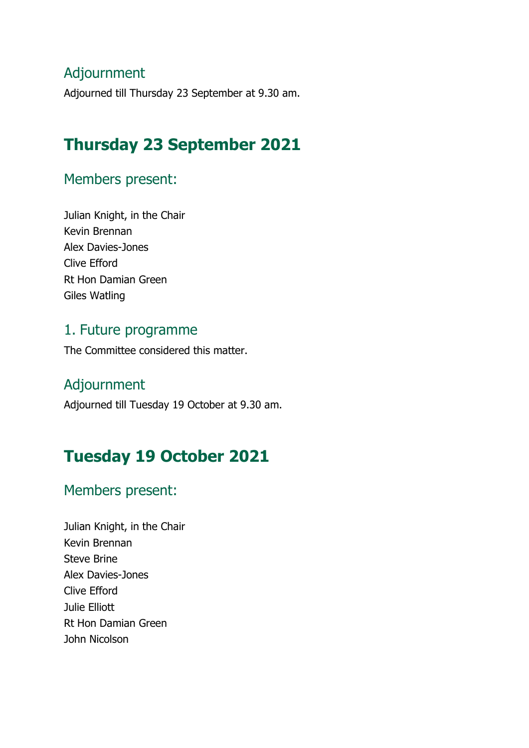### Adjournment

Adjourned till Thursday 23 September at 9.30 am.

## Thursday 23 September 2021

### Members present:

Julian Knight, in the Chair
Kevin Brennan
Alex Davies-Jones
Clive Efford
Rt Hon Damian Green
Giles Watling

### 1. Future programme

The Committee considered this matter.

### Adjournment

Adjourned till Tuesday 19 October at 9.30 am.

## Tuesday 19 October 2021

### Members present:

Julian Knight, in the Chair
Kevin Brennan
Steve Brine
Alex Davies-Jones
Clive Efford
Julie Elliott
Rt Hon Damian Green
John Nicolson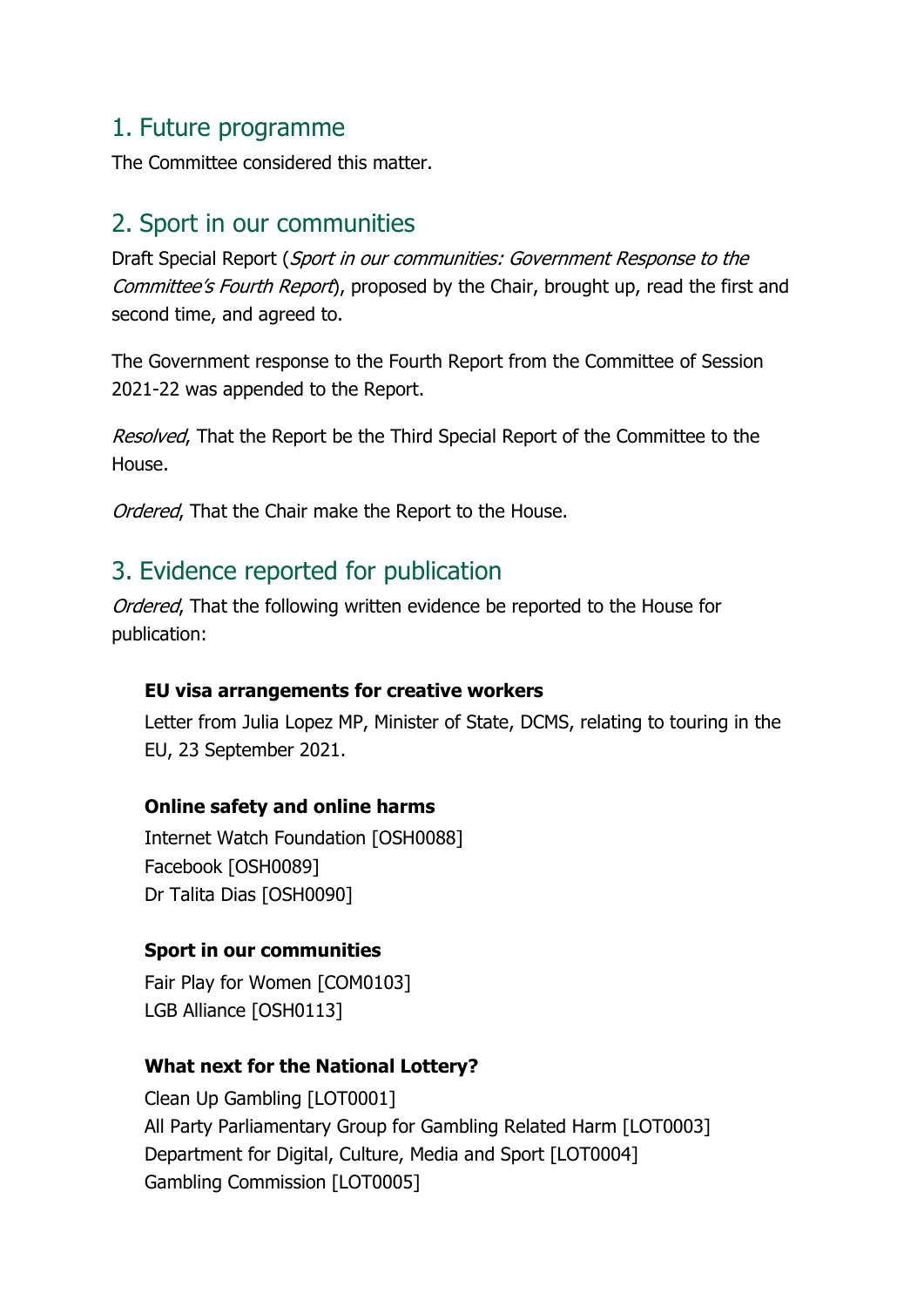## 1. Future programme

The Committee considered this matter.

## 2. Sport in our communities

Draft Special Report (*Sport in our communities: Government Response to the Committee's Fourth Report*), proposed by the Chair, brought up, read the first and second time, and agreed to.

The Government response to the Fourth Report from the Committee of Session 2021-22 was appended to the Report.

*Resolved*, That the Report be the Third Special Report of the Committee to the House.

*Ordered*, That the Chair make the Report to the House.

## 3. Evidence reported for publication

*Ordered*, That the following written evidence be reported to the House for publication:

**EU visa arrangements for creative workers**

Letter from Julia Lopez MP, Minister of State, DCMS, relating to touring in the EU, 23 September 2021.

**Online safety and online harms**

Internet Watch Foundation [OSH0088]
Facebook [OSH0089]
Dr Talita Dias [OSH0090]

**Sport in our communities**

Fair Play for Women [COM0103]
LGB Alliance [OSH0113]

**What next for the National Lottery?**

Clean Up Gambling [LOT0001]
All Party Parliamentary Group for Gambling Related Harm [LOT0003]
Department for Digital, Culture, Media and Sport [LOT0004]
Gambling Commission [LOT0005]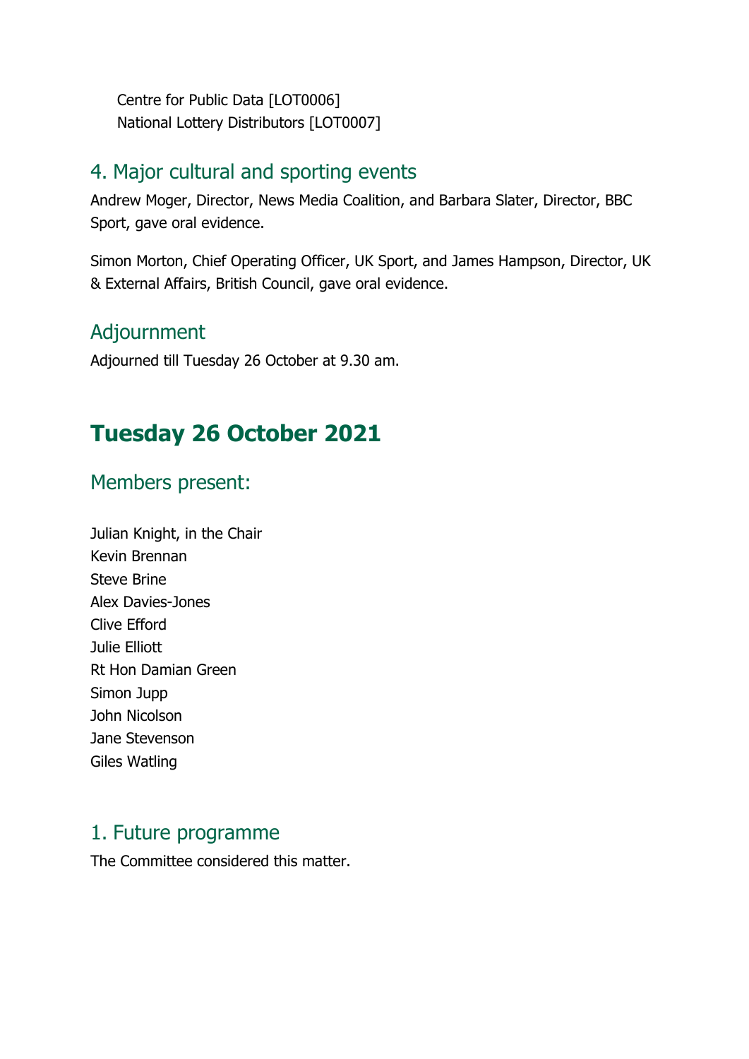Centre for Public Data [LOT0006]
National Lottery Distributors [LOT0007]

### 4. Major cultural and sporting events

Andrew Moger, Director, News Media Coalition, and Barbara Slater, Director, BBC Sport, gave oral evidence.

Simon Morton, Chief Operating Officer, UK Sport, and James Hampson, Director, UK & External Affairs, British Council, gave oral evidence.

### Adjournment

Adjourned till Tuesday 26 October at 9.30 am.

## Tuesday 26 October 2021

### Members present:

Julian Knight, in the Chair
Kevin Brennan
Steve Brine
Alex Davies-Jones
Clive Efford
Julie Elliott
Rt Hon Damian Green
Simon Jupp
John Nicolson
Jane Stevenson
Giles Watling

### 1. Future programme

The Committee considered this matter.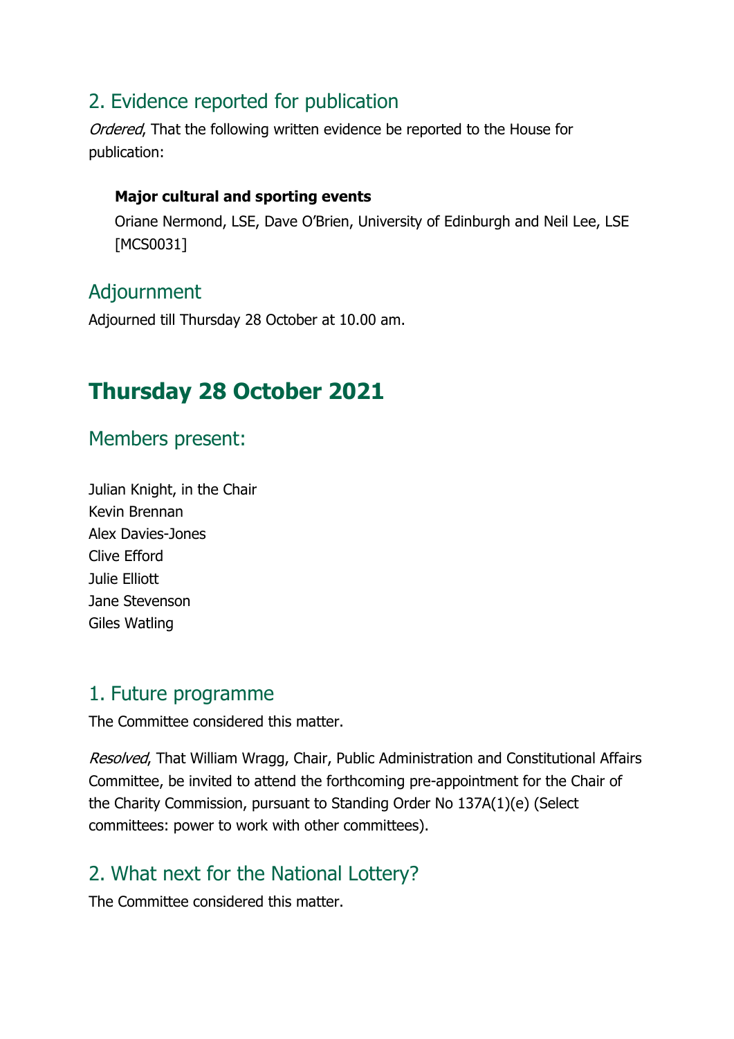## 2. Evidence reported for publication

*Ordered*, That the following written evidence be reported to the House for publication:

**Major cultural and sporting events**

Oriane Nermond, LSE, Dave O'Brien, University of Edinburgh and Neil Lee, LSE [MCS0031]

## Adjournment

Adjourned till Thursday 28 October at 10.00 am.

# Thursday 28 October 2021

## Members present:

Julian Knight, in the Chair
Kevin Brennan
Alex Davies-Jones
Clive Efford
Julie Elliott
Jane Stevenson
Giles Watling

## 1. Future programme

The Committee considered this matter.

*Resolved*, That William Wragg, Chair, Public Administration and Constitutional Affairs Committee, be invited to attend the forthcoming pre-appointment for the Chair of the Charity Commission, pursuant to Standing Order No 137A(1)(e) (Select committees: power to work with other committees).

## 2. What next for the National Lottery?

The Committee considered this matter.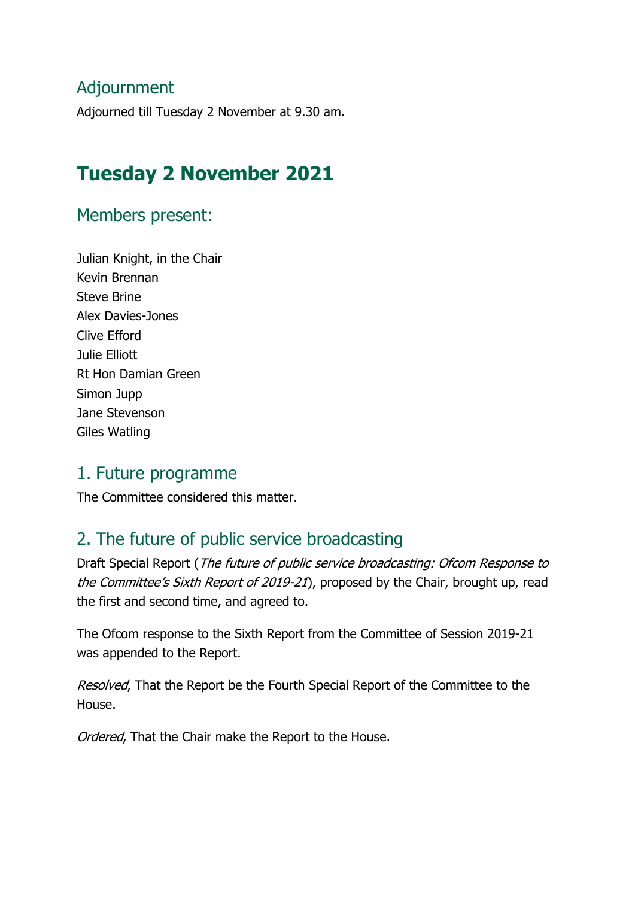## Adjournment

Adjourned till Tuesday 2 November at 9.30 am.

# Tuesday 2 November 2021

## Members present:

Julian Knight, in the Chair
Kevin Brennan
Steve Brine
Alex Davies-Jones
Clive Efford
Julie Elliott
Rt Hon Damian Green
Simon Jupp
Jane Stevenson
Giles Watling

## 1. Future programme

The Committee considered this matter.

## 2. The future of public service broadcasting

Draft Special Report (*The future of public service broadcasting: Ofcom Response to the Committee's Sixth Report of 2019-21*), proposed by the Chair, brought up, read the first and second time, and agreed to.

The Ofcom response to the Sixth Report from the Committee of Session 2019-21 was appended to the Report.

*Resolved*, That the Report be the Fourth Special Report of the Committee to the House.

*Ordered*, That the Chair make the Report to the House.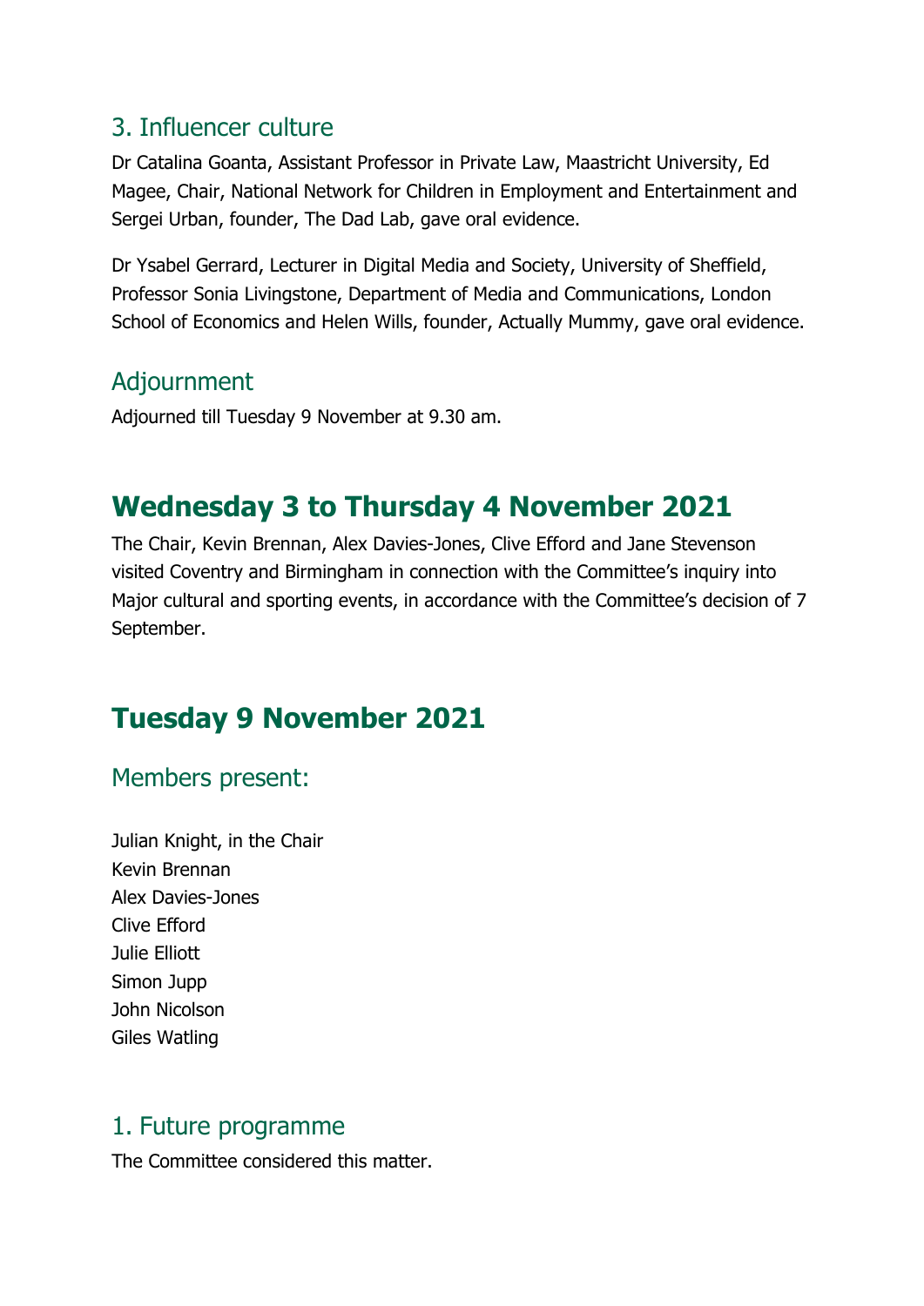### 3. Influencer culture

Dr Catalina Goanta, Assistant Professor in Private Law, Maastricht University, Ed Magee, Chair, National Network for Children in Employment and Entertainment and Sergei Urban, founder, The Dad Lab, gave oral evidence.

Dr Ysabel Gerrard, Lecturer in Digital Media and Society, University of Sheffield, Professor Sonia Livingstone, Department of Media and Communications, London School of Economics and Helen Wills, founder, Actually Mummy, gave oral evidence.

### Adjournment

Adjourned till Tuesday 9 November at 9.30 am.

## Wednesday 3 to Thursday 4 November 2021

The Chair, Kevin Brennan, Alex Davies-Jones, Clive Efford and Jane Stevenson visited Coventry and Birmingham in connection with the Committee's inquiry into Major cultural and sporting events, in accordance with the Committee's decision of 7 September.

## Tuesday 9 November 2021

### Members present:

Julian Knight, in the Chair
Kevin Brennan
Alex Davies-Jones
Clive Efford
Julie Elliott
Simon Jupp
John Nicolson
Giles Watling

### 1. Future programme

The Committee considered this matter.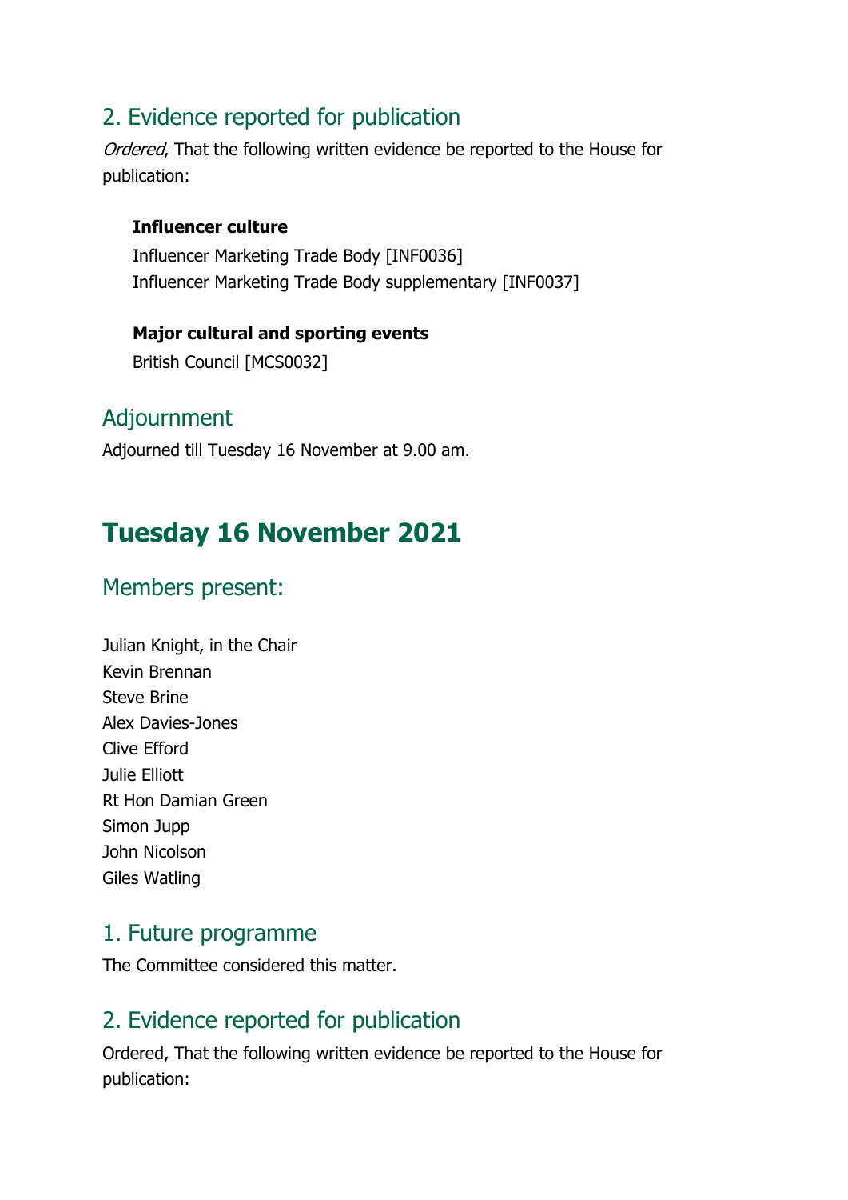## 2. Evidence reported for publication

*Ordered*, That the following written evidence be reported to the House for publication:

**Influencer culture**

Influencer Marketing Trade Body [INF0036]
Influencer Marketing Trade Body supplementary [INF0037]

**Major cultural and sporting events**

British Council [MCS0032]

## Adjournment

Adjourned till Tuesday 16 November at 9.00 am.

# Tuesday 16 November 2021

## Members present:

Julian Knight, in the Chair
Kevin Brennan
Steve Brine
Alex Davies-Jones
Clive Efford
Julie Elliott
Rt Hon Damian Green
Simon Jupp
John Nicolson
Giles Watling

## 1. Future programme

The Committee considered this matter.

## 2. Evidence reported for publication

Ordered, That the following written evidence be reported to the House for publication: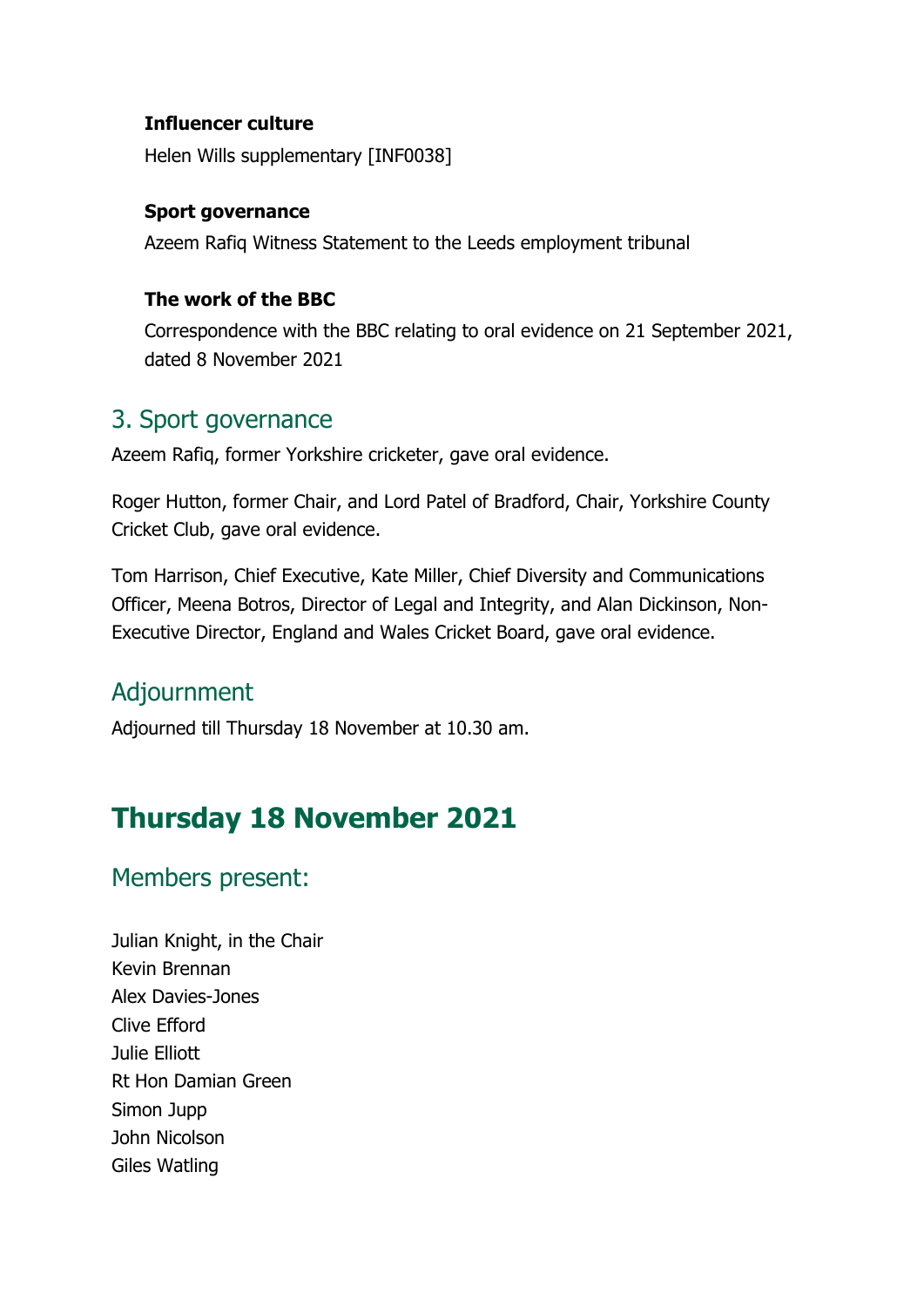### Influencer culture

Helen Wills supplementary [INF0038]

### Sport governance

Azeem Rafiq Witness Statement to the Leeds employment tribunal

### The work of the BBC

Correspondence with the BBC relating to oral evidence on 21 September 2021, dated 8 November 2021

## 3. Sport governance

Azeem Rafiq, former Yorkshire cricketer, gave oral evidence.

Roger Hutton, former Chair, and Lord Patel of Bradford, Chair, Yorkshire County Cricket Club, gave oral evidence.

Tom Harrison, Chief Executive, Kate Miller, Chief Diversity and Communications Officer, Meena Botros, Director of Legal and Integrity, and Alan Dickinson, Non-Executive Director, England and Wales Cricket Board, gave oral evidence.

## Adjournment

Adjourned till Thursday 18 November at 10.30 am.

# Thursday 18 November 2021

## Members present:

Julian Knight, in the Chair
Kevin Brennan
Alex Davies-Jones
Clive Efford
Julie Elliott
Rt Hon Damian Green
Simon Jupp
John Nicolson
Giles Watling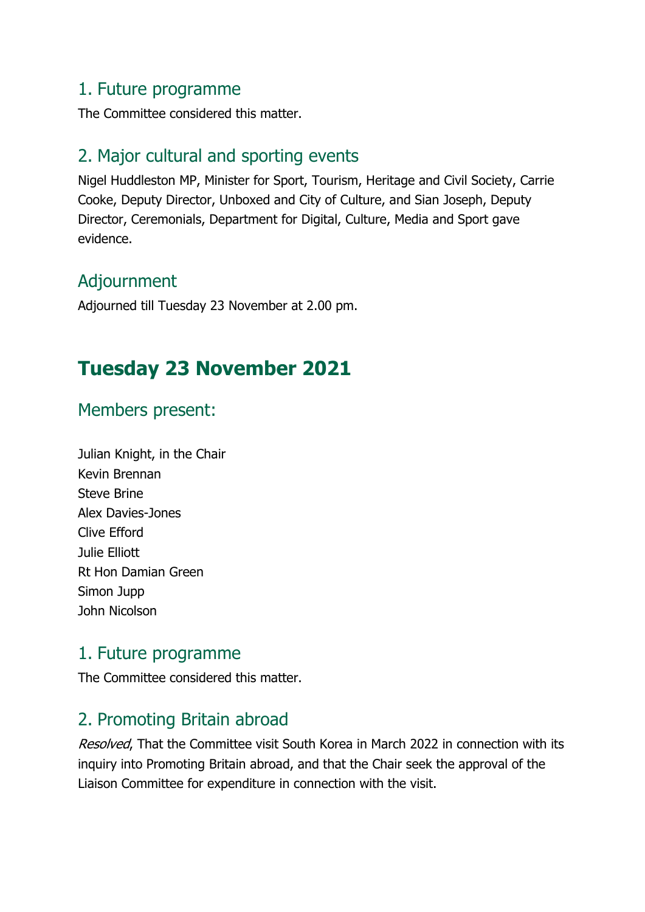## 1. Future programme

The Committee considered this matter.

## 2. Major cultural and sporting events

Nigel Huddleston MP, Minister for Sport, Tourism, Heritage and Civil Society, Carrie Cooke, Deputy Director, Unboxed and City of Culture, and Sian Joseph, Deputy Director, Ceremonials, Department for Digital, Culture, Media and Sport gave evidence.

## Adjournment

Adjourned till Tuesday 23 November at 2.00 pm.

# Tuesday 23 November 2021

## Members present:

Julian Knight, in the Chair
Kevin Brennan
Steve Brine
Alex Davies-Jones
Clive Efford
Julie Elliott
Rt Hon Damian Green
Simon Jupp
John Nicolson

## 1. Future programme

The Committee considered this matter.

## 2. Promoting Britain abroad

*Resolved*, That the Committee visit South Korea in March 2022 in connection with its inquiry into Promoting Britain abroad, and that the Chair seek the approval of the Liaison Committee for expenditure in connection with the visit.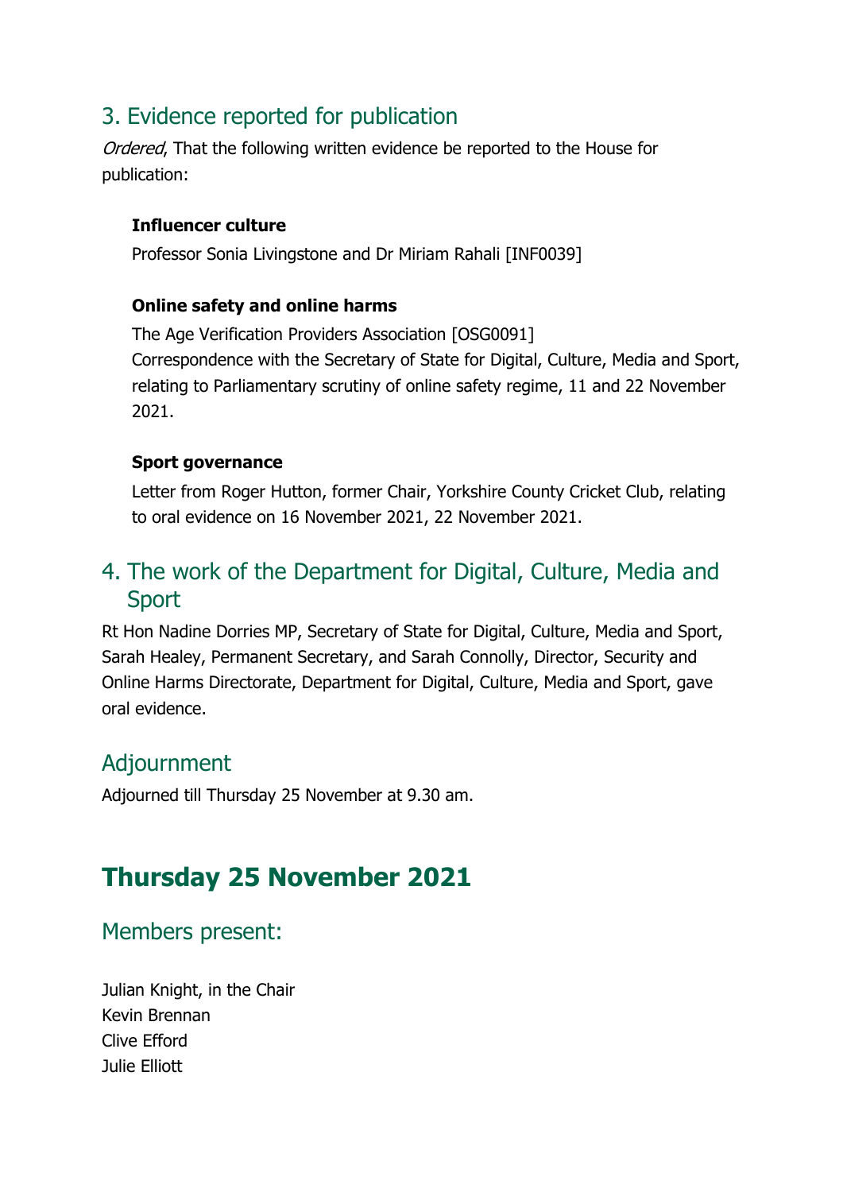## 3. Evidence reported for publication

*Ordered*, That the following written evidence be reported to the House for publication:

**Influencer culture**

Professor Sonia Livingstone and Dr Miriam Rahali [INF0039]

**Online safety and online harms**

The Age Verification Providers Association [OSG0091]
Correspondence with the Secretary of State for Digital, Culture, Media and Sport, relating to Parliamentary scrutiny of online safety regime, 11 and 22 November 2021.

**Sport governance**

Letter from Roger Hutton, former Chair, Yorkshire County Cricket Club, relating to oral evidence on 16 November 2021, 22 November 2021.

## 4. The work of the Department for Digital, Culture, Media and Sport

Rt Hon Nadine Dorries MP, Secretary of State for Digital, Culture, Media and Sport, Sarah Healey, Permanent Secretary, and Sarah Connolly, Director, Security and Online Harms Directorate, Department for Digital, Culture, Media and Sport, gave oral evidence.

## Adjournment

Adjourned till Thursday 25 November at 9.30 am.

# Thursday 25 November 2021

## Members present:

Julian Knight, in the Chair
Kevin Brennan
Clive Efford
Julie Elliott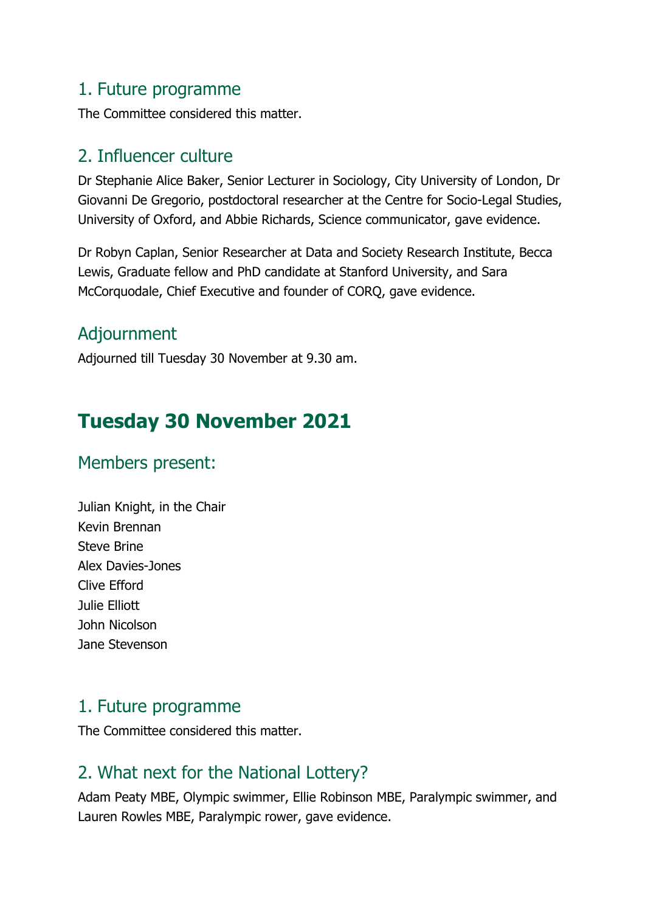### 1. Future programme

The Committee considered this matter.

### 2. Influencer culture

Dr Stephanie Alice Baker, Senior Lecturer in Sociology, City University of London, Dr Giovanni De Gregorio, postdoctoral researcher at the Centre for Socio-Legal Studies, University of Oxford, and Abbie Richards, Science communicator, gave evidence.

Dr Robyn Caplan, Senior Researcher at Data and Society Research Institute, Becca Lewis, Graduate fellow and PhD candidate at Stanford University, and Sara McCorquodale, Chief Executive and founder of CORQ, gave evidence.

### Adjournment

Adjourned till Tuesday 30 November at 9.30 am.

## Tuesday 30 November 2021

### Members present:

Julian Knight, in the Chair
Kevin Brennan
Steve Brine
Alex Davies-Jones
Clive Efford
Julie Elliott
John Nicolson
Jane Stevenson

### 1. Future programme

The Committee considered this matter.

### 2. What next for the National Lottery?

Adam Peaty MBE, Olympic swimmer, Ellie Robinson MBE, Paralympic swimmer, and Lauren Rowles MBE, Paralympic rower, gave evidence.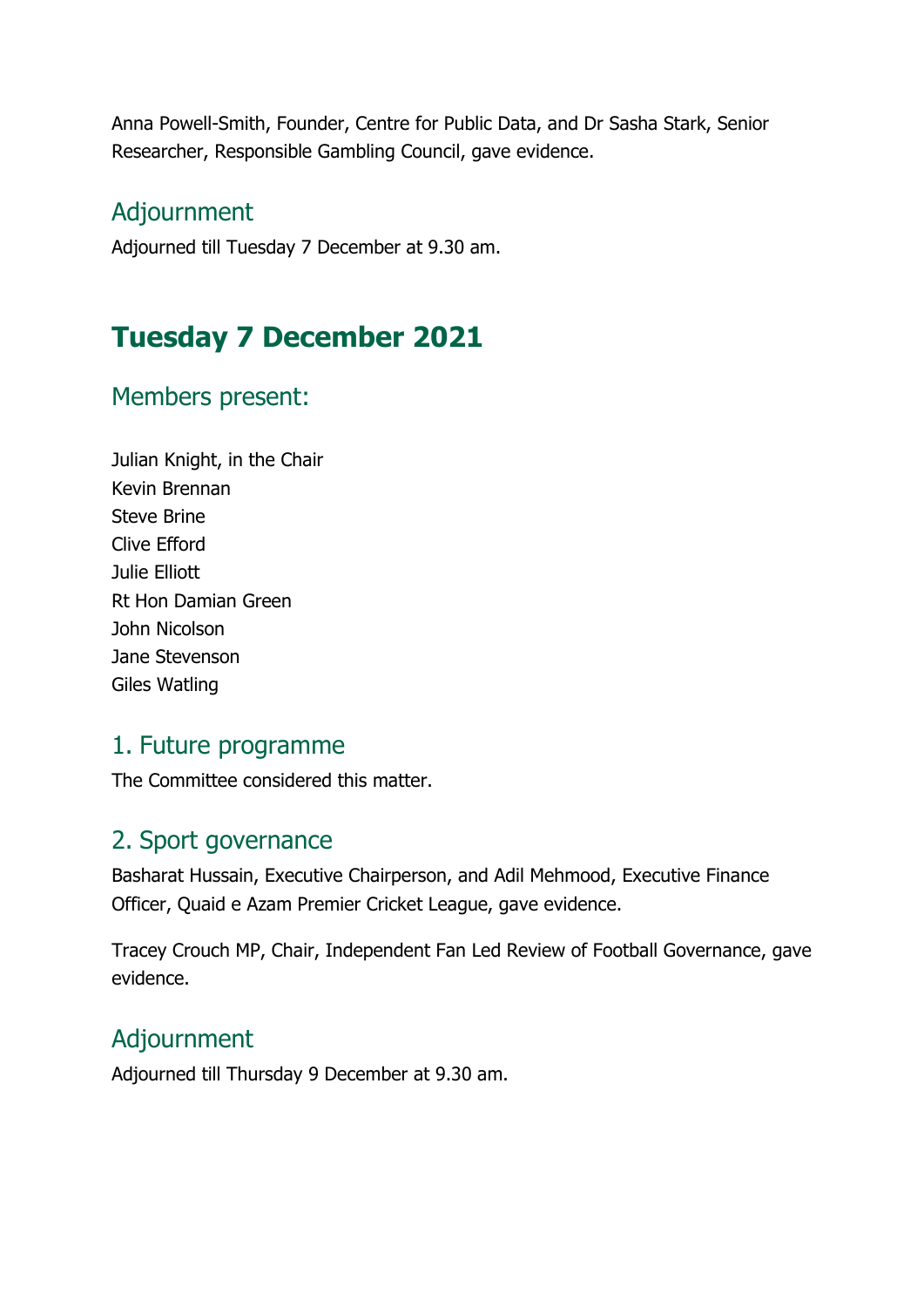Anna Powell-Smith, Founder, Centre for Public Data, and Dr Sasha Stark, Senior Researcher, Responsible Gambling Council, gave evidence.

### Adjournment

Adjourned till Tuesday 7 December at 9.30 am.

## Tuesday 7 December 2021

### Members present:

Julian Knight, in the Chair
Kevin Brennan
Steve Brine
Clive Efford
Julie Elliott
Rt Hon Damian Green
John Nicolson
Jane Stevenson
Giles Watling

### 1. Future programme

The Committee considered this matter.

### 2. Sport governance

Basharat Hussain, Executive Chairperson, and Adil Mehmood, Executive Finance Officer, Quaid e Azam Premier Cricket League, gave evidence.

Tracey Crouch MP, Chair, Independent Fan Led Review of Football Governance, gave evidence.

### Adjournment

Adjourned till Thursday 9 December at 9.30 am.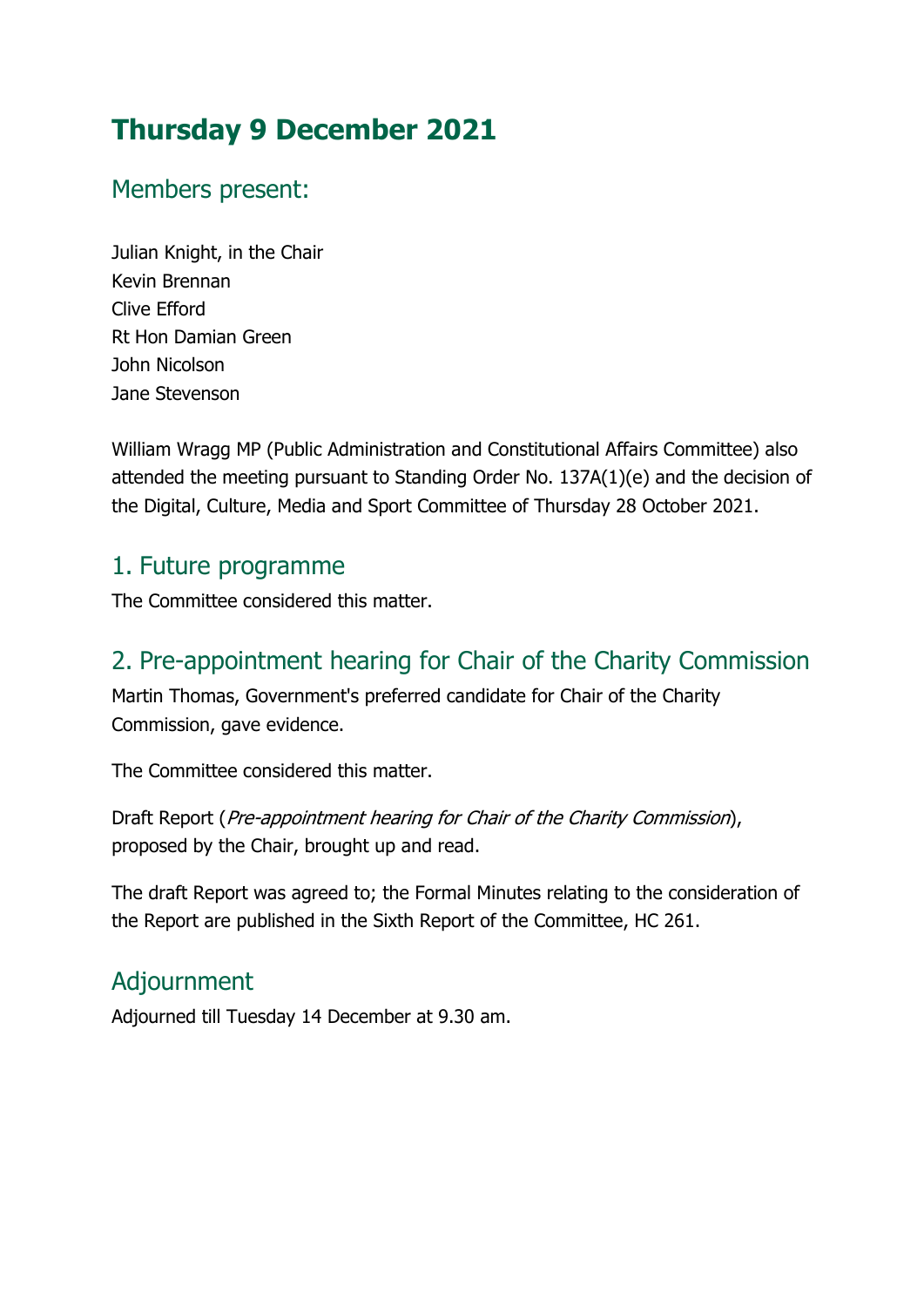# Thursday 9 December 2021

## Members present:

Julian Knight, in the Chair
Kevin Brennan
Clive Efford
Rt Hon Damian Green
John Nicolson
Jane Stevenson

William Wragg MP (Public Administration and Constitutional Affairs Committee) also attended the meeting pursuant to Standing Order No. 137A(1)(e) and the decision of the Digital, Culture, Media and Sport Committee of Thursday 28 October 2021.

## 1. Future programme

The Committee considered this matter.

## 2. Pre-appointment hearing for Chair of the Charity Commission

Martin Thomas, Government's preferred candidate for Chair of the Charity Commission, gave evidence.

The Committee considered this matter.

Draft Report (*Pre-appointment hearing for Chair of the Charity Commission*), proposed by the Chair, brought up and read.

The draft Report was agreed to; the Formal Minutes relating to the consideration of the Report are published in the Sixth Report of the Committee, HC 261.

## Adjournment

Adjourned till Tuesday 14 December at 9.30 am.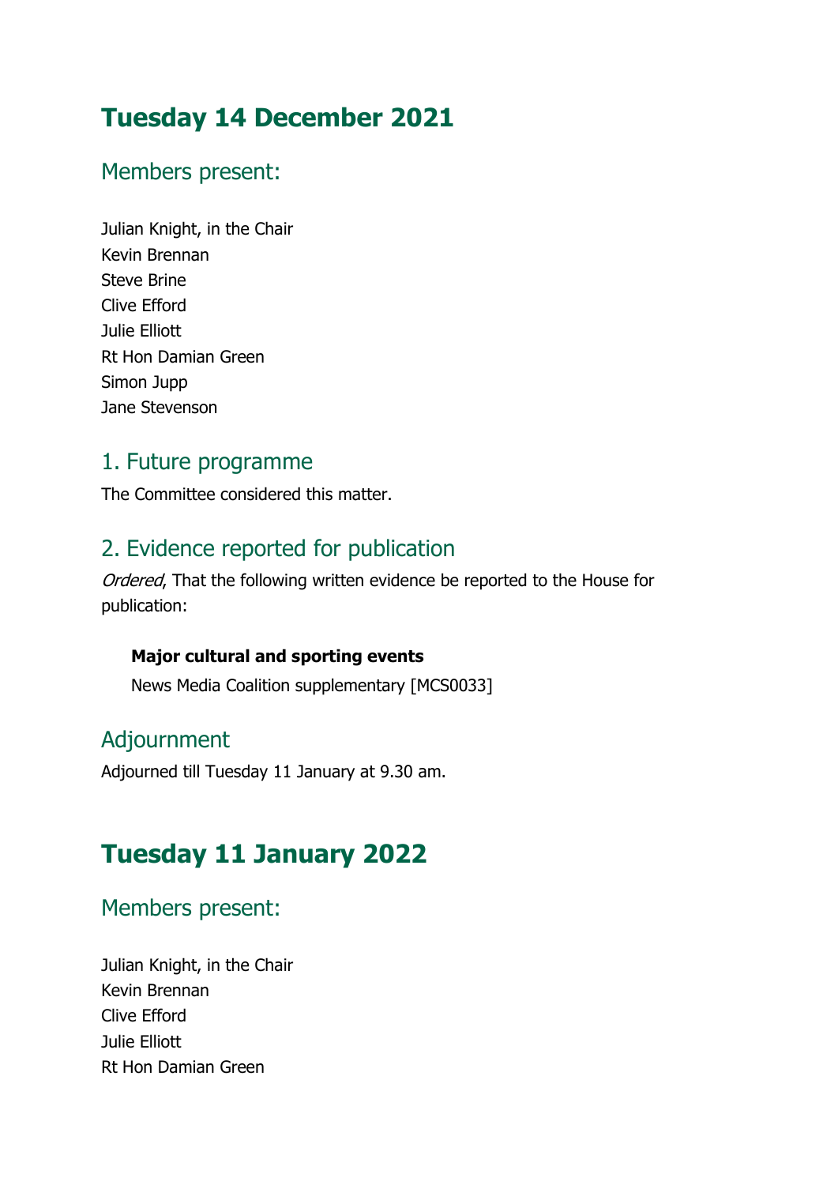## Tuesday 14 December 2021

### Members present:

Julian Knight, in the Chair
Kevin Brennan
Steve Brine
Clive Efford
Julie Elliott
Rt Hon Damian Green
Simon Jupp
Jane Stevenson

### 1. Future programme

The Committee considered this matter.

### 2. Evidence reported for publication

*Ordered*, That the following written evidence be reported to the House for publication:

> **Major cultural and sporting events**
> News Media Coalition supplementary [MCS0033]

### Adjournment

Adjourned till Tuesday 11 January at 9.30 am.

## Tuesday 11 January 2022

### Members present:

Julian Knight, in the Chair
Kevin Brennan
Clive Efford
Julie Elliott
Rt Hon Damian Green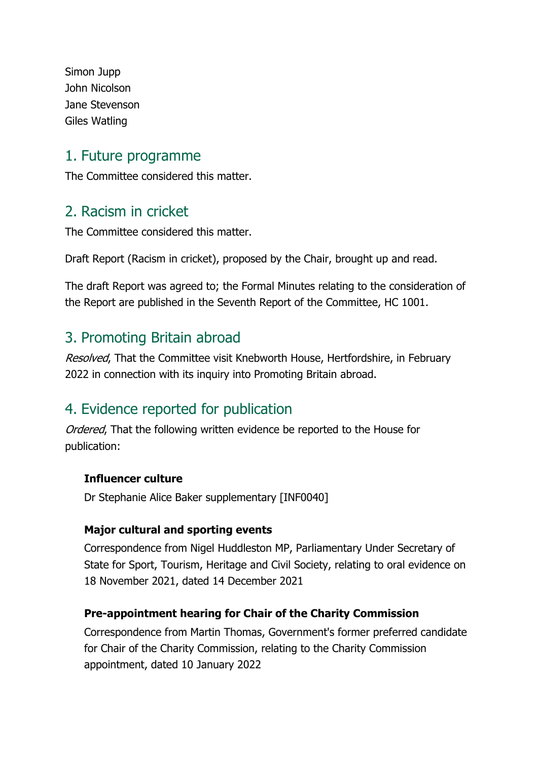Simon Jupp
John Nicolson
Jane Stevenson
Giles Watling

## 1. Future programme

The Committee considered this matter.

## 2. Racism in cricket

The Committee considered this matter.

Draft Report (Racism in cricket), proposed by the Chair, brought up and read.

The draft Report was agreed to; the Formal Minutes relating to the consideration of the Report are published in the Seventh Report of the Committee, HC 1001.

## 3. Promoting Britain abroad

*Resolved*, That the Committee visit Knebworth House, Hertfordshire, in February 2022 in connection with its inquiry into Promoting Britain abroad.

## 4. Evidence reported for publication

*Ordered*, That the following written evidence be reported to the House for publication:

**Influencer culture**

Dr Stephanie Alice Baker supplementary [INF0040]

**Major cultural and sporting events**

Correspondence from Nigel Huddleston MP, Parliamentary Under Secretary of State for Sport, Tourism, Heritage and Civil Society, relating to oral evidence on 18 November 2021, dated 14 December 2021

**Pre-appointment hearing for Chair of the Charity Commission**

Correspondence from Martin Thomas, Government's former preferred candidate for Chair of the Charity Commission, relating to the Charity Commission appointment, dated 10 January 2022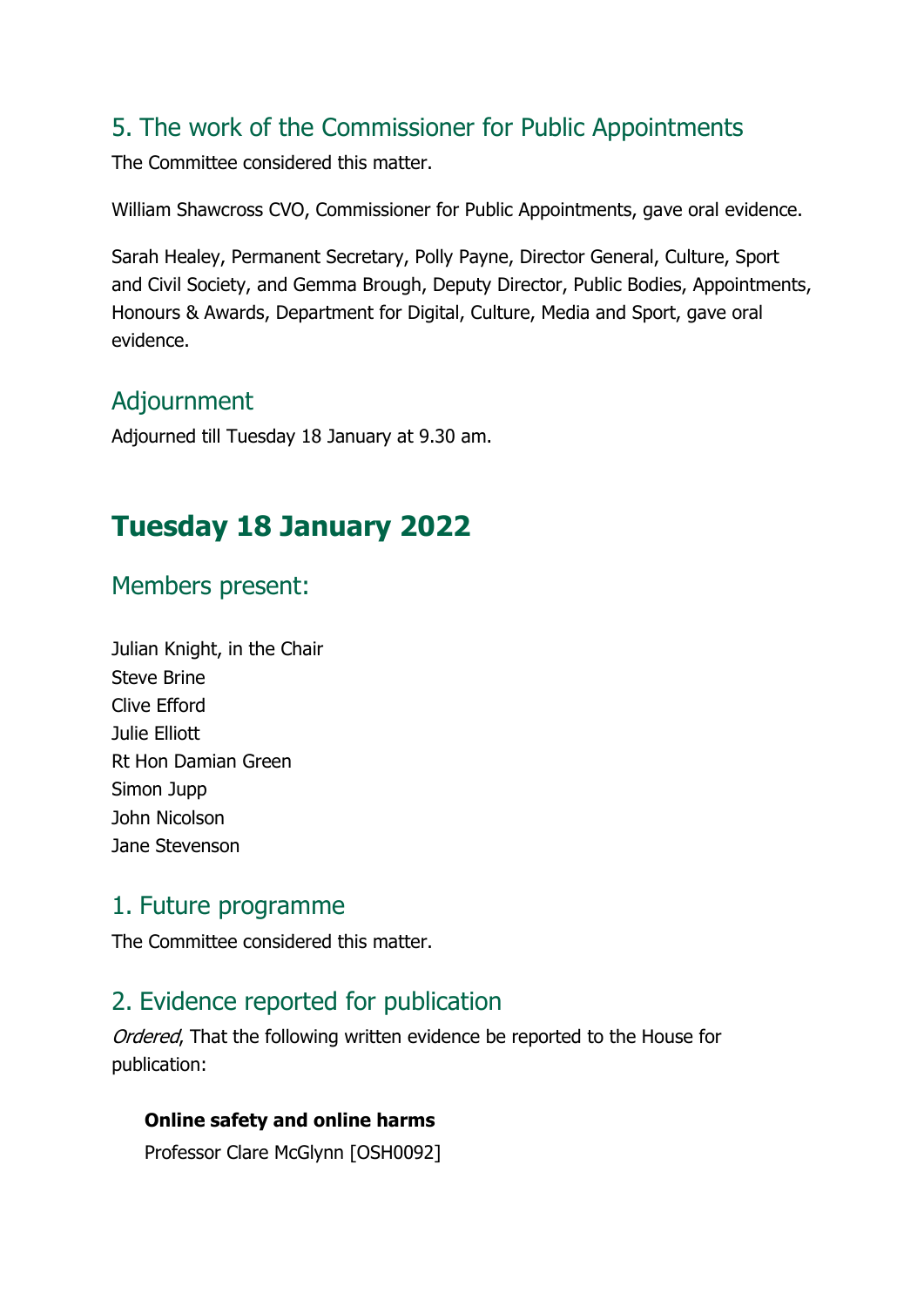### 5. The work of the Commissioner for Public Appointments

The Committee considered this matter.

William Shawcross CVO, Commissioner for Public Appointments, gave oral evidence.

Sarah Healey, Permanent Secretary, Polly Payne, Director General, Culture, Sport and Civil Society, and Gemma Brough, Deputy Director, Public Bodies, Appointments, Honours & Awards, Department for Digital, Culture, Media and Sport, gave oral evidence.

### Adjournment

Adjourned till Tuesday 18 January at 9.30 am.

## Tuesday 18 January 2022

### Members present:

Julian Knight, in the Chair
Steve Brine
Clive Efford
Julie Elliott
Rt Hon Damian Green
Simon Jupp
John Nicolson
Jane Stevenson

### 1. Future programme

The Committee considered this matter.

### 2. Evidence reported for publication

*Ordered*, That the following written evidence be reported to the House for publication:

**Online safety and online harms**

Professor Clare McGlynn [OSH0092]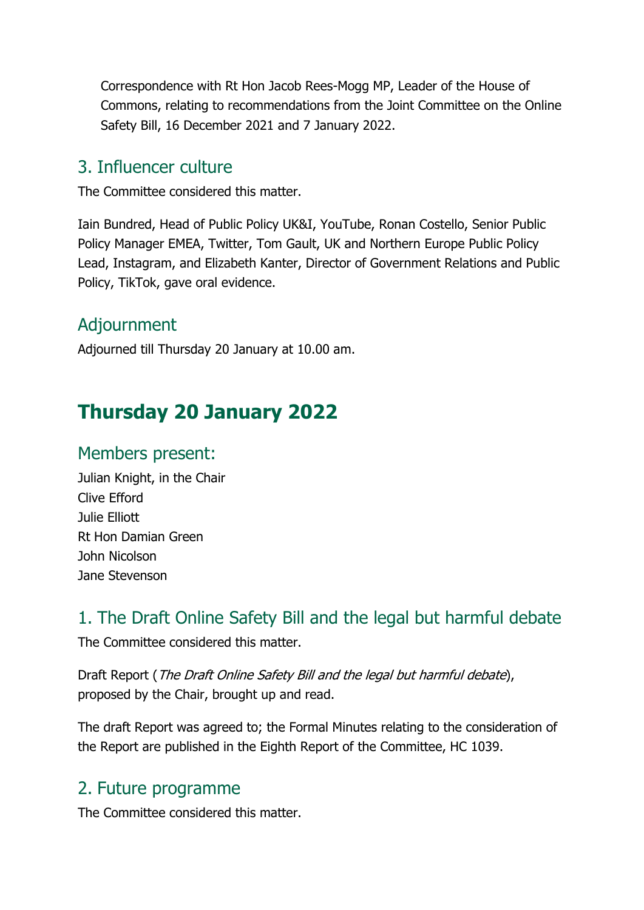Correspondence with Rt Hon Jacob Rees-Mogg MP, Leader of the House of Commons, relating to recommendations from the Joint Committee on the Online Safety Bill, 16 December 2021 and 7 January 2022.

### 3. Influencer culture

The Committee considered this matter.

Iain Bundred, Head of Public Policy UK&I, YouTube, Ronan Costello, Senior Public Policy Manager EMEA, Twitter, Tom Gault, UK and Northern Europe Public Policy Lead, Instagram, and Elizabeth Kanter, Director of Government Relations and Public Policy, TikTok, gave oral evidence.

### Adjournment

Adjourned till Thursday 20 January at 10.00 am.

## Thursday 20 January 2022

### Members present:

Julian Knight, in the Chair
Clive Efford
Julie Elliott
Rt Hon Damian Green
John Nicolson
Jane Stevenson

### 1. The Draft Online Safety Bill and the legal but harmful debate

The Committee considered this matter.

Draft Report (*The Draft Online Safety Bill and the legal but harmful debate*), proposed by the Chair, brought up and read.

The draft Report was agreed to; the Formal Minutes relating to the consideration of the Report are published in the Eighth Report of the Committee, HC 1039.

### 2. Future programme

The Committee considered this matter.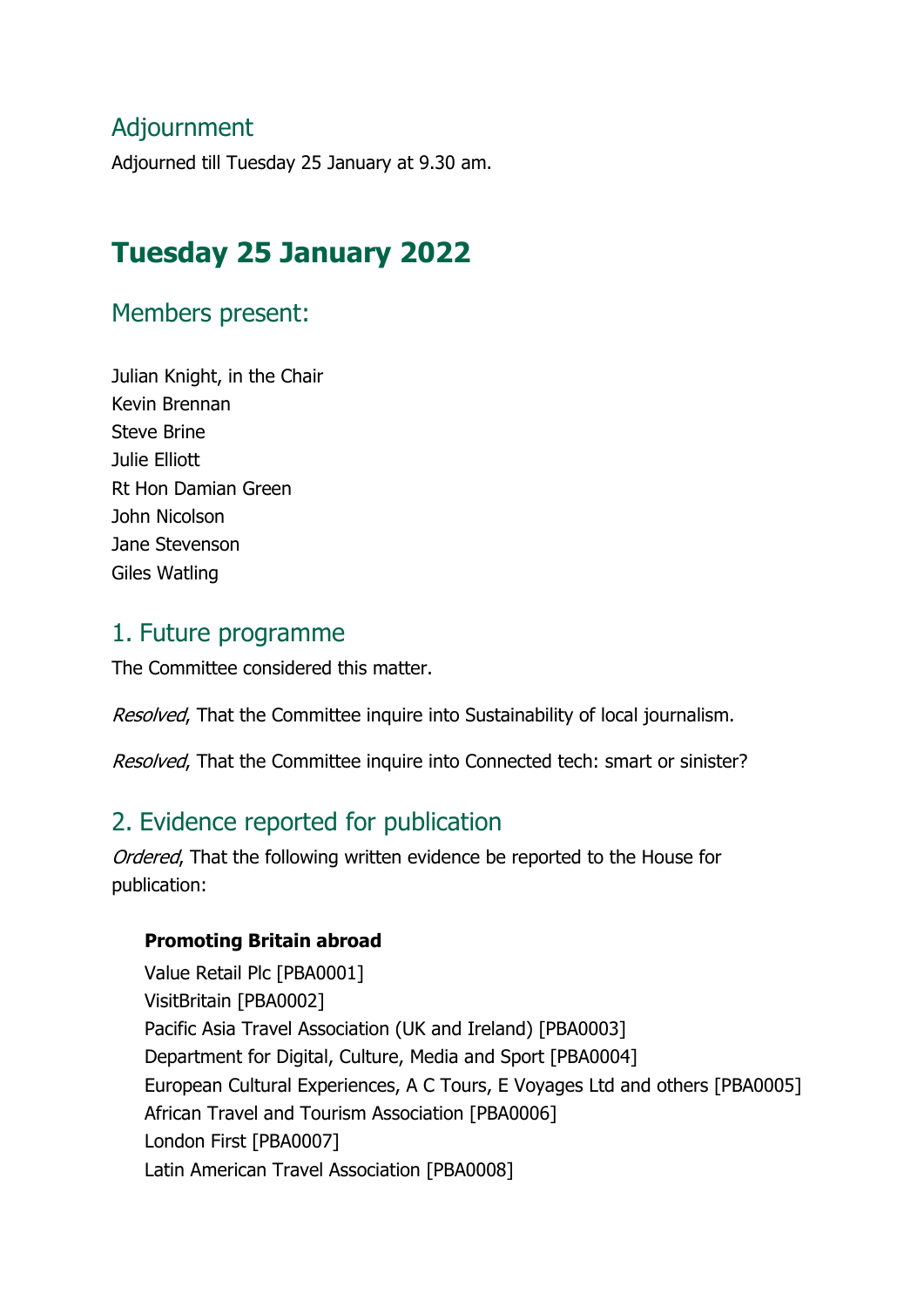## Adjournment

Adjourned till Tuesday 25 January at 9.30 am.

# Tuesday 25 January 2022

## Members present:

Julian Knight, in the Chair
Kevin Brennan
Steve Brine
Julie Elliott
Rt Hon Damian Green
John Nicolson
Jane Stevenson
Giles Watling

## 1. Future programme

The Committee considered this matter.

*Resolved*, That the Committee inquire into Sustainability of local journalism.

*Resolved*, That the Committee inquire into Connected tech: smart or sinister?

## 2. Evidence reported for publication

*Ordered*, That the following written evidence be reported to the House for publication:

**Promoting Britain abroad**

Value Retail Plc [PBA0001]
VisitBritain [PBA0002]
Pacific Asia Travel Association (UK and Ireland) [PBA0003]
Department for Digital, Culture, Media and Sport [PBA0004]
European Cultural Experiences, A C Tours, E Voyages Ltd and others [PBA0005]
African Travel and Tourism Association [PBA0006]
London First [PBA0007]
Latin American Travel Association [PBA0008]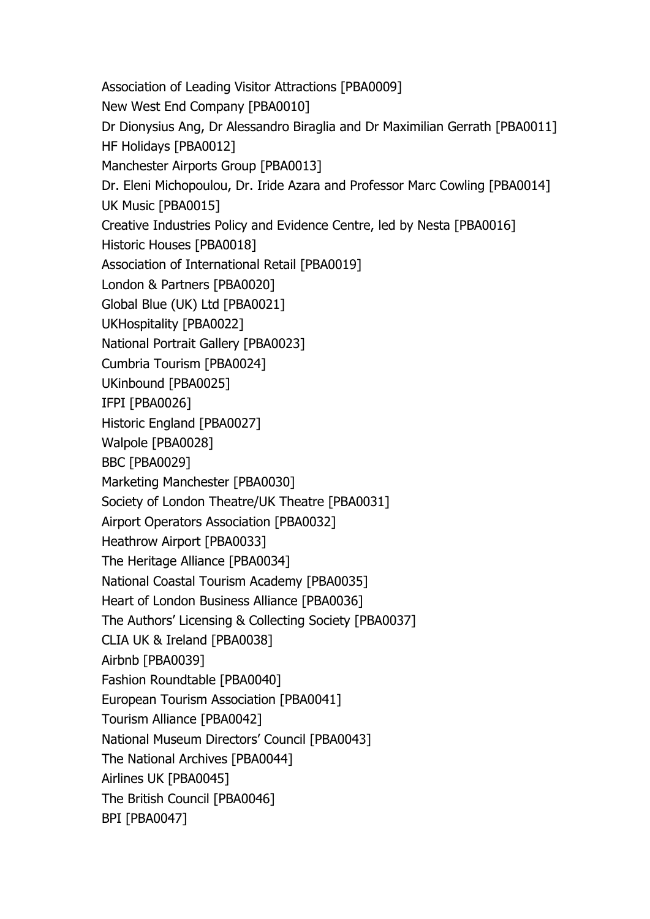Association of Leading Visitor Attractions [PBA0009]

New West End Company [PBA0010]

Dr Dionysius Ang, Dr Alessandro Biraglia and Dr Maximilian Gerrath [PBA0011]

HF Holidays [PBA0012]

Manchester Airports Group [PBA0013]

Dr. Eleni Michopoulou, Dr. Iride Azara and Professor Marc Cowling [PBA0014]

UK Music [PBA0015]

Creative Industries Policy and Evidence Centre, led by Nesta [PBA0016]

Historic Houses [PBA0018]

Association of International Retail [PBA0019]

London & Partners [PBA0020]

Global Blue (UK) Ltd [PBA0021]

UKHospitality [PBA0022]

National Portrait Gallery [PBA0023]

Cumbria Tourism [PBA0024]

UKinbound [PBA0025]

IFPI [PBA0026]

Historic England [PBA0027]

Walpole [PBA0028]

BBC [PBA0029]

Marketing Manchester [PBA0030]

Society of London Theatre/UK Theatre [PBA0031]

Airport Operators Association [PBA0032]

Heathrow Airport [PBA0033]

The Heritage Alliance [PBA0034]

National Coastal Tourism Academy [PBA0035]

Heart of London Business Alliance [PBA0036]

The Authors' Licensing & Collecting Society [PBA0037]

CLIA UK & Ireland [PBA0038]

Airbnb [PBA0039]

Fashion Roundtable [PBA0040]

European Tourism Association [PBA0041]

Tourism Alliance [PBA0042]

National Museum Directors' Council [PBA0043]

The National Archives [PBA0044]

Airlines UK [PBA0045]

The British Council [PBA0046]

BPI [PBA0047]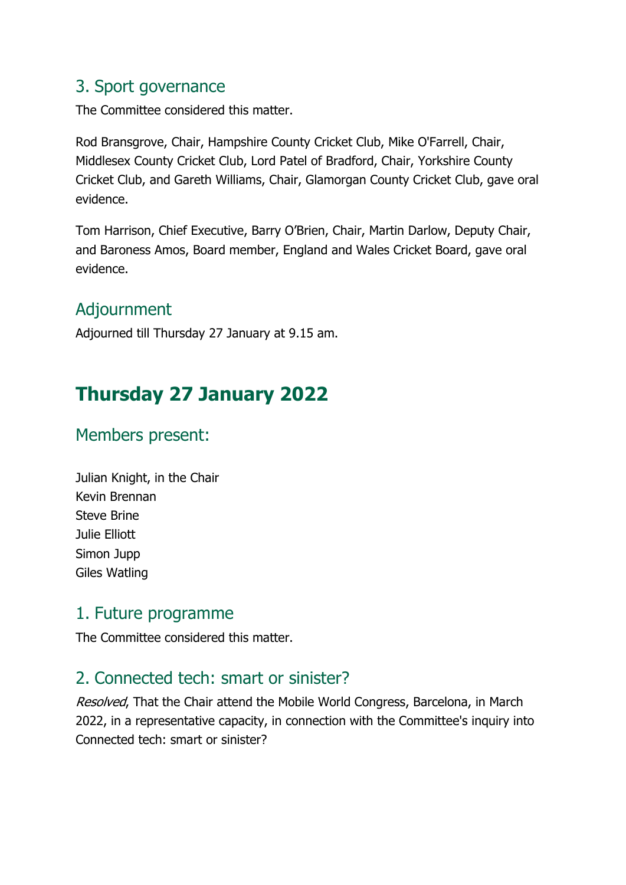## 3. Sport governance

The Committee considered this matter.

Rod Bransgrove, Chair, Hampshire County Cricket Club, Mike O'Farrell, Chair, Middlesex County Cricket Club, Lord Patel of Bradford, Chair, Yorkshire County Cricket Club, and Gareth Williams, Chair, Glamorgan County Cricket Club, gave oral evidence.

Tom Harrison, Chief Executive, Barry O'Brien, Chair, Martin Darlow, Deputy Chair, and Baroness Amos, Board member, England and Wales Cricket Board, gave oral evidence.

## Adjournment

Adjourned till Thursday 27 January at 9.15 am.

# Thursday 27 January 2022

## Members present:

Julian Knight, in the Chair
Kevin Brennan
Steve Brine
Julie Elliott
Simon Jupp
Giles Watling

## 1. Future programme

The Committee considered this matter.

## 2. Connected tech: smart or sinister?

*Resolved*, That the Chair attend the Mobile World Congress, Barcelona, in March 2022, in a representative capacity, in connection with the Committee's inquiry into Connected tech: smart or sinister?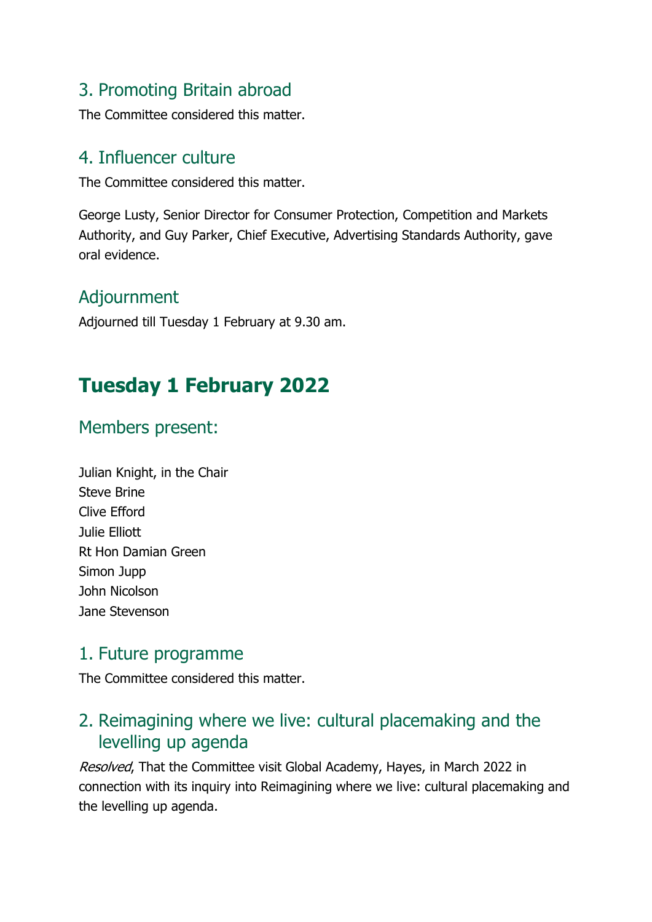### 3. Promoting Britain abroad

The Committee considered this matter.

### 4. Influencer culture

The Committee considered this matter.

George Lusty, Senior Director for Consumer Protection, Competition and Markets Authority, and Guy Parker, Chief Executive, Advertising Standards Authority, gave oral evidence.

### Adjournment

Adjourned till Tuesday 1 February at 9.30 am.

## Tuesday 1 February 2022

### Members present:

Julian Knight, in the Chair
Steve Brine
Clive Efford
Julie Elliott
Rt Hon Damian Green
Simon Jupp
John Nicolson
Jane Stevenson

### 1. Future programme

The Committee considered this matter.

### 2. Reimagining where we live: cultural placemaking and the levelling up agenda

*Resolved*, That the Committee visit Global Academy, Hayes, in March 2022 in connection with its inquiry into Reimagining where we live: cultural placemaking and the levelling up agenda.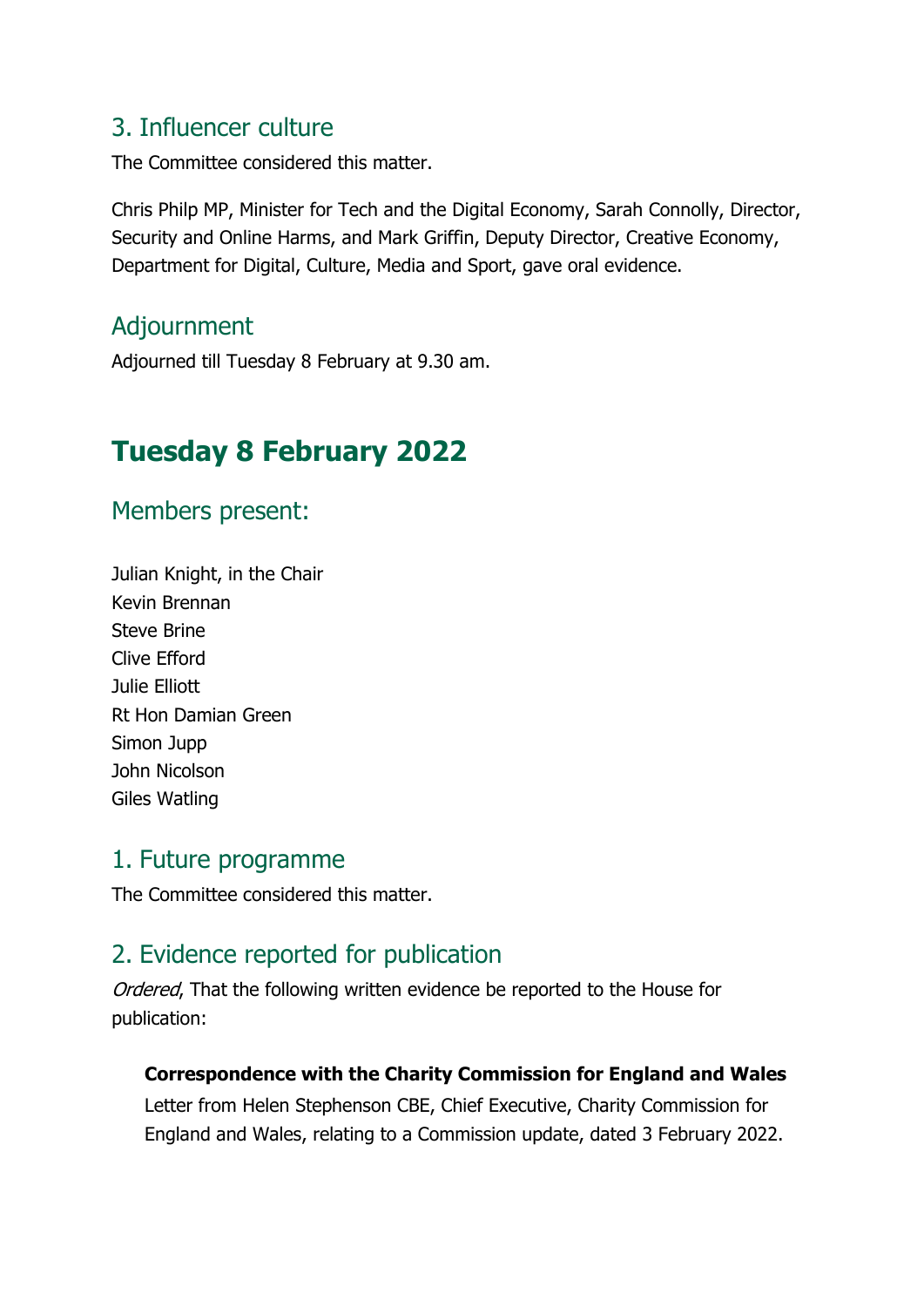## 3. Influencer culture

The Committee considered this matter.

Chris Philp MP, Minister for Tech and the Digital Economy, Sarah Connolly, Director, Security and Online Harms, and Mark Griffin, Deputy Director, Creative Economy, Department for Digital, Culture, Media and Sport, gave oral evidence.

## Adjournment

Adjourned till Tuesday 8 February at 9.30 am.

# Tuesday 8 February 2022

## Members present:

Julian Knight, in the Chair
Kevin Brennan
Steve Brine
Clive Efford
Julie Elliott
Rt Hon Damian Green
Simon Jupp
John Nicolson
Giles Watling

## 1. Future programme

The Committee considered this matter.

## 2. Evidence reported for publication

*Ordered*, That the following written evidence be reported to the House for publication:

**Correspondence with the Charity Commission for England and Wales**
Letter from Helen Stephenson CBE, Chief Executive, Charity Commission for England and Wales, relating to a Commission update, dated 3 February 2022.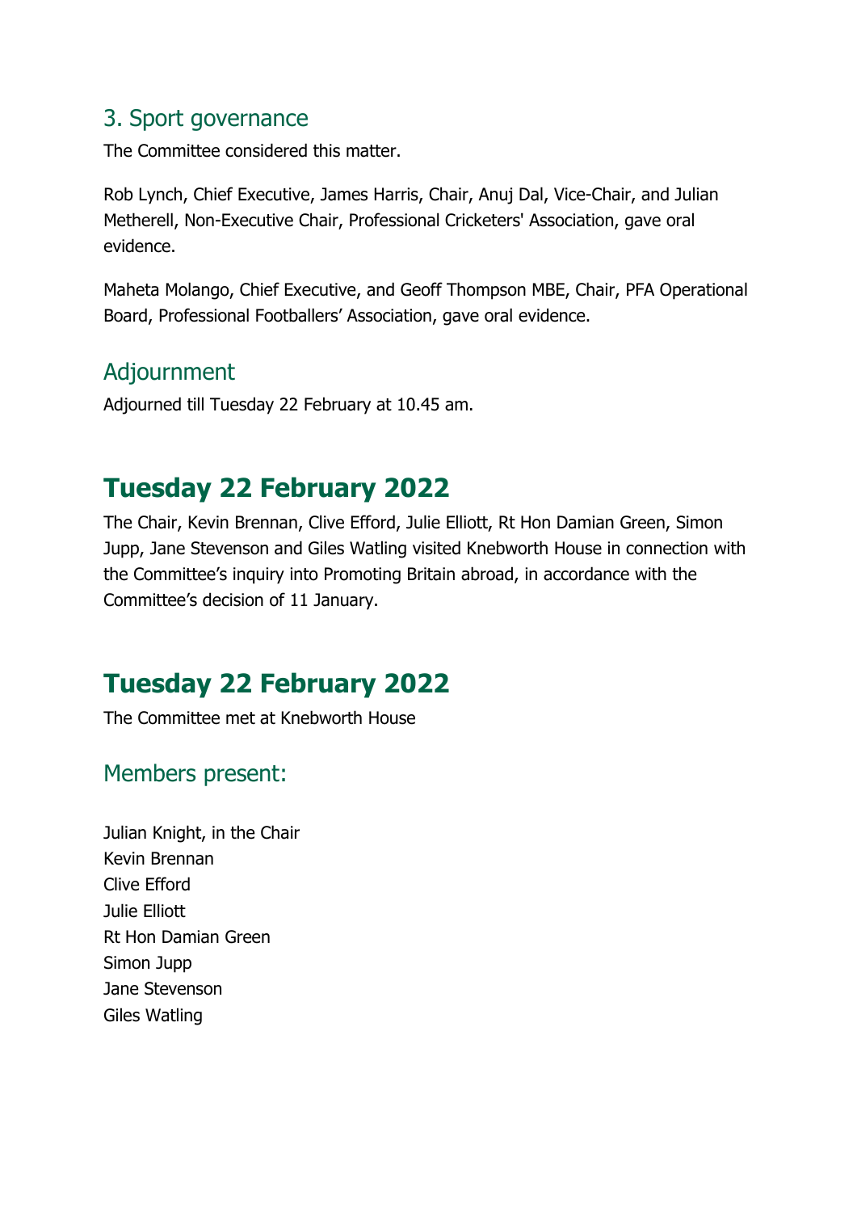## 3. Sport governance

The Committee considered this matter.

Rob Lynch, Chief Executive, James Harris, Chair, Anuj Dal, Vice-Chair, and Julian Metherell, Non-Executive Chair, Professional Cricketers' Association, gave oral evidence.

Maheta Molango, Chief Executive, and Geoff Thompson MBE, Chair, PFA Operational Board, Professional Footballers' Association, gave oral evidence.

## Adjournment

Adjourned till Tuesday 22 February at 10.45 am.

# Tuesday 22 February 2022

The Chair, Kevin Brennan, Clive Efford, Julie Elliott, Rt Hon Damian Green, Simon Jupp, Jane Stevenson and Giles Watling visited Knebworth House in connection with the Committee's inquiry into Promoting Britain abroad, in accordance with the Committee's decision of 11 January.

# Tuesday 22 February 2022

The Committee met at Knebworth House

## Members present:

Julian Knight, in the Chair
Kevin Brennan
Clive Efford
Julie Elliott
Rt Hon Damian Green
Simon Jupp
Jane Stevenson
Giles Watling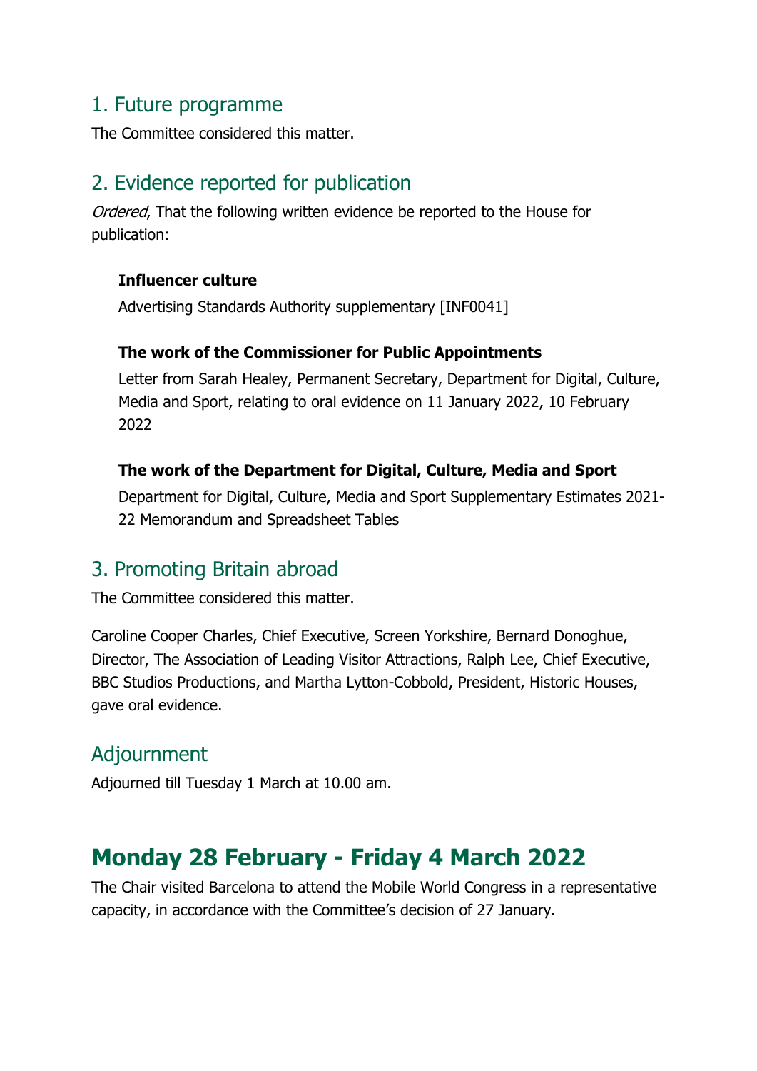## 1. Future programme

The Committee considered this matter.

## 2. Evidence reported for publication

*Ordered*, That the following written evidence be reported to the House for publication:

**Influencer culture**

Advertising Standards Authority supplementary [INF0041]

**The work of the Commissioner for Public Appointments**

Letter from Sarah Healey, Permanent Secretary, Department for Digital, Culture, Media and Sport, relating to oral evidence on 11 January 2022, 10 February 2022

**The work of the Department for Digital, Culture, Media and Sport**

Department for Digital, Culture, Media and Sport Supplementary Estimates 2021-22 Memorandum and Spreadsheet Tables

## 3. Promoting Britain abroad

The Committee considered this matter.

Caroline Cooper Charles, Chief Executive, Screen Yorkshire, Bernard Donoghue, Director, The Association of Leading Visitor Attractions, Ralph Lee, Chief Executive, BBC Studios Productions, and Martha Lytton-Cobbold, President, Historic Houses, gave oral evidence.

## Adjournment

Adjourned till Tuesday 1 March at 10.00 am.

# Monday 28 February - Friday 4 March 2022

The Chair visited Barcelona to attend the Mobile World Congress in a representative capacity, in accordance with the Committee's decision of 27 January.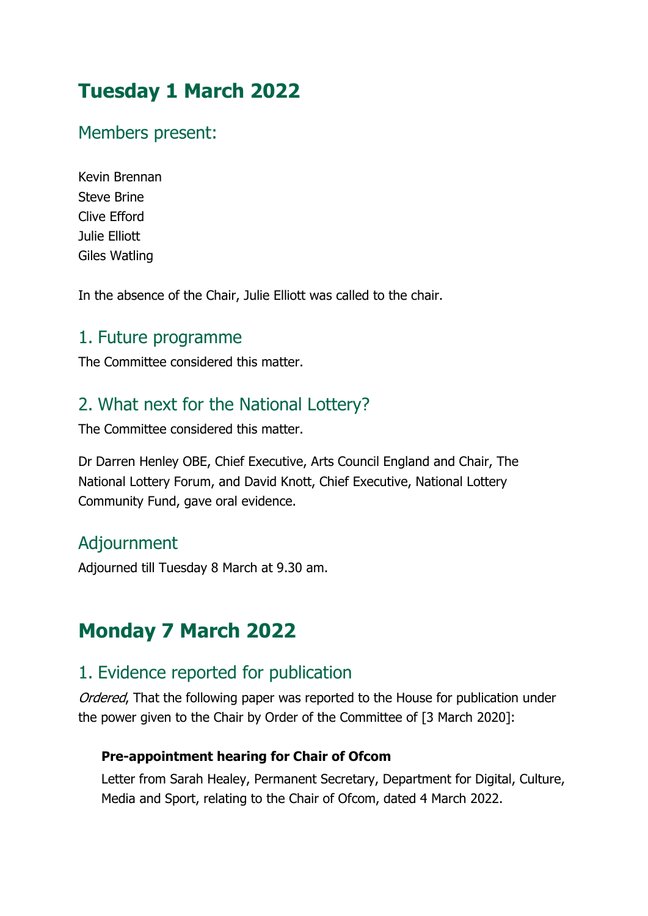# Tuesday 1 March 2022

## Members present:

Kevin Brennan
Steve Brine
Clive Efford
Julie Elliott
Giles Watling

In the absence of the Chair, Julie Elliott was called to the chair.

## 1. Future programme

The Committee considered this matter.

## 2. What next for the National Lottery?

The Committee considered this matter.

Dr Darren Henley OBE, Chief Executive, Arts Council England and Chair, The National Lottery Forum, and David Knott, Chief Executive, National Lottery Community Fund, gave oral evidence.

## Adjournment

Adjourned till Tuesday 8 March at 9.30 am.

# Monday 7 March 2022

## 1. Evidence reported for publication

*Ordered*, That the following paper was reported to the House for publication under the power given to the Chair by Order of the Committee of [3 March 2020]:

**Pre-appointment hearing for Chair of Ofcom**

Letter from Sarah Healey, Permanent Secretary, Department for Digital, Culture, Media and Sport, relating to the Chair of Ofcom, dated 4 March 2022.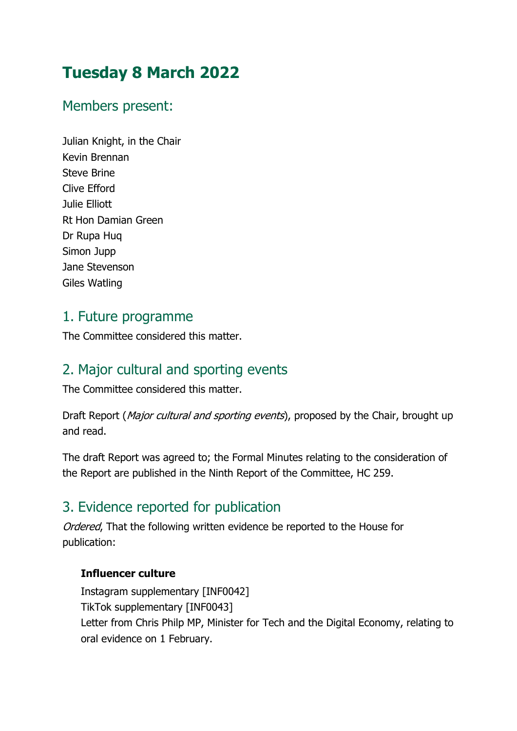# Tuesday 8 March 2022

## Members present:

Julian Knight, in the Chair
Kevin Brennan
Steve Brine
Clive Efford
Julie Elliott
Rt Hon Damian Green
Dr Rupa Huq
Simon Jupp
Jane Stevenson
Giles Watling

## 1. Future programme

The Committee considered this matter.

## 2. Major cultural and sporting events

The Committee considered this matter.

Draft Report (*Major cultural and sporting events*), proposed by the Chair, brought up and read.

The draft Report was agreed to; the Formal Minutes relating to the consideration of the Report are published in the Ninth Report of the Committee, HC 259.

## 3. Evidence reported for publication

*Ordered*, That the following written evidence be reported to the House for publication:

**Influencer culture**
Instagram supplementary [INF0042]
TikTok supplementary [INF0043]
Letter from Chris Philp MP, Minister for Tech and the Digital Economy, relating to oral evidence on 1 February.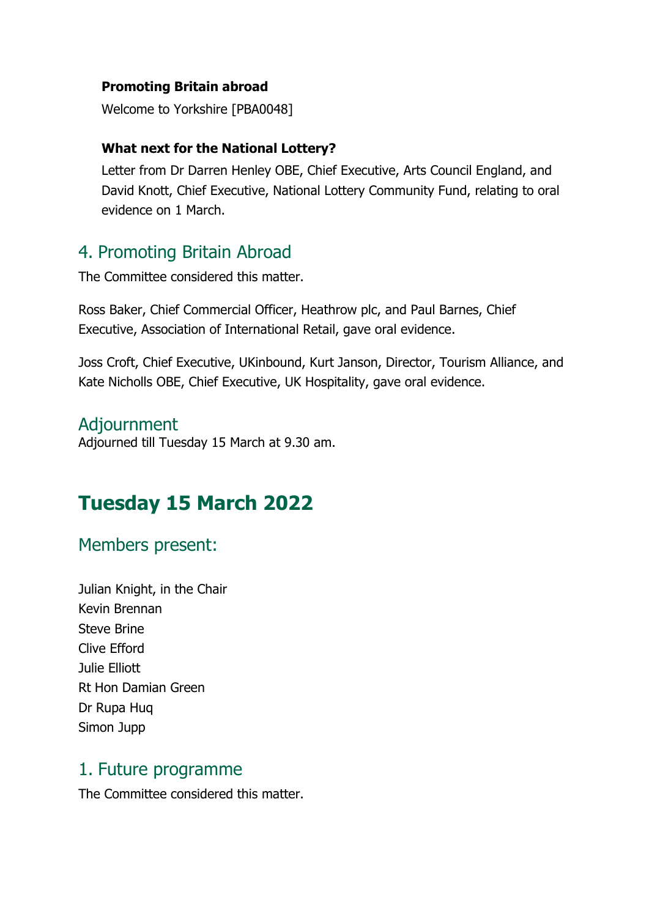**Promoting Britain abroad**

Welcome to Yorkshire [PBA0048]

**What next for the National Lottery?**

Letter from Dr Darren Henley OBE, Chief Executive, Arts Council England, and David Knott, Chief Executive, National Lottery Community Fund, relating to oral evidence on 1 March.

## 4. Promoting Britain Abroad

The Committee considered this matter.

Ross Baker, Chief Commercial Officer, Heathrow plc, and Paul Barnes, Chief Executive, Association of International Retail, gave oral evidence.

Joss Croft, Chief Executive, UKinbound, Kurt Janson, Director, Tourism Alliance, and Kate Nicholls OBE, Chief Executive, UK Hospitality, gave oral evidence.

## Adjournment

Adjourned till Tuesday 15 March at 9.30 am.

# Tuesday 15 March 2022

## Members present:

Julian Knight, in the Chair
Kevin Brennan
Steve Brine
Clive Efford
Julie Elliott
Rt Hon Damian Green
Dr Rupa Huq
Simon Jupp

## 1. Future programme

The Committee considered this matter.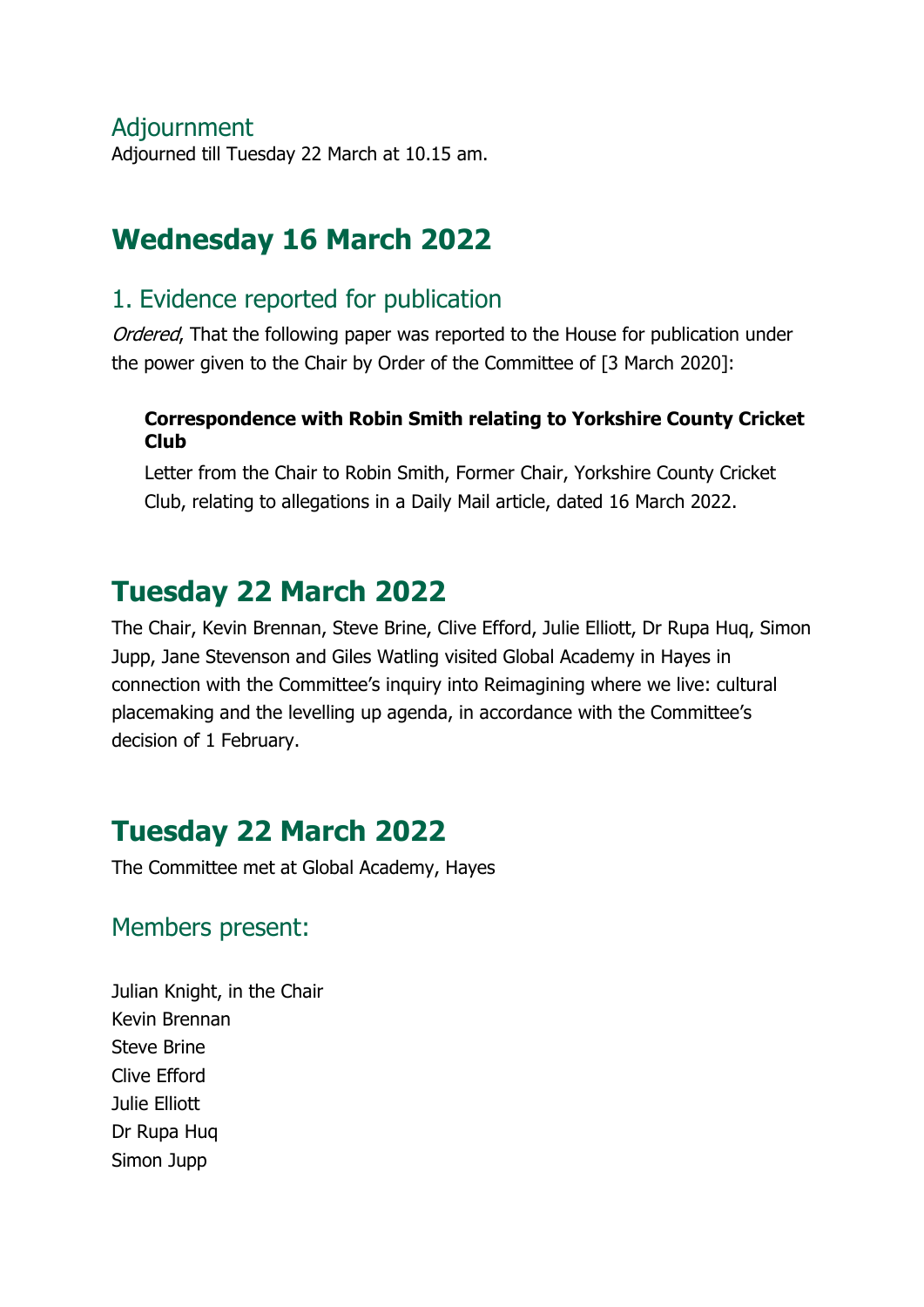## Adjournment

Adjourned till Tuesday 22 March at 10.15 am.

# Wednesday 16 March 2022

## 1. Evidence reported for publication

*Ordered*, That the following paper was reported to the House for publication under the power given to the Chair by Order of the Committee of [3 March 2020]:

> **Correspondence with Robin Smith relating to Yorkshire County Cricket Club**
>
> Letter from the Chair to Robin Smith, Former Chair, Yorkshire County Cricket Club, relating to allegations in a Daily Mail article, dated 16 March 2022.

# Tuesday 22 March 2022

The Chair, Kevin Brennan, Steve Brine, Clive Efford, Julie Elliott, Dr Rupa Huq, Simon Jupp, Jane Stevenson and Giles Watling visited Global Academy in Hayes in connection with the Committee's inquiry into Reimagining where we live: cultural placemaking and the levelling up agenda, in accordance with the Committee's decision of 1 February.

# Tuesday 22 March 2022

The Committee met at Global Academy, Hayes

## Members present:

Julian Knight, in the Chair
Kevin Brennan
Steve Brine
Clive Efford
Julie Elliott
Dr Rupa Huq
Simon Jupp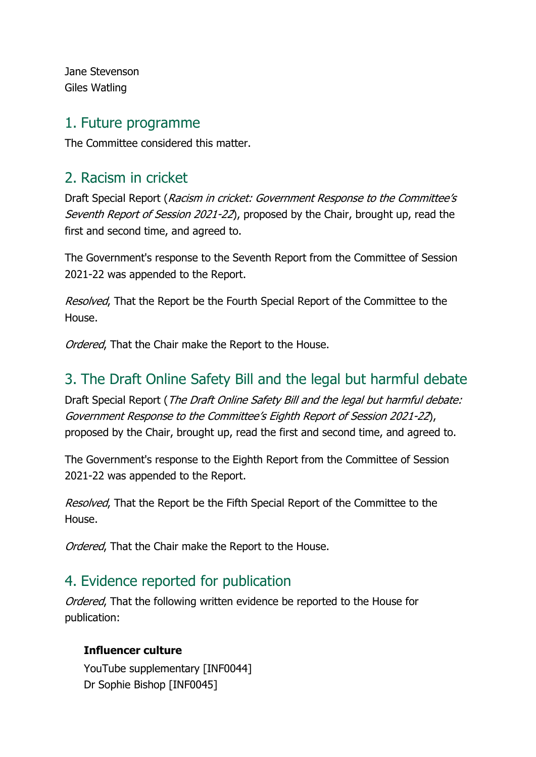Jane Stevenson
Giles Watling

## 1. Future programme

The Committee considered this matter.

## 2. Racism in cricket

Draft Special Report (*Racism in cricket: Government Response to the Committee's Seventh Report of Session 2021-22*), proposed by the Chair, brought up, read the first and second time, and agreed to.

The Government's response to the Seventh Report from the Committee of Session 2021-22 was appended to the Report.

*Resolved*, That the Report be the Fourth Special Report of the Committee to the House.

*Ordered*, That the Chair make the Report to the House.

## 3. The Draft Online Safety Bill and the legal but harmful debate

Draft Special Report (*The Draft Online Safety Bill and the legal but harmful debate: Government Response to the Committee's Eighth Report of Session 2021-22*), proposed by the Chair, brought up, read the first and second time, and agreed to.

The Government's response to the Eighth Report from the Committee of Session 2021-22 was appended to the Report.

*Resolved*, That the Report be the Fifth Special Report of the Committee to the House.

*Ordered*, That the Chair make the Report to the House.

## 4. Evidence reported for publication

*Ordered*, That the following written evidence be reported to the House for publication:

**Influencer culture**
YouTube supplementary [INF0044]
Dr Sophie Bishop [INF0045]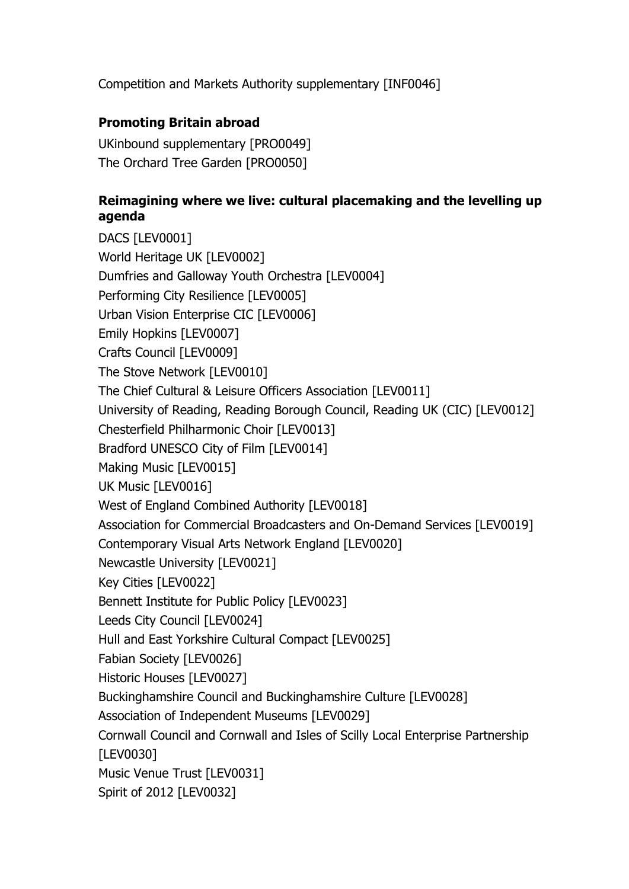Competition and Markets Authority supplementary [INF0046]

**Promoting Britain abroad**

UKinbound supplementary [PRO0049]
The Orchard Tree Garden [PRO0050]

**Reimagining where we live: cultural placemaking and the levelling up agenda**

DACS [LEV0001]
World Heritage UK [LEV0002]
Dumfries and Galloway Youth Orchestra [LEV0004]
Performing City Resilience [LEV0005]
Urban Vision Enterprise CIC [LEV0006]
Emily Hopkins [LEV0007]
Crafts Council [LEV0009]
The Stove Network [LEV0010]
The Chief Cultural & Leisure Officers Association [LEV0011]
University of Reading, Reading Borough Council, Reading UK (CIC) [LEV0012]
Chesterfield Philharmonic Choir [LEV0013]
Bradford UNESCO City of Film [LEV0014]
Making Music [LEV0015]
UK Music [LEV0016]
West of England Combined Authority [LEV0018]
Association for Commercial Broadcasters and On-Demand Services [LEV0019]
Contemporary Visual Arts Network England [LEV0020]
Newcastle University [LEV0021]
Key Cities [LEV0022]
Bennett Institute for Public Policy [LEV0023]
Leeds City Council [LEV0024]
Hull and East Yorkshire Cultural Compact [LEV0025]
Fabian Society [LEV0026]
Historic Houses [LEV0027]
Buckinghamshire Council and Buckinghamshire Culture [LEV0028]
Association of Independent Museums [LEV0029]
Cornwall Council and Cornwall and Isles of Scilly Local Enterprise Partnership [LEV0030]
Music Venue Trust [LEV0031]
Spirit of 2012 [LEV0032]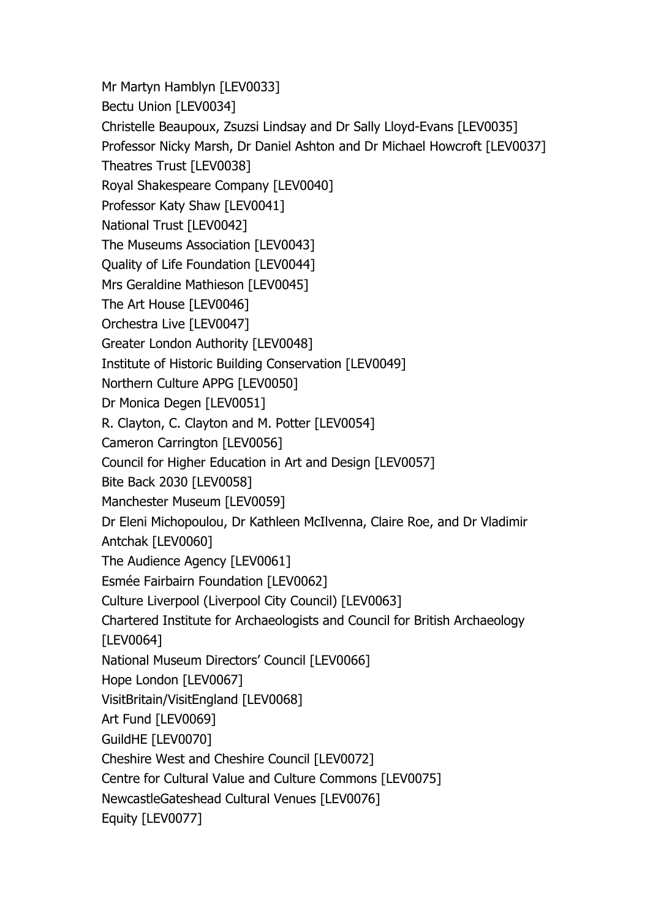Mr Martyn Hamblyn [LEV0033]

Bectu Union [LEV0034]

Christelle Beaupoux, Zsuzsi Lindsay and Dr Sally Lloyd-Evans [LEV0035]

Professor Nicky Marsh, Dr Daniel Ashton and Dr Michael Howcroft [LEV0037]

Theatres Trust [LEV0038]

Royal Shakespeare Company [LEV0040]

Professor Katy Shaw [LEV0041]

National Trust [LEV0042]

The Museums Association [LEV0043]

Quality of Life Foundation [LEV0044]

Mrs Geraldine Mathieson [LEV0045]

The Art House [LEV0046]

Orchestra Live [LEV0047]

Greater London Authority [LEV0048]

Institute of Historic Building Conservation [LEV0049]

Northern Culture APPG [LEV0050]

Dr Monica Degen [LEV0051]

R. Clayton, C. Clayton and M. Potter [LEV0054]

Cameron Carrington [LEV0056]

Council for Higher Education in Art and Design [LEV0057]

Bite Back 2030 [LEV0058]

Manchester Museum [LEV0059]

Dr Eleni Michopoulou, Dr Kathleen McIlvenna, Claire Roe, and Dr Vladimir Antchak [LEV0060]

The Audience Agency [LEV0061]

Esmée Fairbairn Foundation [LEV0062]

Culture Liverpool (Liverpool City Council) [LEV0063]

Chartered Institute for Archaeologists and Council for British Archaeology [LEV0064]

National Museum Directors' Council [LEV0066]

Hope London [LEV0067]

VisitBritain/VisitEngland [LEV0068]

Art Fund [LEV0069]

GuildHE [LEV0070]

Cheshire West and Cheshire Council [LEV0072]

Centre for Cultural Value and Culture Commons [LEV0075]

NewcastleGateshead Cultural Venues [LEV0076]

Equity [LEV0077]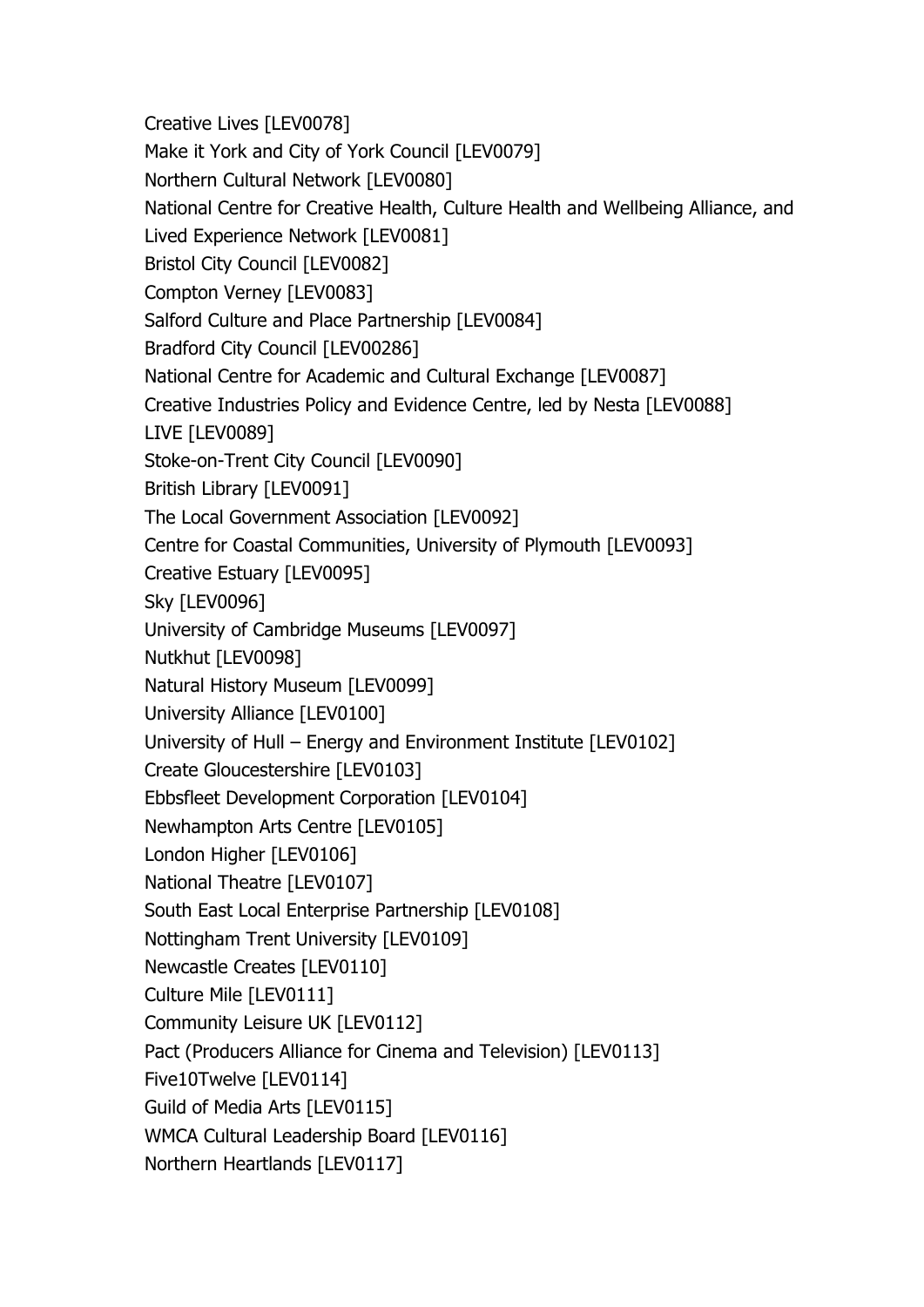Creative Lives [LEV0078]

Make it York and City of York Council [LEV0079]

Northern Cultural Network [LEV0080]

National Centre for Creative Health, Culture Health and Wellbeing Alliance, and Lived Experience Network [LEV0081]

Bristol City Council [LEV0082]

Compton Verney [LEV0083]

Salford Culture and Place Partnership [LEV0084]

Bradford City Council [LEV00286]

National Centre for Academic and Cultural Exchange [LEV0087]

Creative Industries Policy and Evidence Centre, led by Nesta [LEV0088]

LIVE [LEV0089]

Stoke-on-Trent City Council [LEV0090]

British Library [LEV0091]

The Local Government Association [LEV0092]

Centre for Coastal Communities, University of Plymouth [LEV0093]

Creative Estuary [LEV0095]

Sky [LEV0096]

University of Cambridge Museums [LEV0097]

Nutkhut [LEV0098]

Natural History Museum [LEV0099]

University Alliance [LEV0100]

University of Hull – Energy and Environment Institute [LEV0102]

Create Gloucestershire [LEV0103]

Ebbsfleet Development Corporation [LEV0104]

Newhampton Arts Centre [LEV0105]

London Higher [LEV0106]

National Theatre [LEV0107]

South East Local Enterprise Partnership [LEV0108]

Nottingham Trent University [LEV0109]

Newcastle Creates [LEV0110]

Culture Mile [LEV0111]

Community Leisure UK [LEV0112]

Pact (Producers Alliance for Cinema and Television) [LEV0113]

Five10Twelve [LEV0114]

Guild of Media Arts [LEV0115]

WMCA Cultural Leadership Board [LEV0116]

Northern Heartlands [LEV0117]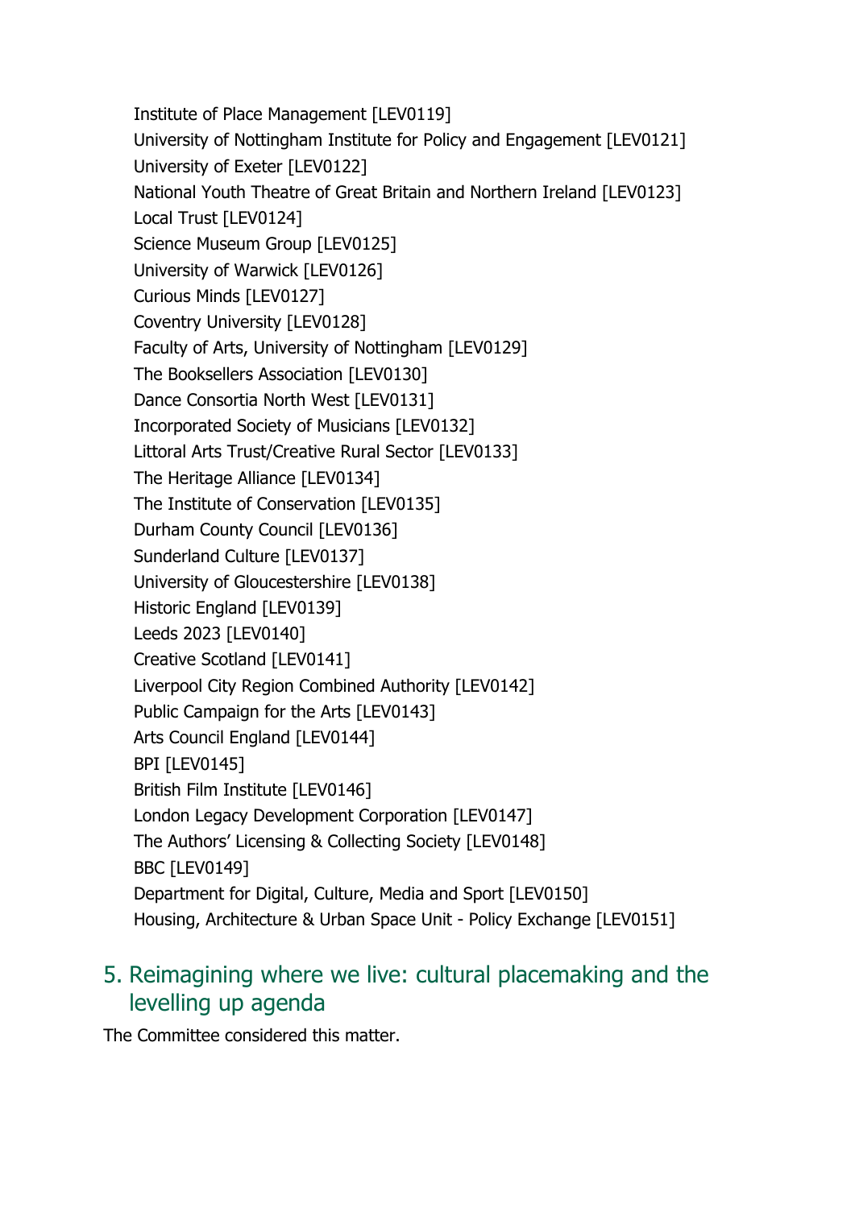Institute of Place Management [LEV0119]
University of Nottingham Institute for Policy and Engagement [LEV0121]
University of Exeter [LEV0122]
National Youth Theatre of Great Britain and Northern Ireland [LEV0123]
Local Trust [LEV0124]
Science Museum Group [LEV0125]
University of Warwick [LEV0126]
Curious Minds [LEV0127]
Coventry University [LEV0128]
Faculty of Arts, University of Nottingham [LEV0129]
The Booksellers Association [LEV0130]
Dance Consortia North West [LEV0131]
Incorporated Society of Musicians [LEV0132]
Littoral Arts Trust/Creative Rural Sector [LEV0133]
The Heritage Alliance [LEV0134]
The Institute of Conservation [LEV0135]
Durham County Council [LEV0136]
Sunderland Culture [LEV0137]
University of Gloucestershire [LEV0138]
Historic England [LEV0139]
Leeds 2023 [LEV0140]
Creative Scotland [LEV0141]
Liverpool City Region Combined Authority [LEV0142]
Public Campaign for the Arts [LEV0143]
Arts Council England [LEV0144]
BPI [LEV0145]
British Film Institute [LEV0146]
London Legacy Development Corporation [LEV0147]
The Authors' Licensing & Collecting Society [LEV0148]
BBC [LEV0149]
Department for Digital, Culture, Media and Sport [LEV0150]
Housing, Architecture & Urban Space Unit - Policy Exchange [LEV0151]

## 5. Reimagining where we live: cultural placemaking and the levelling up agenda

The Committee considered this matter.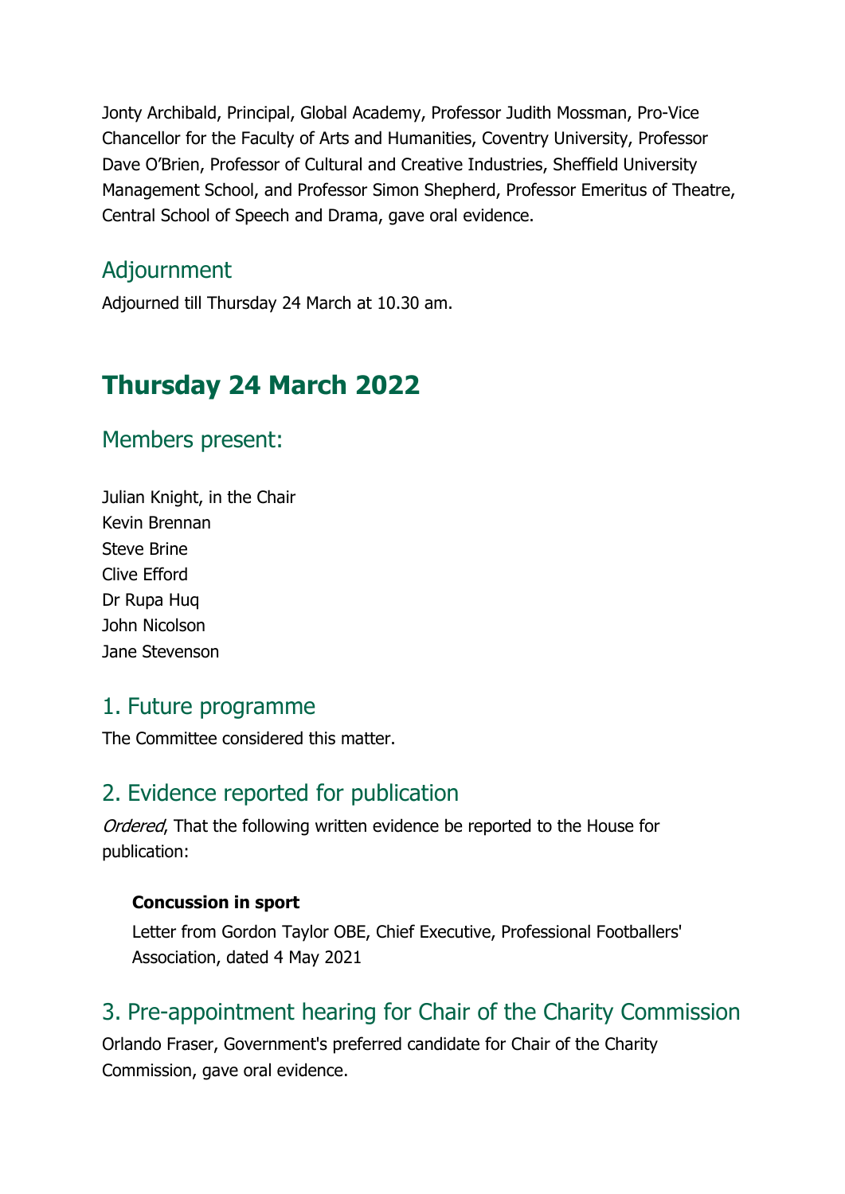Jonty Archibald, Principal, Global Academy, Professor Judith Mossman, Pro-Vice Chancellor for the Faculty of Arts and Humanities, Coventry University, Professor Dave O'Brien, Professor of Cultural and Creative Industries, Sheffield University Management School, and Professor Simon Shepherd, Professor Emeritus of Theatre, Central School of Speech and Drama, gave oral evidence.

### Adjournment

Adjourned till Thursday 24 March at 10.30 am.

## Thursday 24 March 2022

### Members present:

Julian Knight, in the Chair
Kevin Brennan
Steve Brine
Clive Efford
Dr Rupa Huq
John Nicolson
Jane Stevenson

### 1. Future programme

The Committee considered this matter.

### 2. Evidence reported for publication

*Ordered*, That the following written evidence be reported to the House for publication:

**Concussion in sport**

Letter from Gordon Taylor OBE, Chief Executive, Professional Footballers' Association, dated 4 May 2021

### 3. Pre-appointment hearing for Chair of the Charity Commission

Orlando Fraser, Government's preferred candidate for Chair of the Charity Commission, gave oral evidence.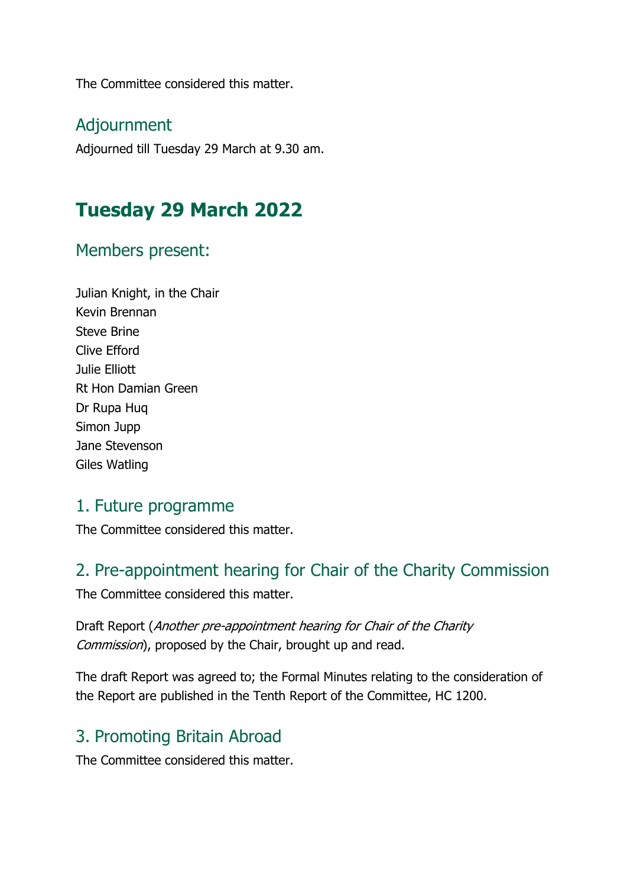The Committee considered this matter.

### Adjournment

Adjourned till Tuesday 29 March at 9.30 am.

## Tuesday 29 March 2022

### Members present:

Julian Knight, in the Chair
Kevin Brennan
Steve Brine
Clive Efford
Julie Elliott
Rt Hon Damian Green
Dr Rupa Huq
Simon Jupp
Jane Stevenson
Giles Watling

### 1. Future programme

The Committee considered this matter.

### 2. Pre-appointment hearing for Chair of the Charity Commission

The Committee considered this matter.

Draft Report (*Another pre-appointment hearing for Chair of the Charity Commission*), proposed by the Chair, brought up and read.

The draft Report was agreed to; the Formal Minutes relating to the consideration of the Report are published in the Tenth Report of the Committee, HC 1200.

### 3. Promoting Britain Abroad

The Committee considered this matter.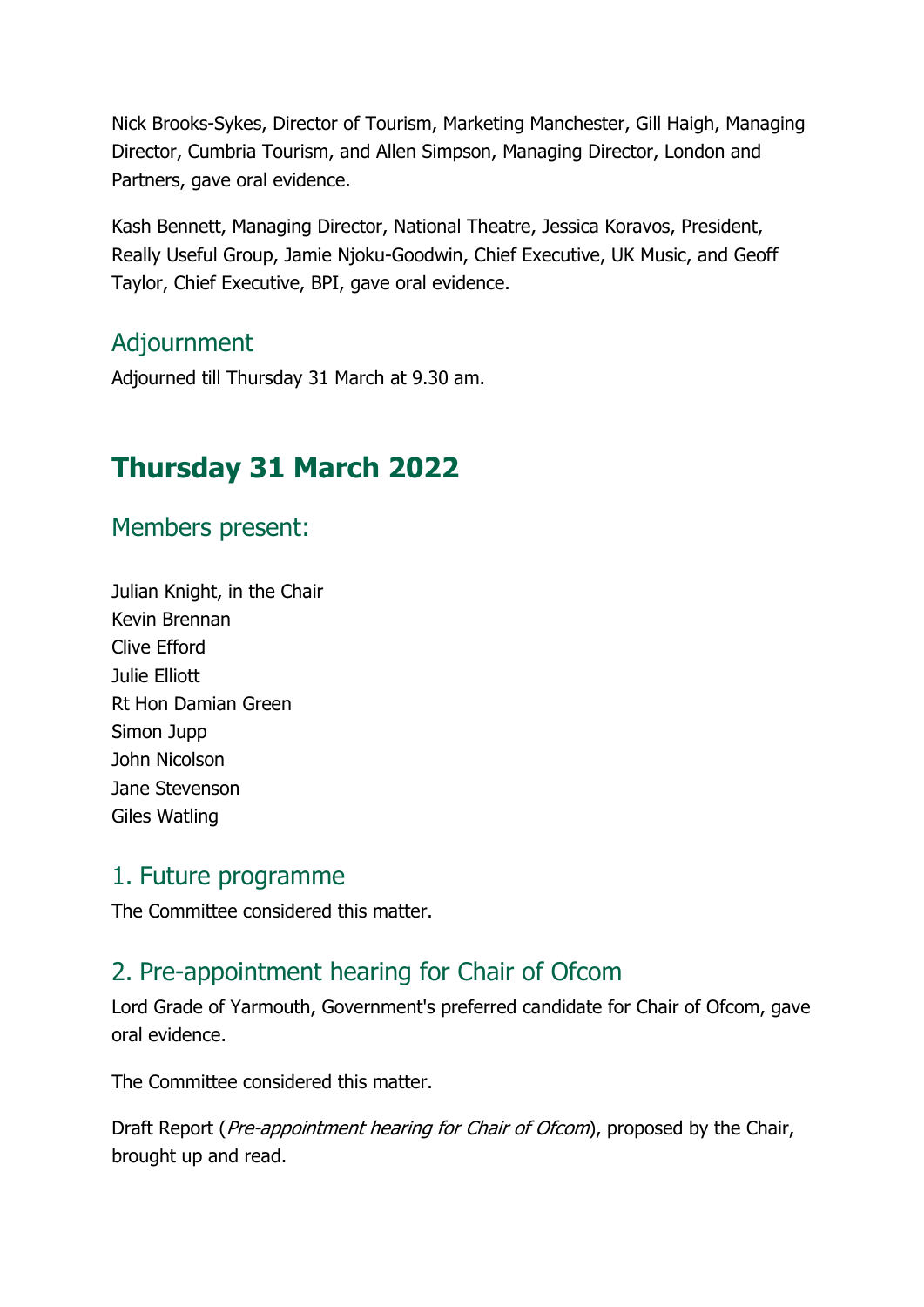Nick Brooks-Sykes, Director of Tourism, Marketing Manchester, Gill Haigh, Managing Director, Cumbria Tourism, and Allen Simpson, Managing Director, London and Partners, gave oral evidence.

Kash Bennett, Managing Director, National Theatre, Jessica Koravos, President, Really Useful Group, Jamie Njoku-Goodwin, Chief Executive, UK Music, and Geoff Taylor, Chief Executive, BPI, gave oral evidence.

### Adjournment

Adjourned till Thursday 31 March at 9.30 am.

## Thursday 31 March 2022

### Members present:

Julian Knight, in the Chair
Kevin Brennan
Clive Efford
Julie Elliott
Rt Hon Damian Green
Simon Jupp
John Nicolson
Jane Stevenson
Giles Watling

### 1. Future programme

The Committee considered this matter.

### 2. Pre-appointment hearing for Chair of Ofcom

Lord Grade of Yarmouth, Government's preferred candidate for Chair of Ofcom, gave oral evidence.

The Committee considered this matter.

Draft Report (*Pre-appointment hearing for Chair of Ofcom*), proposed by the Chair, brought up and read.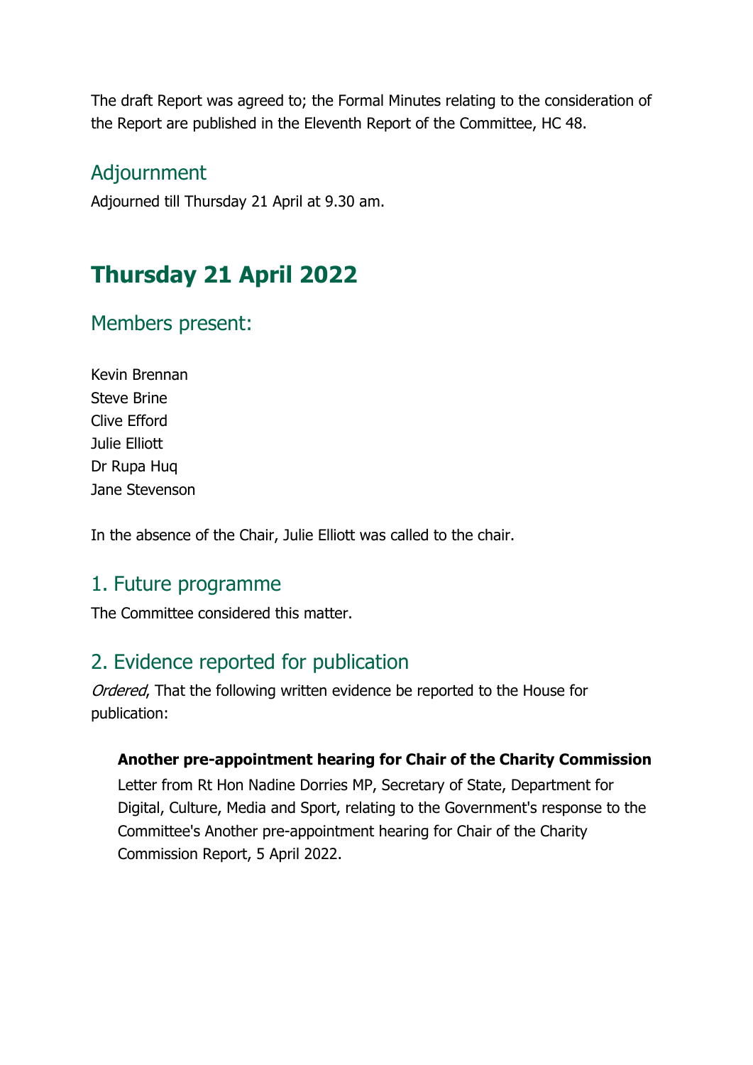The draft Report was agreed to; the Formal Minutes relating to the consideration of the Report are published in the Eleventh Report of the Committee, HC 48.

## Adjournment

Adjourned till Thursday 21 April at 9.30 am.

# Thursday 21 April 2022

## Members present:

Kevin Brennan
Steve Brine
Clive Efford
Julie Elliott
Dr Rupa Huq
Jane Stevenson

In the absence of the Chair, Julie Elliott was called to the chair.

## 1. Future programme

The Committee considered this matter.

## 2. Evidence reported for publication

*Ordered*, That the following written evidence be reported to the House for publication:

**Another pre-appointment hearing for Chair of the Charity Commission**

Letter from Rt Hon Nadine Dorries MP, Secretary of State, Department for Digital, Culture, Media and Sport, relating to the Government's response to the Committee's Another pre-appointment hearing for Chair of the Charity Commission Report, 5 April 2022.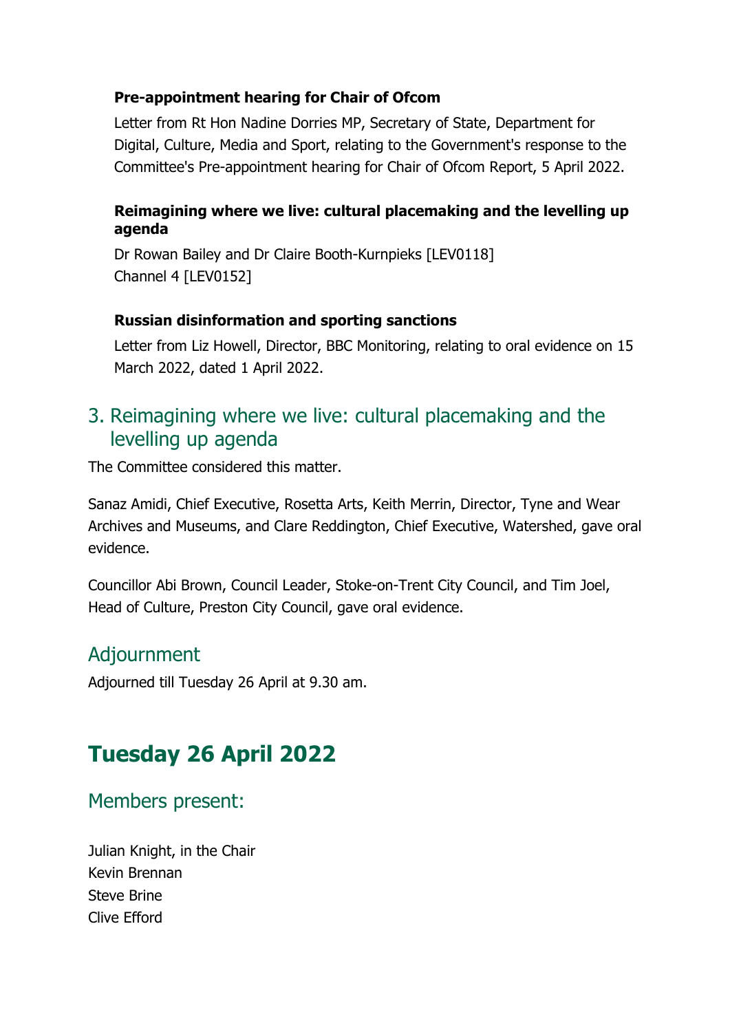#### Pre-appointment hearing for Chair of Ofcom

Letter from Rt Hon Nadine Dorries MP, Secretary of State, Department for Digital, Culture, Media and Sport, relating to the Government's response to the Committee's Pre-appointment hearing for Chair of Ofcom Report, 5 April 2022.

#### Reimagining where we live: cultural placemaking and the levelling up agenda

Dr Rowan Bailey and Dr Claire Booth-Kurnpieks [LEV0118]
Channel 4 [LEV0152]

#### Russian disinformation and sporting sanctions

Letter from Liz Howell, Director, BBC Monitoring, relating to oral evidence on 15 March 2022, dated 1 April 2022.

## 3. Reimagining where we live: cultural placemaking and the levelling up agenda

The Committee considered this matter.

Sanaz Amidi, Chief Executive, Rosetta Arts, Keith Merrin, Director, Tyne and Wear Archives and Museums, and Clare Reddington, Chief Executive, Watershed, gave oral evidence.

Councillor Abi Brown, Council Leader, Stoke-on-Trent City Council, and Tim Joel, Head of Culture, Preston City Council, gave oral evidence.

## Adjournment

Adjourned till Tuesday 26 April at 9.30 am.

# Tuesday 26 April 2022

## Members present:

Julian Knight, in the Chair
Kevin Brennan
Steve Brine
Clive Efford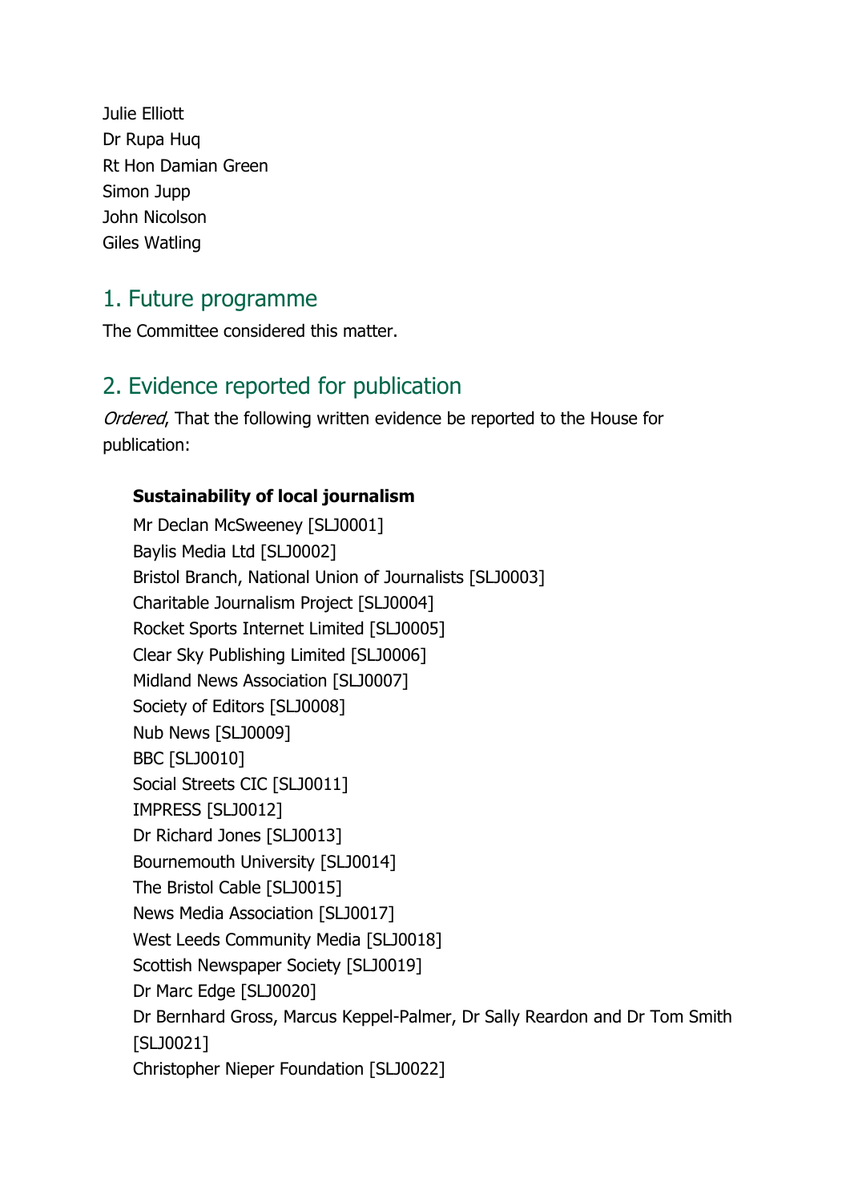Julie Elliott
Dr Rupa Huq
Rt Hon Damian Green
Simon Jupp
John Nicolson
Giles Watling

## 1. Future programme

The Committee considered this matter.

## 2. Evidence reported for publication

*Ordered*, That the following written evidence be reported to the House for publication:

**Sustainability of local journalism**

Mr Declan McSweeney [SLJ0001]
Baylis Media Ltd [SLJ0002]
Bristol Branch, National Union of Journalists [SLJ0003]
Charitable Journalism Project [SLJ0004]
Rocket Sports Internet Limited [SLJ0005]
Clear Sky Publishing Limited [SLJ0006]
Midland News Association [SLJ0007]
Society of Editors [SLJ0008]
Nub News [SLJ0009]
BBC [SLJ0010]
Social Streets CIC [SLJ0011]
IMPRESS [SLJ0012]
Dr Richard Jones [SLJ0013]
Bournemouth University [SLJ0014]
The Bristol Cable [SLJ0015]
News Media Association [SLJ0017]
West Leeds Community Media [SLJ0018]
Scottish Newspaper Society [SLJ0019]
Dr Marc Edge [SLJ0020]
Dr Bernhard Gross, Marcus Keppel-Palmer, Dr Sally Reardon and Dr Tom Smith [SLJ0021]
Christopher Nieper Foundation [SLJ0022]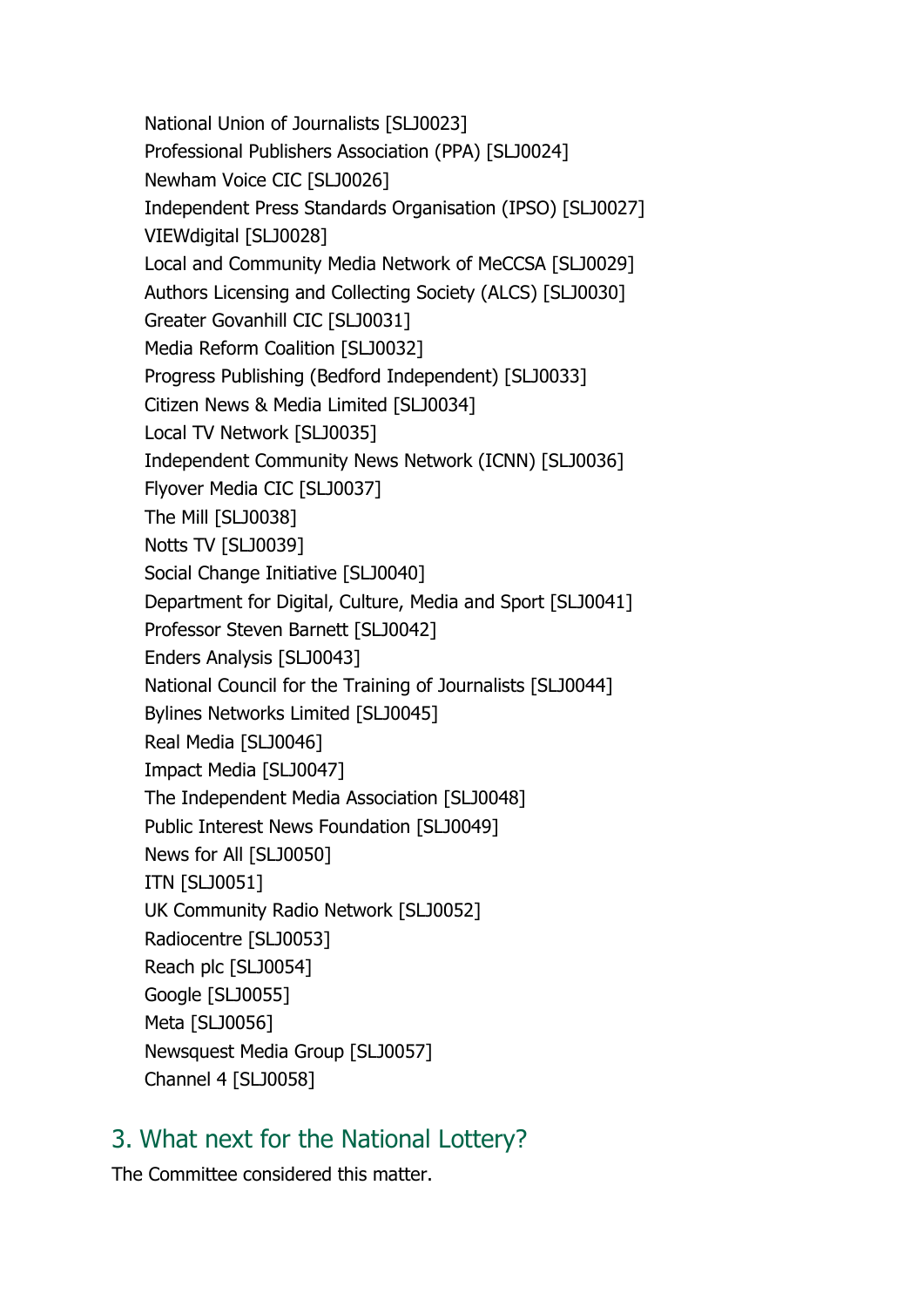National Union of Journalists [SLJ0023]

Professional Publishers Association (PPA) [SLJ0024]

Newham Voice CIC [SLJ0026]

Independent Press Standards Organisation (IPSO) [SLJ0027]

VIEWdigital [SLJ0028]

Local and Community Media Network of MeCCSA [SLJ0029]

Authors Licensing and Collecting Society (ALCS) [SLJ0030]

Greater Govanhill CIC [SLJ0031]

Media Reform Coalition [SLJ0032]

Progress Publishing (Bedford Independent) [SLJ0033]

Citizen News & Media Limited [SLJ0034]

Local TV Network [SLJ0035]

Independent Community News Network (ICNN) [SLJ0036]

Flyover Media CIC [SLJ0037]

The Mill [SLJ0038]

Notts TV [SLJ0039]

Social Change Initiative [SLJ0040]

Department for Digital, Culture, Media and Sport [SLJ0041]

Professor Steven Barnett [SLJ0042]

Enders Analysis [SLJ0043]

National Council for the Training of Journalists [SLJ0044]

Bylines Networks Limited [SLJ0045]

Real Media [SLJ0046]

Impact Media [SLJ0047]

The Independent Media Association [SLJ0048]

Public Interest News Foundation [SLJ0049]

News for All [SLJ0050]

ITN [SLJ0051]

UK Community Radio Network [SLJ0052]

Radiocentre [SLJ0053]

Reach plc [SLJ0054]

Google [SLJ0055]

Meta [SLJ0056]

Newsquest Media Group [SLJ0057]

Channel 4 [SLJ0058]

## 3. What next for the National Lottery?

The Committee considered this matter.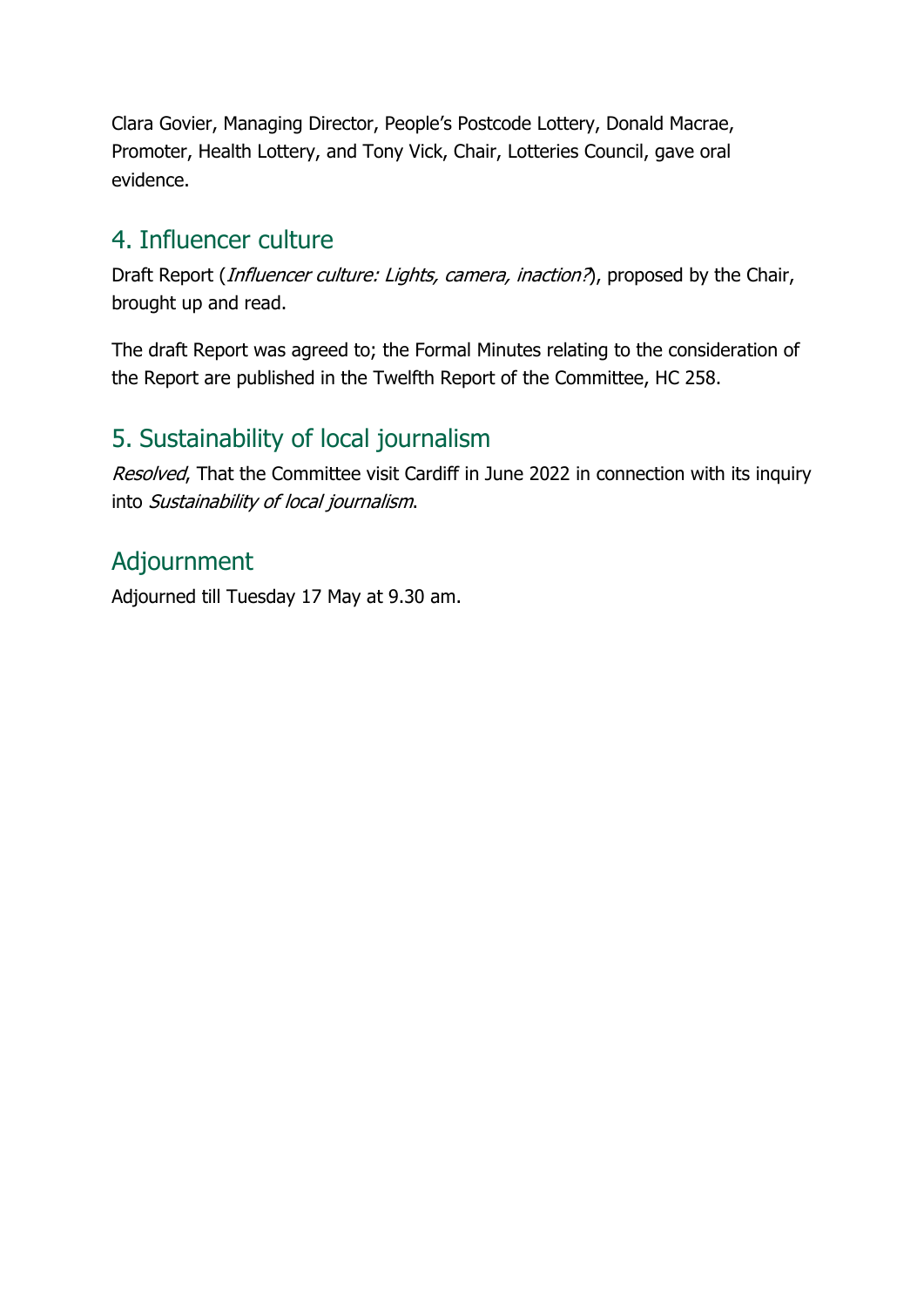Clara Govier, Managing Director, People's Postcode Lottery, Donald Macrae, Promoter, Health Lottery, and Tony Vick, Chair, Lotteries Council, gave oral evidence.

## 4. Influencer culture

Draft Report (*Influencer culture: Lights, camera, inaction?*), proposed by the Chair, brought up and read.

The draft Report was agreed to; the Formal Minutes relating to the consideration of the Report are published in the Twelfth Report of the Committee, HC 258.

## 5. Sustainability of local journalism

*Resolved*, That the Committee visit Cardiff in June 2022 in connection with its inquiry into *Sustainability of local journalism*.

## Adjournment

Adjourned till Tuesday 17 May at 9.30 am.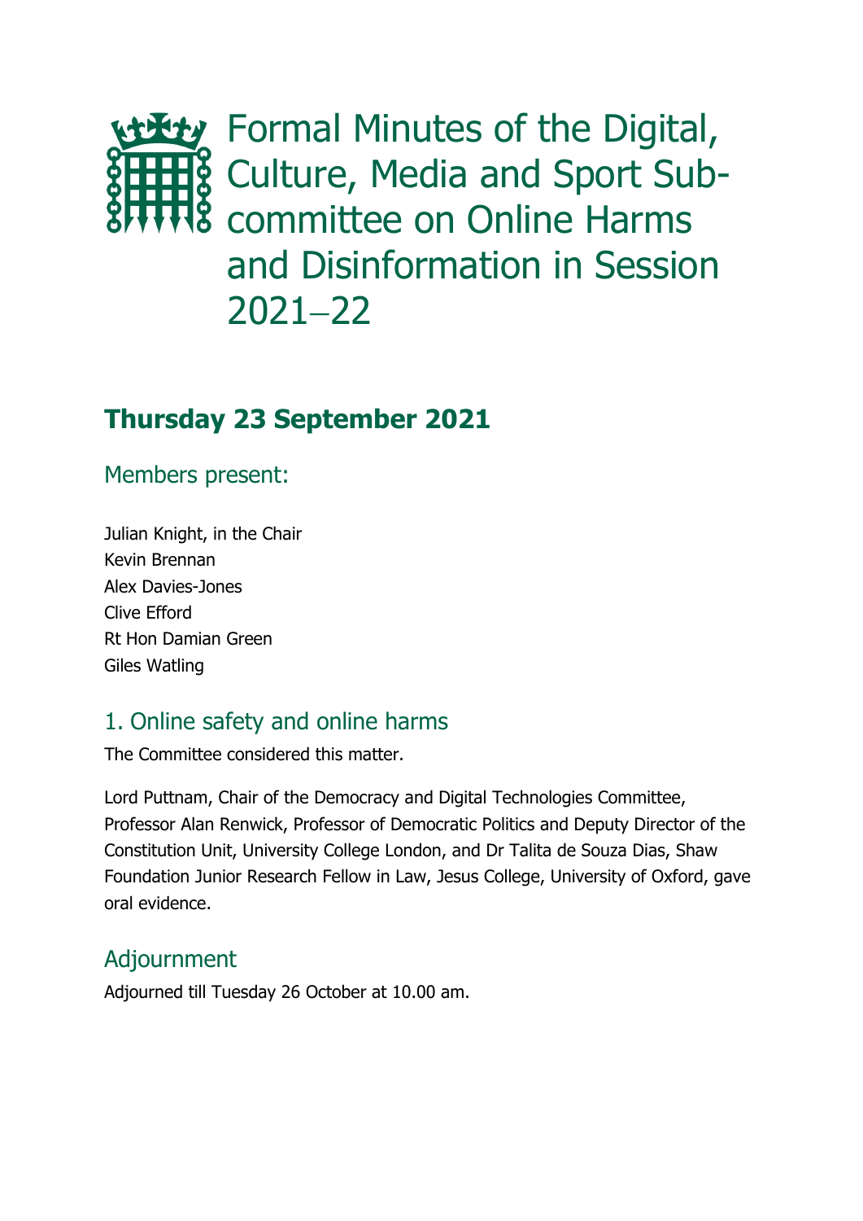# Formal Minutes of the Digital, Culture, Media and Sport Sub-committee on Online Harms and Disinformation in Session 2021–22

## Thursday 23 September 2021

### Members present:

Julian Knight, in the Chair
Kevin Brennan
Alex Davies-Jones
Clive Efford
Rt Hon Damian Green
Giles Watling

### 1. Online safety and online harms

The Committee considered this matter.

Lord Puttnam, Chair of the Democracy and Digital Technologies Committee, Professor Alan Renwick, Professor of Democratic Politics and Deputy Director of the Constitution Unit, University College London, and Dr Talita de Souza Dias, Shaw Foundation Junior Research Fellow in Law, Jesus College, University of Oxford, gave oral evidence.

### Adjournment

Adjourned till Tuesday 26 October at 10.00 am.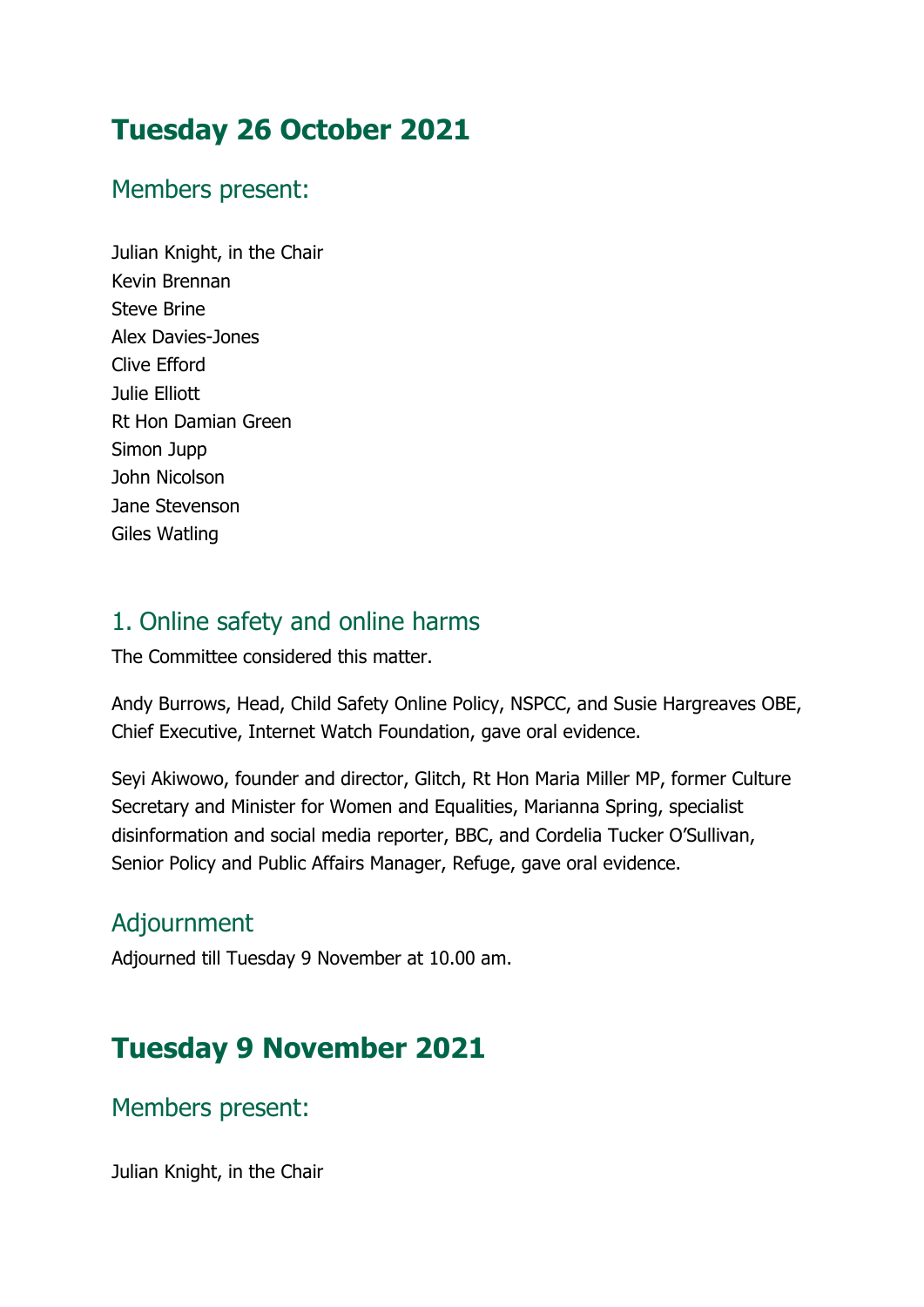# Tuesday 26 October 2021

## Members present:

Julian Knight, in the Chair
Kevin Brennan
Steve Brine
Alex Davies-Jones
Clive Efford
Julie Elliott
Rt Hon Damian Green
Simon Jupp
John Nicolson
Jane Stevenson
Giles Watling

## 1. Online safety and online harms

The Committee considered this matter.

Andy Burrows, Head, Child Safety Online Policy, NSPCC, and Susie Hargreaves OBE, Chief Executive, Internet Watch Foundation, gave oral evidence.

Seyi Akiwowo, founder and director, Glitch, Rt Hon Maria Miller MP, former Culture Secretary and Minister for Women and Equalities, Marianna Spring, specialist disinformation and social media reporter, BBC, and Cordelia Tucker O'Sullivan, Senior Policy and Public Affairs Manager, Refuge, gave oral evidence.

## Adjournment

Adjourned till Tuesday 9 November at 10.00 am.

# Tuesday 9 November 2021

## Members present:

Julian Knight, in the Chair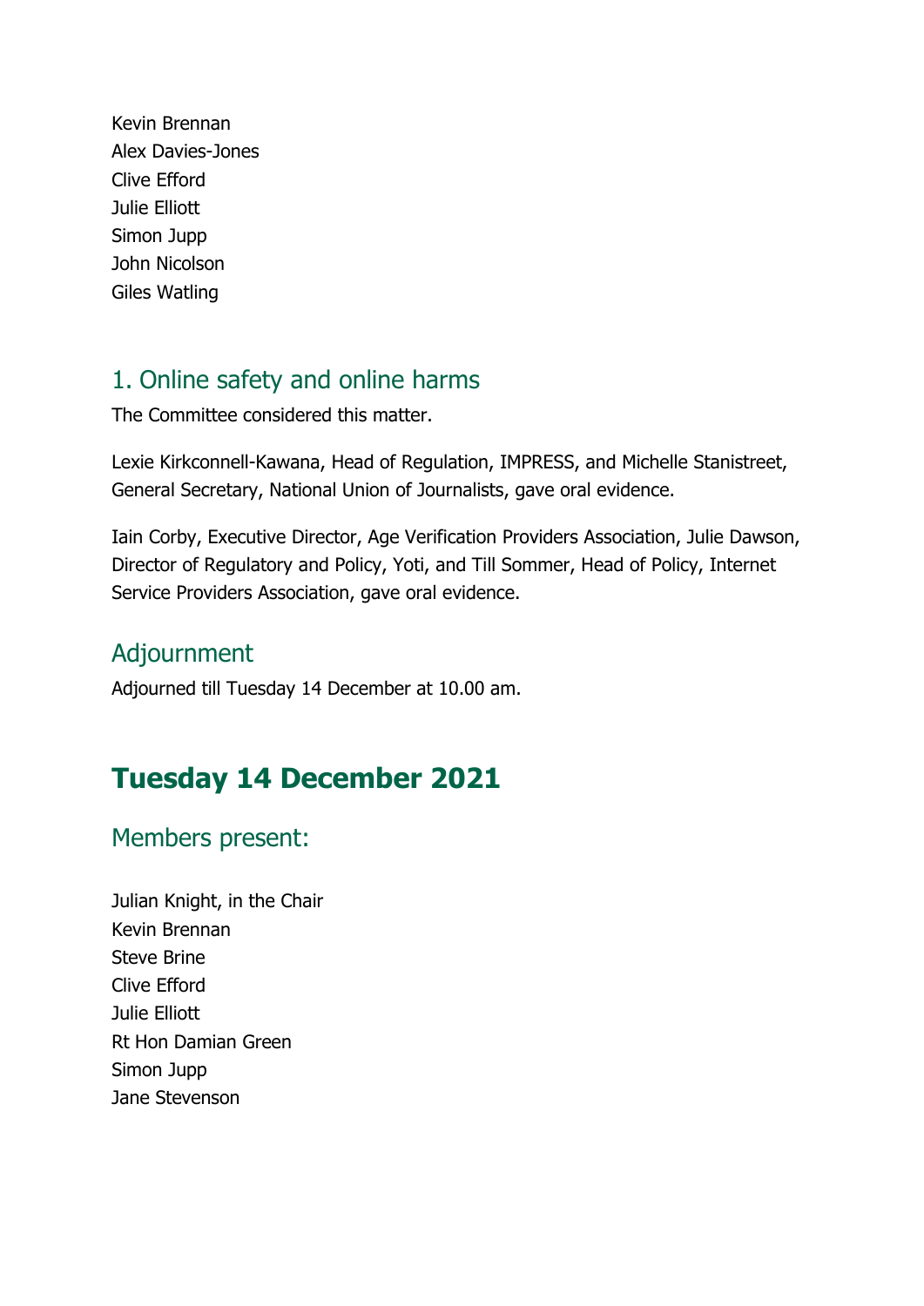Kevin Brennan
Alex Davies-Jones
Clive Efford
Julie Elliott
Simon Jupp
John Nicolson
Giles Watling

## 1. Online safety and online harms

The Committee considered this matter.

Lexie Kirkconnell-Kawana, Head of Regulation, IMPRESS, and Michelle Stanistreet, General Secretary, National Union of Journalists, gave oral evidence.

Iain Corby, Executive Director, Age Verification Providers Association, Julie Dawson, Director of Regulatory and Policy, Yoti, and Till Sommer, Head of Policy, Internet Service Providers Association, gave oral evidence.

## Adjournment

Adjourned till Tuesday 14 December at 10.00 am.

# Tuesday 14 December 2021

## Members present:

Julian Knight, in the Chair
Kevin Brennan
Steve Brine
Clive Efford
Julie Elliott
Rt Hon Damian Green
Simon Jupp
Jane Stevenson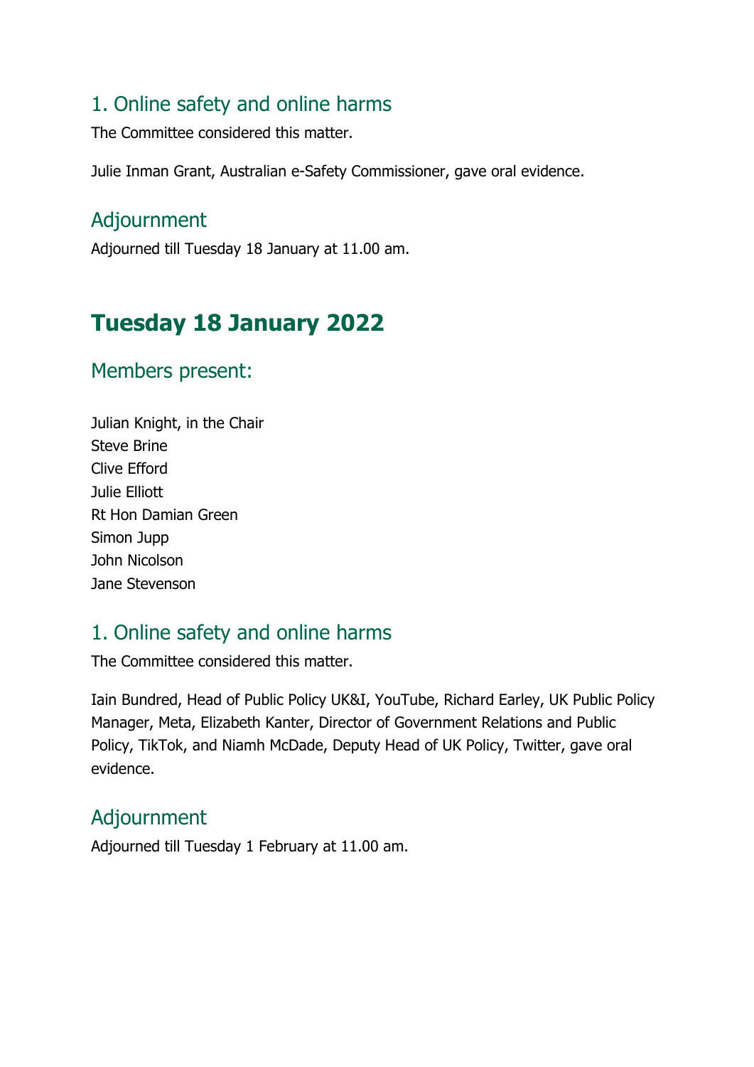### 1. Online safety and online harms

The Committee considered this matter.

Julie Inman Grant, Australian e-Safety Commissioner, gave oral evidence.

### Adjournment

Adjourned till Tuesday 18 January at 11.00 am.

## Tuesday 18 January 2022

### Members present:

Julian Knight, in the Chair
Steve Brine
Clive Efford
Julie Elliott
Rt Hon Damian Green
Simon Jupp
John Nicolson
Jane Stevenson

### 1. Online safety and online harms

The Committee considered this matter.

Iain Bundred, Head of Public Policy UK&I, YouTube, Richard Earley, UK Public Policy Manager, Meta, Elizabeth Kanter, Director of Government Relations and Public Policy, TikTok, and Niamh McDade, Deputy Head of UK Policy, Twitter, gave oral evidence.

### Adjournment

Adjourned till Tuesday 1 February at 11.00 am.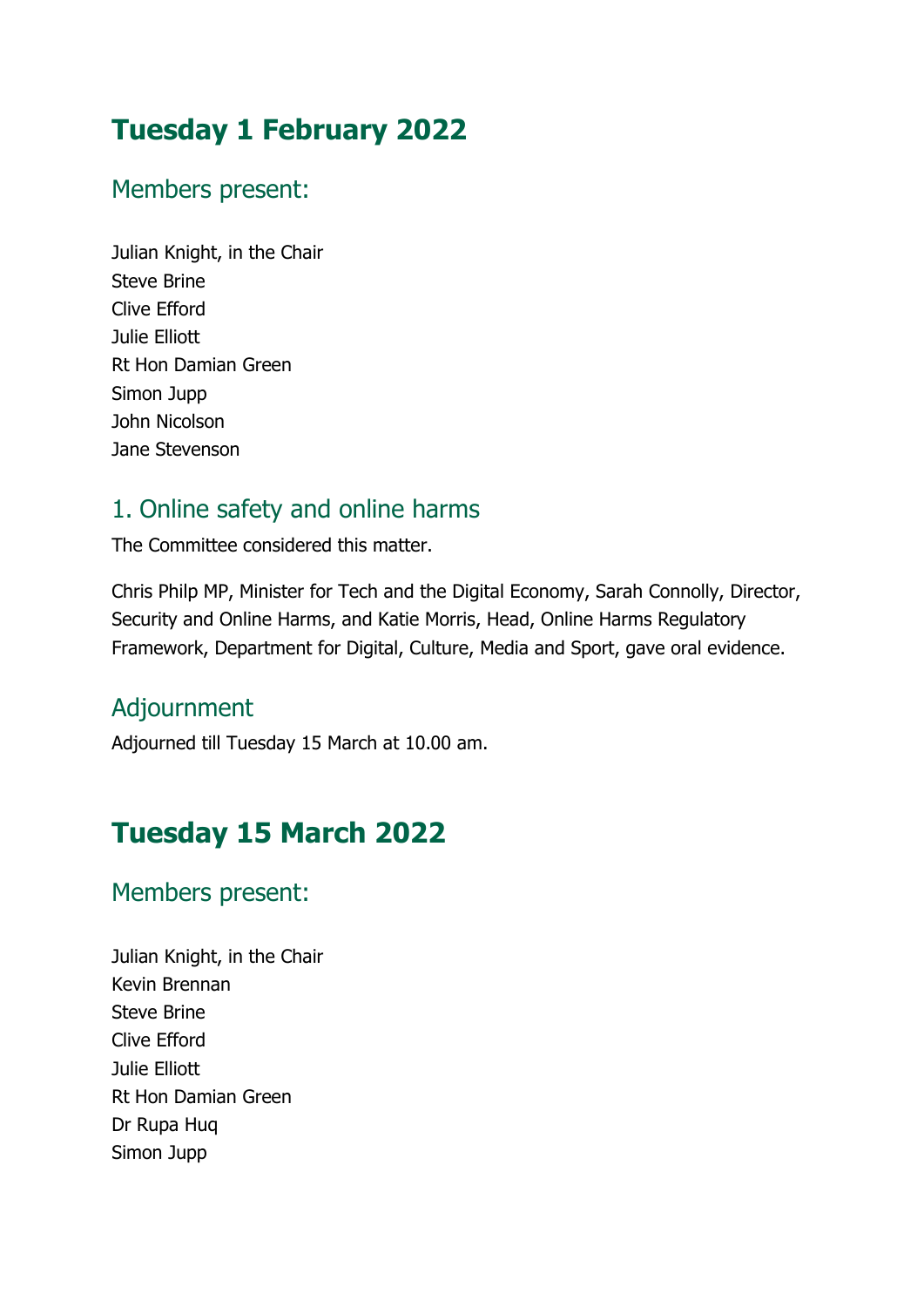## Tuesday 1 February 2022

### Members present:

Julian Knight, in the Chair
Steve Brine
Clive Efford
Julie Elliott
Rt Hon Damian Green
Simon Jupp
John Nicolson
Jane Stevenson

### 1. Online safety and online harms

The Committee considered this matter.

Chris Philp MP, Minister for Tech and the Digital Economy, Sarah Connolly, Director, Security and Online Harms, and Katie Morris, Head, Online Harms Regulatory Framework, Department for Digital, Culture, Media and Sport, gave oral evidence.

### Adjournment

Adjourned till Tuesday 15 March at 10.00 am.

## Tuesday 15 March 2022

### Members present:

Julian Knight, in the Chair
Kevin Brennan
Steve Brine
Clive Efford
Julie Elliott
Rt Hon Damian Green
Dr Rupa Huq
Simon Jupp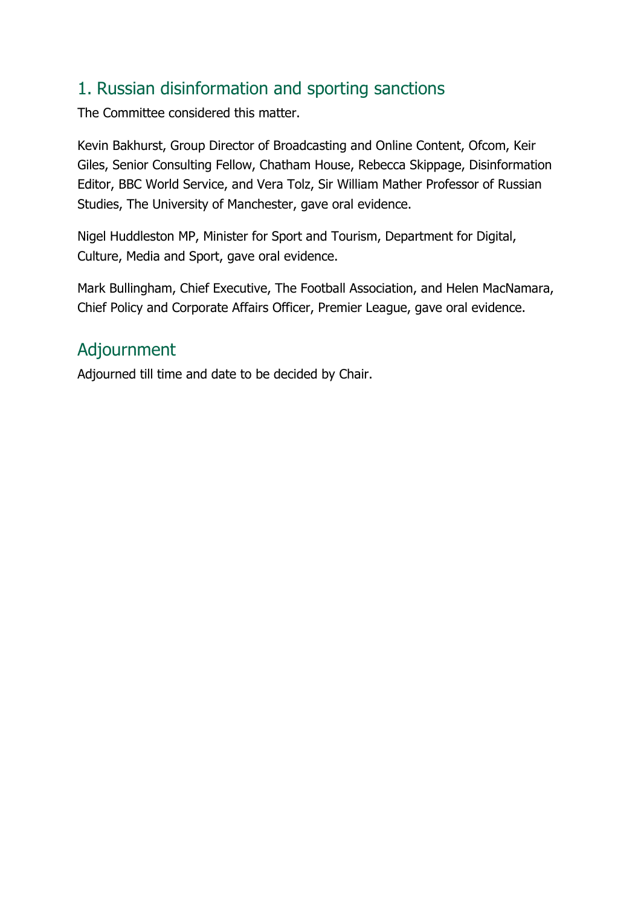## 1. Russian disinformation and sporting sanctions

The Committee considered this matter.

Kevin Bakhurst, Group Director of Broadcasting and Online Content, Ofcom, Keir Giles, Senior Consulting Fellow, Chatham House, Rebecca Skippage, Disinformation Editor, BBC World Service, and Vera Tolz, Sir William Mather Professor of Russian Studies, The University of Manchester, gave oral evidence.

Nigel Huddleston MP, Minister for Sport and Tourism, Department for Digital, Culture, Media and Sport, gave oral evidence.

Mark Bullingham, Chief Executive, The Football Association, and Helen MacNamara, Chief Policy and Corporate Affairs Officer, Premier League, gave oral evidence.

## Adjournment

Adjourned till time and date to be decided by Chair.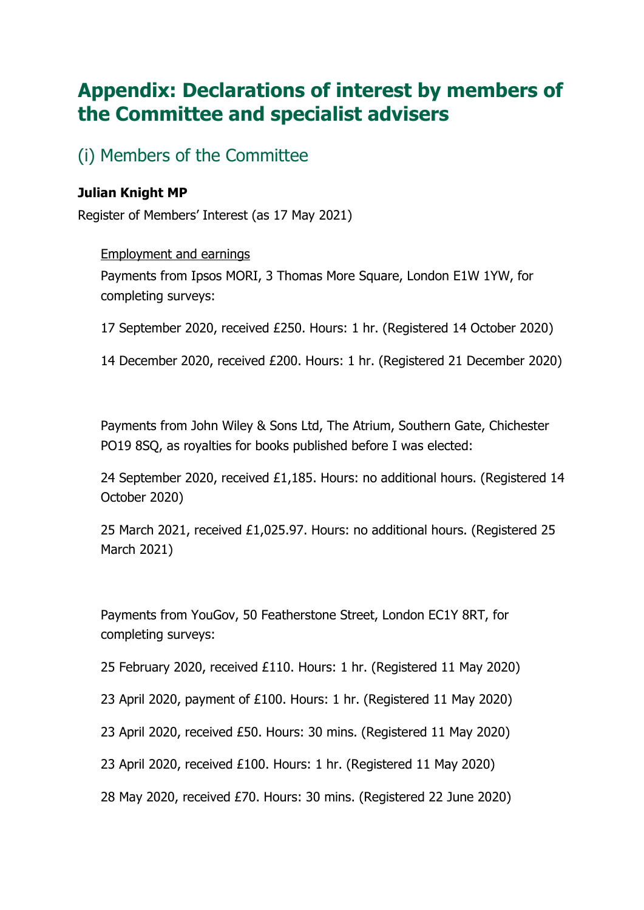# Appendix: Declarations of interest by members of the Committee and specialist advisers

## (i) Members of the Committee

**Julian Knight MP**

Register of Members' Interest (as 17 May 2021)

Employment and earnings

Payments from Ipsos MORI, 3 Thomas More Square, London E1W 1YW, for completing surveys:

17 September 2020, received £250. Hours: 1 hr. (Registered 14 October 2020)

14 December 2020, received £200. Hours: 1 hr. (Registered 21 December 2020)

Payments from John Wiley & Sons Ltd, The Atrium, Southern Gate, Chichester PO19 8SQ, as royalties for books published before I was elected:

24 September 2020, received £1,185. Hours: no additional hours. (Registered 14 October 2020)

25 March 2021, received £1,025.97. Hours: no additional hours. (Registered 25 March 2021)

Payments from YouGov, 50 Featherstone Street, London EC1Y 8RT, for completing surveys:

25 February 2020, received £110. Hours: 1 hr. (Registered 11 May 2020)

23 April 2020, payment of £100. Hours: 1 hr. (Registered 11 May 2020)

23 April 2020, received £50. Hours: 30 mins. (Registered 11 May 2020)

23 April 2020, received £100. Hours: 1 hr. (Registered 11 May 2020)

28 May 2020, received £70. Hours: 30 mins. (Registered 22 June 2020)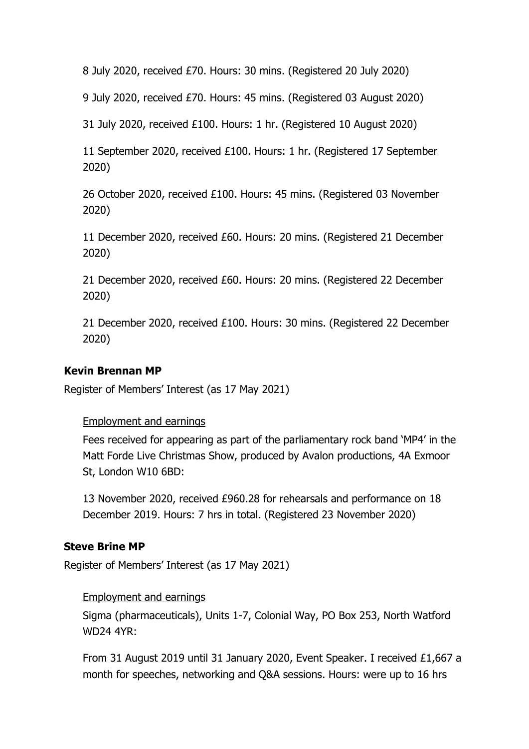8 July 2020, received £70. Hours: 30 mins. (Registered 20 July 2020)

9 July 2020, received £70. Hours: 45 mins. (Registered 03 August 2020)

31 July 2020, received £100. Hours: 1 hr. (Registered 10 August 2020)

11 September 2020, received £100. Hours: 1 hr. (Registered 17 September 2020)

26 October 2020, received £100. Hours: 45 mins. (Registered 03 November 2020)

11 December 2020, received £60. Hours: 20 mins. (Registered 21 December 2020)

21 December 2020, received £60. Hours: 20 mins. (Registered 22 December 2020)

21 December 2020, received £100. Hours: 30 mins. (Registered 22 December 2020)

**Kevin Brennan MP**

Register of Members' Interest (as 17 May 2021)

Employment and earnings

Fees received for appearing as part of the parliamentary rock band 'MP4' in the Matt Forde Live Christmas Show, produced by Avalon productions, 4A Exmoor St, London W10 6BD:

13 November 2020, received £960.28 for rehearsals and performance on 18 December 2019. Hours: 7 hrs in total. (Registered 23 November 2020)

**Steve Brine MP**

Register of Members' Interest (as 17 May 2021)

Employment and earnings

Sigma (pharmaceuticals), Units 1-7, Colonial Way, PO Box 253, North Watford WD24 4YR:

From 31 August 2019 until 31 January 2020, Event Speaker. I received £1,667 a month for speeches, networking and Q&A sessions. Hours: were up to 16 hrs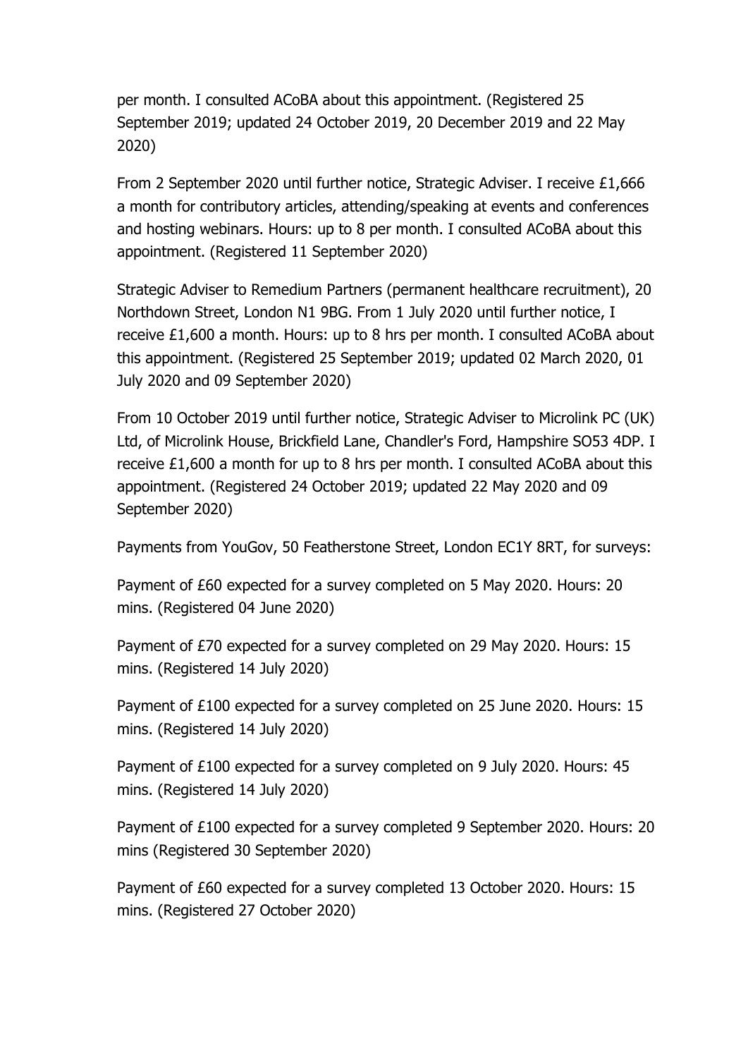per month. I consulted ACoBA about this appointment. (Registered 25 September 2019; updated 24 October 2019, 20 December 2019 and 22 May 2020)

From 2 September 2020 until further notice, Strategic Adviser. I receive £1,666 a month for contributory articles, attending/speaking at events and conferences and hosting webinars. Hours: up to 8 per month. I consulted ACoBA about this appointment. (Registered 11 September 2020)

Strategic Adviser to Remedium Partners (permanent healthcare recruitment), 20 Northdown Street, London N1 9BG. From 1 July 2020 until further notice, I receive £1,600 a month. Hours: up to 8 hrs per month. I consulted ACoBA about this appointment. (Registered 25 September 2019; updated 02 March 2020, 01 July 2020 and 09 September 2020)

From 10 October 2019 until further notice, Strategic Adviser to Microlink PC (UK) Ltd, of Microlink House, Brickfield Lane, Chandler's Ford, Hampshire SO53 4DP. I receive £1,600 a month for up to 8 hrs per month. I consulted ACoBA about this appointment. (Registered 24 October 2019; updated 22 May 2020 and 09 September 2020)

Payments from YouGov, 50 Featherstone Street, London EC1Y 8RT, for surveys:

Payment of £60 expected for a survey completed on 5 May 2020. Hours: 20 mins. (Registered 04 June 2020)

Payment of £70 expected for a survey completed on 29 May 2020. Hours: 15 mins. (Registered 14 July 2020)

Payment of £100 expected for a survey completed on 25 June 2020. Hours: 15 mins. (Registered 14 July 2020)

Payment of £100 expected for a survey completed on 9 July 2020. Hours: 45 mins. (Registered 14 July 2020)

Payment of £100 expected for a survey completed 9 September 2020. Hours: 20 mins (Registered 30 September 2020)

Payment of £60 expected for a survey completed 13 October 2020. Hours: 15 mins. (Registered 27 October 2020)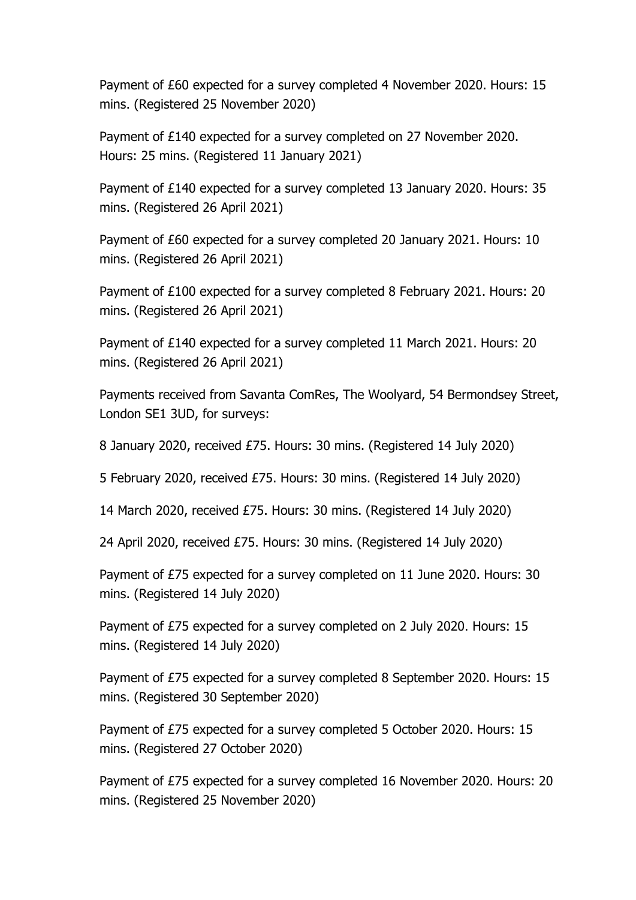Payment of £60 expected for a survey completed 4 November 2020. Hours: 15 mins. (Registered 25 November 2020)

Payment of £140 expected for a survey completed on 27 November 2020. Hours: 25 mins. (Registered 11 January 2021)

Payment of £140 expected for a survey completed 13 January 2020. Hours: 35 mins. (Registered 26 April 2021)

Payment of £60 expected for a survey completed 20 January 2021. Hours: 10 mins. (Registered 26 April 2021)

Payment of £100 expected for a survey completed 8 February 2021. Hours: 20 mins. (Registered 26 April 2021)

Payment of £140 expected for a survey completed 11 March 2021. Hours: 20 mins. (Registered 26 April 2021)

Payments received from Savanta ComRes, The Woolyard, 54 Bermondsey Street, London SE1 3UD, for surveys:

8 January 2020, received £75. Hours: 30 mins. (Registered 14 July 2020)

5 February 2020, received £75. Hours: 30 mins. (Registered 14 July 2020)

14 March 2020, received £75. Hours: 30 mins. (Registered 14 July 2020)

24 April 2020, received £75. Hours: 30 mins. (Registered 14 July 2020)

Payment of £75 expected for a survey completed on 11 June 2020. Hours: 30 mins. (Registered 14 July 2020)

Payment of £75 expected for a survey completed on 2 July 2020. Hours: 15 mins. (Registered 14 July 2020)

Payment of £75 expected for a survey completed 8 September 2020. Hours: 15 mins. (Registered 30 September 2020)

Payment of £75 expected for a survey completed 5 October 2020. Hours: 15 mins. (Registered 27 October 2020)

Payment of £75 expected for a survey completed 16 November 2020. Hours: 20 mins. (Registered 25 November 2020)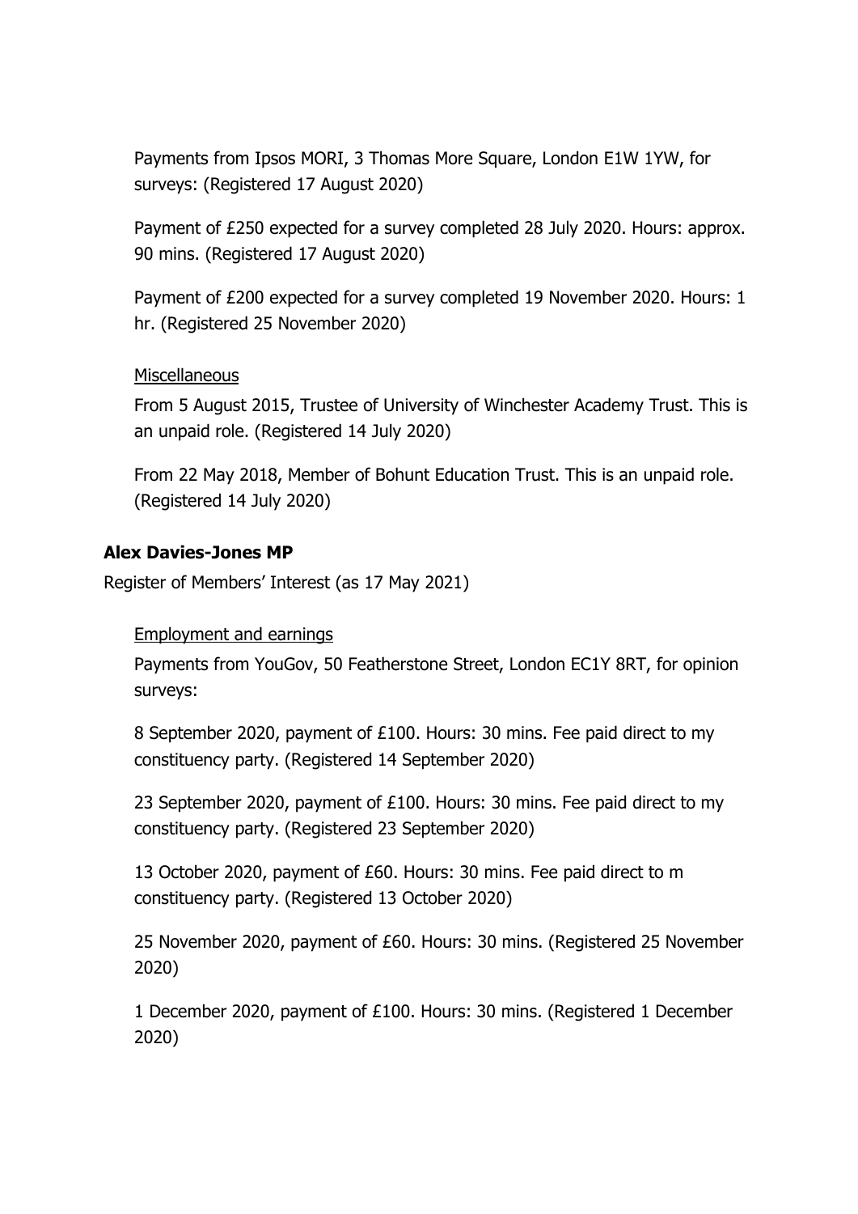Payments from Ipsos MORI, 3 Thomas More Square, London E1W 1YW, for surveys: (Registered 17 August 2020)

Payment of £250 expected for a survey completed 28 July 2020. Hours: approx. 90 mins. (Registered 17 August 2020)

Payment of £200 expected for a survey completed 19 November 2020. Hours: 1 hr. (Registered 25 November 2020)

Miscellaneous

From 5 August 2015, Trustee of University of Winchester Academy Trust. This is an unpaid role. (Registered 14 July 2020)

From 22 May 2018, Member of Bohunt Education Trust. This is an unpaid role. (Registered 14 July 2020)

**Alex Davies-Jones MP**

Register of Members' Interest (as 17 May 2021)

Employment and earnings

Payments from YouGov, 50 Featherstone Street, London EC1Y 8RT, for opinion surveys:

8 September 2020, payment of £100. Hours: 30 mins. Fee paid direct to my constituency party. (Registered 14 September 2020)

23 September 2020, payment of £100. Hours: 30 mins. Fee paid direct to my constituency party. (Registered 23 September 2020)

13 October 2020, payment of £60. Hours: 30 mins. Fee paid direct to m constituency party. (Registered 13 October 2020)

25 November 2020, payment of £60. Hours: 30 mins. (Registered 25 November 2020)

1 December 2020, payment of £100. Hours: 30 mins. (Registered 1 December 2020)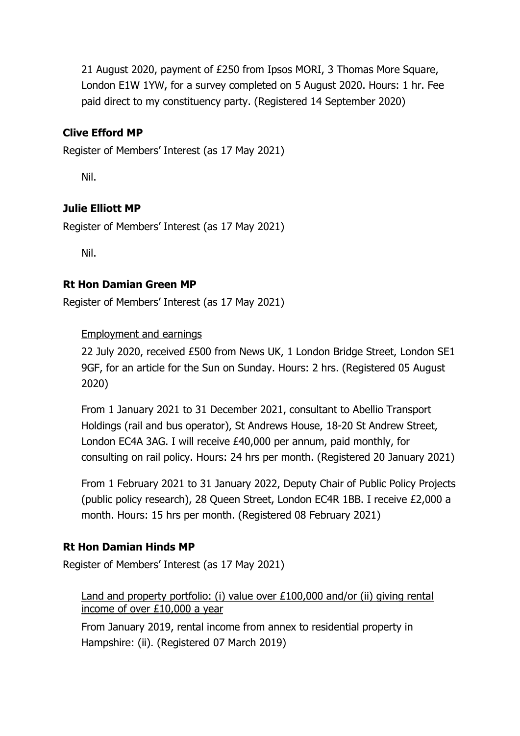21 August 2020, payment of £250 from Ipsos MORI, 3 Thomas More Square, London E1W 1YW, for a survey completed on 5 August 2020. Hours: 1 hr. Fee paid direct to my constituency party. (Registered 14 September 2020)

**Clive Efford MP**

Register of Members' Interest (as 17 May 2021)

Nil.

**Julie Elliott MP**

Register of Members' Interest (as 17 May 2021)

Nil.

**Rt Hon Damian Green MP**

Register of Members' Interest (as 17 May 2021)

<u>Employment and earnings</u>

22 July 2020, received £500 from News UK, 1 London Bridge Street, London SE1 9GF, for an article for the Sun on Sunday. Hours: 2 hrs. (Registered 05 August 2020)

From 1 January 2021 to 31 December 2021, consultant to Abellio Transport Holdings (rail and bus operator), St Andrews House, 18-20 St Andrew Street, London EC4A 3AG. I will receive £40,000 per annum, paid monthly, for consulting on rail policy. Hours: 24 hrs per month. (Registered 20 January 2021)

From 1 February 2021 to 31 January 2022, Deputy Chair of Public Policy Projects (public policy research), 28 Queen Street, London EC4R 1BB. I receive £2,000 a month. Hours: 15 hrs per month. (Registered 08 February 2021)

**Rt Hon Damian Hinds MP**

Register of Members' Interest (as 17 May 2021)

<u>Land and property portfolio: (i) value over £100,000 and/or (ii) giving rental income of over £10,000 a year</u>

From January 2019, rental income from annex to residential property in Hampshire: (ii). (Registered 07 March 2019)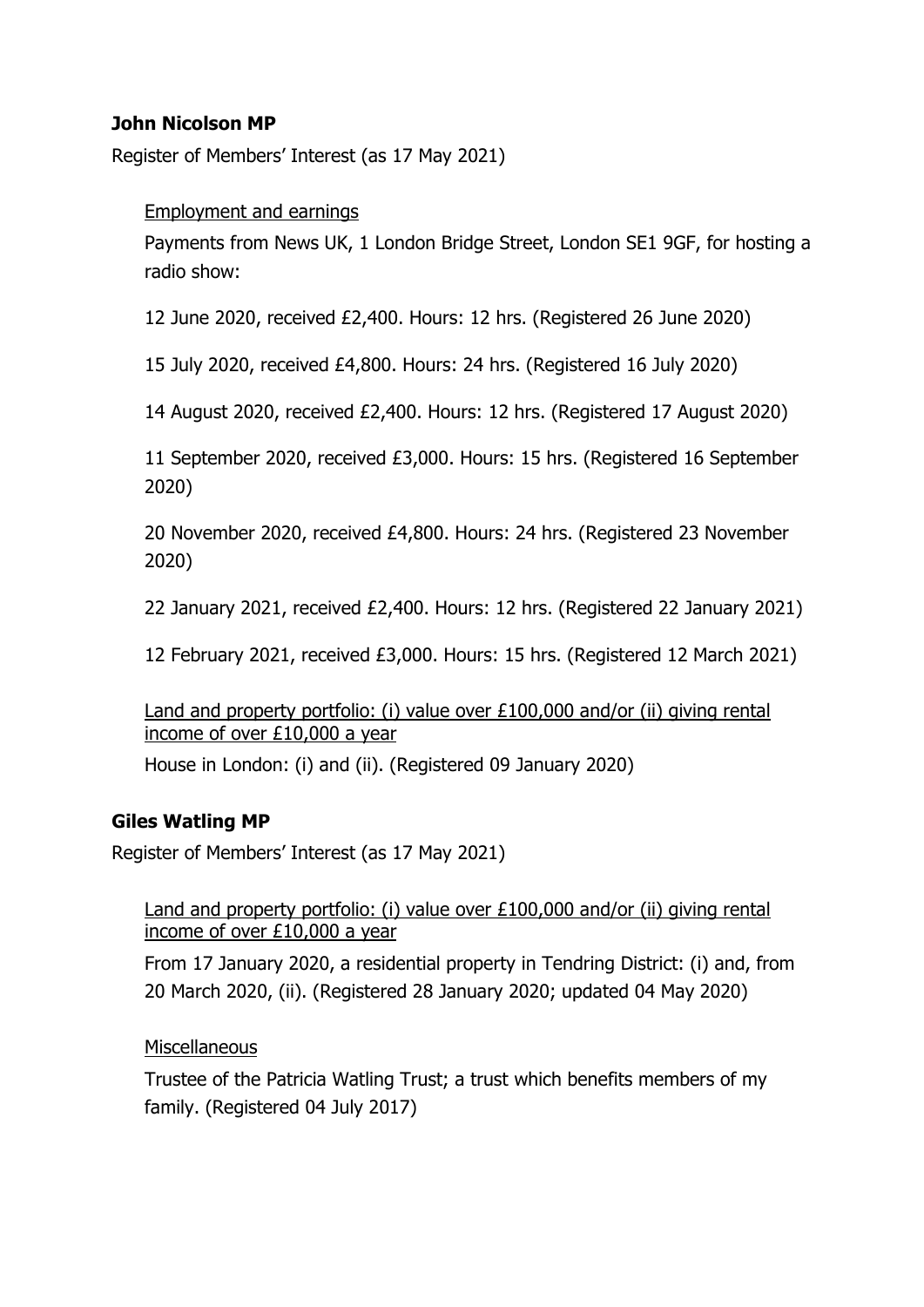**John Nicolson MP**

Register of Members' Interest (as 17 May 2021)

Employment and earnings

Payments from News UK, 1 London Bridge Street, London SE1 9GF, for hosting a radio show:

12 June 2020, received £2,400. Hours: 12 hrs. (Registered 26 June 2020)

15 July 2020, received £4,800. Hours: 24 hrs. (Registered 16 July 2020)

14 August 2020, received £2,400. Hours: 12 hrs. (Registered 17 August 2020)

11 September 2020, received £3,000. Hours: 15 hrs. (Registered 16 September 2020)

20 November 2020, received £4,800. Hours: 24 hrs. (Registered 23 November 2020)

22 January 2021, received £2,400. Hours: 12 hrs. (Registered 22 January 2021)

12 February 2021, received £3,000. Hours: 15 hrs. (Registered 12 March 2021)

Land and property portfolio: (i) value over £100,000 and/or (ii) giving rental income of over £10,000 a year

House in London: (i) and (ii). (Registered 09 January 2020)

**Giles Watling MP**

Register of Members' Interest (as 17 May 2021)

Land and property portfolio: (i) value over £100,000 and/or (ii) giving rental income of over £10,000 a year

From 17 January 2020, a residential property in Tendring District: (i) and, from 20 March 2020, (ii). (Registered 28 January 2020; updated 04 May 2020)

Miscellaneous

Trustee of the Patricia Watling Trust; a trust which benefits members of my family. (Registered 04 July 2017)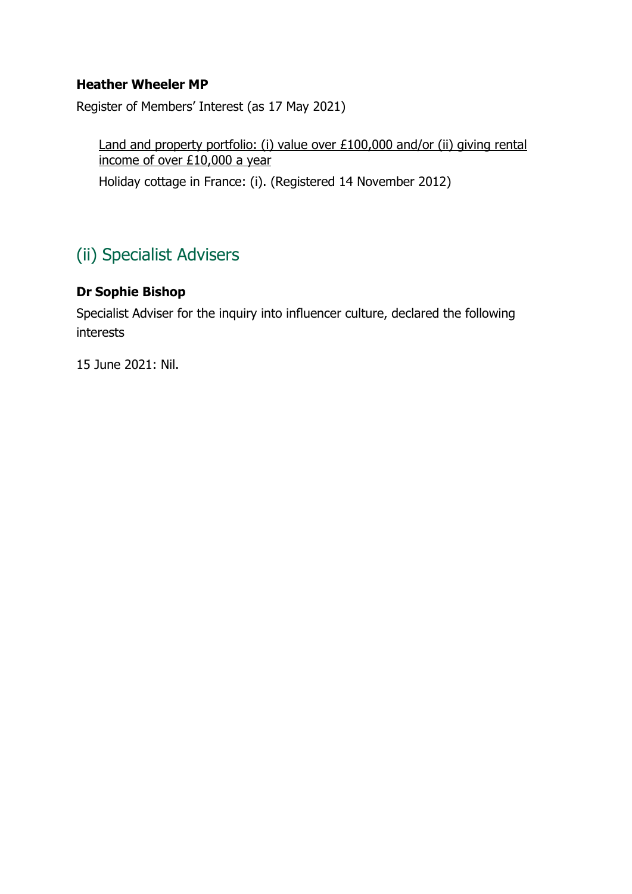**Heather Wheeler MP**

Register of Members' Interest (as 17 May 2021)

> Land and property portfolio: (i) value over £100,000 and/or (ii) giving rental income of over £10,000 a year
>
> Holiday cottage in France: (i). (Registered 14 November 2012)

## (ii) Specialist Advisers

**Dr Sophie Bishop**

Specialist Adviser for the inquiry into influencer culture, declared the following interests

15 June 2021: Nil.